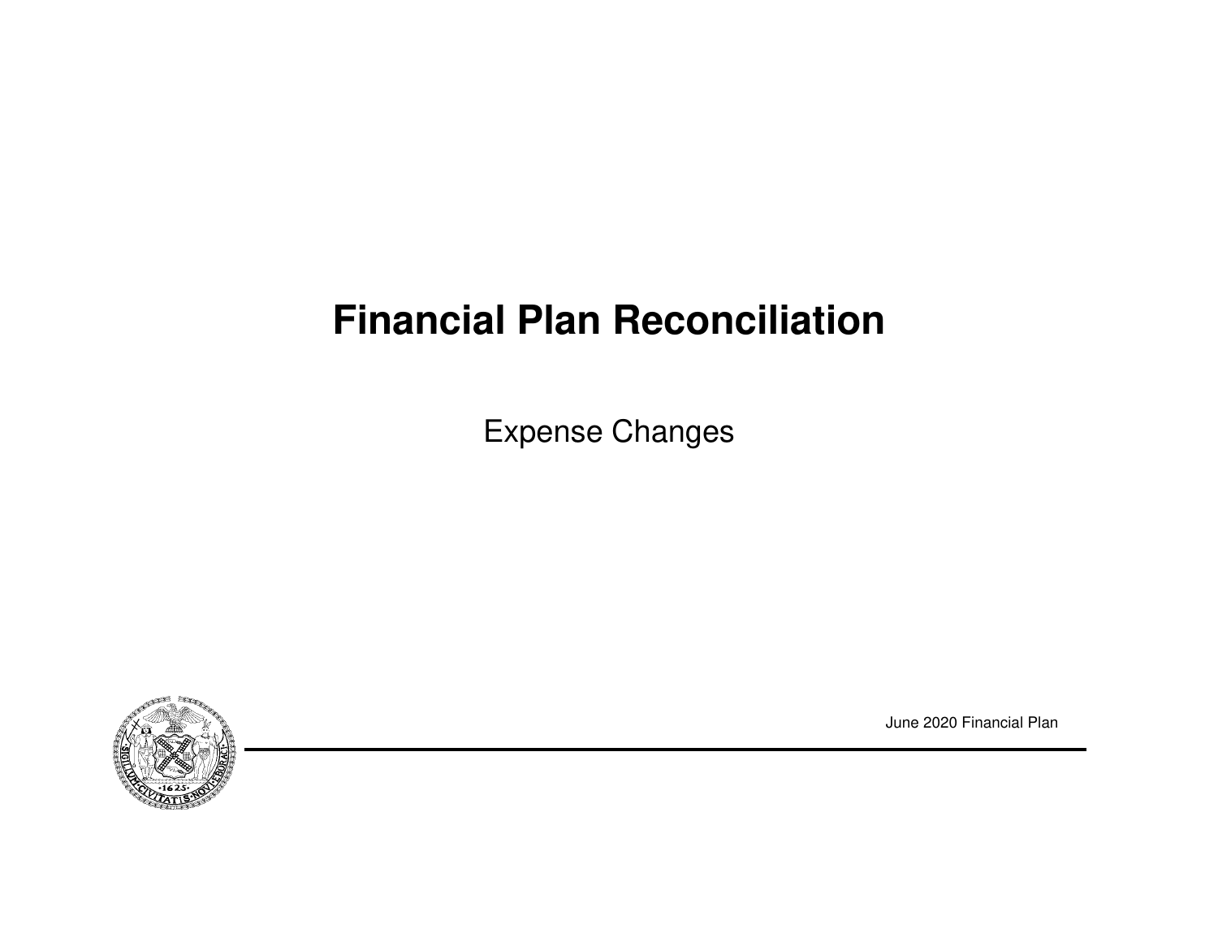# Financial Plan Reconciliation

Expense Changes

June 2020 Financial Plan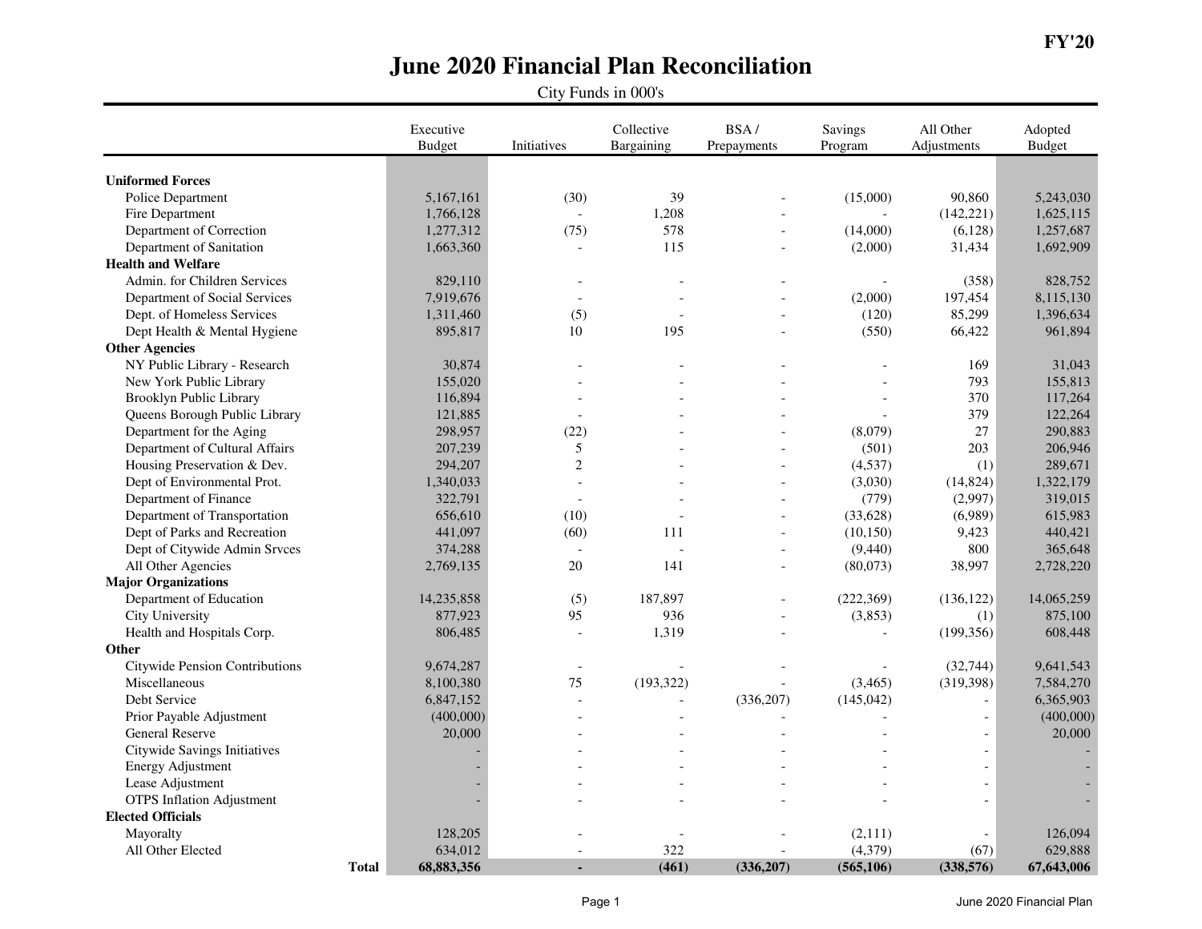FY'20

# June 2020 Financial Plan Reconciliation

City Funds in 000's

| | Executive Budget | Initiatives | Collective Bargaining | BSA / Prepayments | Savings Program | All Other Adjustments | Adopted Budget |
|---|---|---|---|---|---|---|---|
| **Uniformed Forces** | | | | | | | |
| Police Department | 5,167,161 | (30) | 39 | - | (15,000) | 90,860 | 5,243,030 |
| Fire Department | 1,766,128 | - | 1,208 | - | - | (142,221) | 1,625,115 |
| Department of Correction | 1,277,312 | (75) | 578 | - | (14,000) | (6,128) | 1,257,687 |
| Department of Sanitation | 1,663,360 | - | 115 | - | (2,000) | 31,434 | 1,692,909 |
| **Health and Welfare** | | | | | | | |
| Admin. for Children Services | 829,110 | - | - | - | - | (358) | 828,752 |
| Department of Social Services | 7,919,676 | - | - | - | (2,000) | 197,454 | 8,115,130 |
| Dept. of Homeless Services | 1,311,460 | (5) | - | - | (120) | 85,299 | 1,396,634 |
| Dept Health & Mental Hygiene | 895,817 | 10 | 195 | - | (550) | 66,422 | 961,894 |
| **Other Agencies** | | | | | | | |
| NY Public Library - Research | 30,874 | - | - | - | - | 169 | 31,043 |
| New York Public Library | 155,020 | - | - | - | - | 793 | 155,813 |
| Brooklyn Public Library | 116,894 | - | - | - | - | 370 | 117,264 |
| Queens Borough Public Library | 121,885 | - | - | - | - | 379 | 122,264 |
| Department for the Aging | 298,957 | (22) | - | - | (8,079) | 27 | 290,883 |
| Department of Cultural Affairs | 207,239 | 5 | - | - | (501) | 203 | 206,946 |
| Housing Preservation & Dev. | 294,207 | 2 | - | - | (4,537) | (1) | 289,671 |
| Dept of Environmental Prot. | 1,340,033 | - | - | - | (3,030) | (14,824) | 1,322,179 |
| Department of Finance | 322,791 | - | - | - | (779) | (2,997) | 319,015 |
| Department of Transportation | 656,610 | (10) | - | - | (33,628) | (6,989) | 615,983 |
| Dept of Parks and Recreation | 441,097 | (60) | 111 | - | (10,150) | 9,423 | 440,421 |
| Dept of Citywide Admin Srvces | 374,288 | - | - | - | (9,440) | 800 | 365,648 |
| All Other Agencies | 2,769,135 | 20 | 141 | - | (80,073) | 38,997 | 2,728,220 |
| **Major Organizations** | | | | | | | |
| Department of Education | 14,235,858 | (5) | 187,897 | - | (222,369) | (136,122) | 14,065,259 |
| City University | 877,923 | 95 | 936 | - | (3,853) | (1) | 875,100 |
| Health and Hospitals Corp. | 806,485 | - | 1,319 | - | - | (199,356) | 608,448 |
| **Other** | | | | | | | |
| Citywide Pension Contributions | 9,674,287 | - | - | - | - | (32,744) | 9,641,543 |
| Miscellaneous | 8,100,380 | 75 | (193,322) | - | (3,465) | (319,398) | 7,584,270 |
| Debt Service | 6,847,152 | - | - | (336,207) | (145,042) | - | 6,365,903 |
| Prior Payable Adjustment | (400,000) | - | - | - | - | - | (400,000) |
| General Reserve | 20,000 | - | - | - | - | - | 20,000 |
| Citywide Savings Initiatives | - | - | - | - | - | - | - |
| Energy Adjustment | - | - | - | - | - | - | - |
| Lease Adjustment | - | - | - | - | - | - | - |
| OTPS Inflation Adjustment | - | - | - | - | - | - | - |
| **Elected Officials** | | | | | | | |
| Mayoralty | 128,205 | - | - | - | (2,111) | - | 126,094 |
| All Other Elected | 634,012 | - | 322 | - | (4,379) | (67) | 629,888 |
| **Total** | **68,883,356** | **-** | **(461)** | **(336,207)** | **(565,106)** | **(338,576)** | **67,643,006** |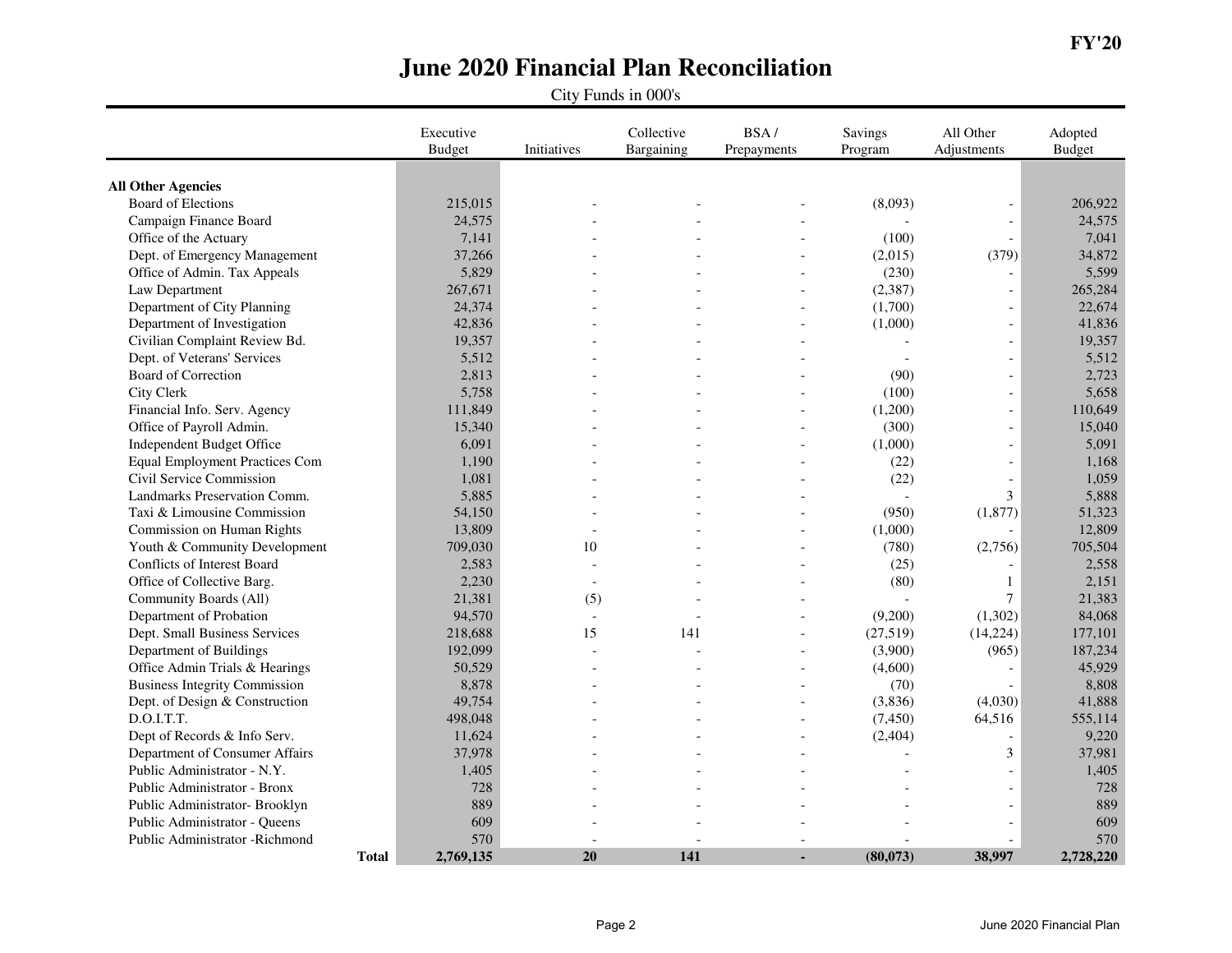**FY'20**

# June 2020 Financial Plan Reconciliation

City Funds in 000's

| | Executive Budget | Initiatives | Collective Bargaining | BSA / Prepayments | Savings Program | All Other Adjustments | Adopted Budget |
|---|---|---|---|---|---|---|---|
| **All Other Agencies** | | | | | | | |
| Board of Elections | 215,015 | - | - | - | (8,093) | - | 206,922 |
| Campaign Finance Board | 24,575 | - | - | - | - | - | 24,575 |
| Office of the Actuary | 7,141 | - | - | - | (100) | - | 7,041 |
| Dept. of Emergency Management | 37,266 | - | - | - | (2,015) | (379) | 34,872 |
| Office of Admin. Tax Appeals | 5,829 | - | - | - | (230) | - | 5,599 |
| Law Department | 267,671 | - | - | - | (2,387) | - | 265,284 |
| Department of City Planning | 24,374 | - | - | - | (1,700) | - | 22,674 |
| Department of Investigation | 42,836 | - | - | - | (1,000) | - | 41,836 |
| Civilian Complaint Review Bd. | 19,357 | - | - | - | - | - | 19,357 |
| Dept. of Veterans' Services | 5,512 | - | - | - | - | - | 5,512 |
| Board of Correction | 2,813 | - | - | - | (90) | - | 2,723 |
| City Clerk | 5,758 | - | - | - | (100) | - | 5,658 |
| Financial Info. Serv. Agency | 111,849 | - | - | - | (1,200) | - | 110,649 |
| Office of Payroll Admin. | 15,340 | - | - | - | (300) | - | 15,040 |
| Independent Budget Office | 6,091 | - | - | - | (1,000) | - | 5,091 |
| Equal Employment Practices Com | 1,190 | - | - | - | (22) | - | 1,168 |
| Civil Service Commission | 1,081 | - | - | - | (22) | - | 1,059 |
| Landmarks Preservation Comm. | 5,885 | - | - | - | - | 3 | 5,888 |
| Taxi & Limousine Commission | 54,150 | - | - | - | (950) | (1,877) | 51,323 |
| Commission on Human Rights | 13,809 | - | - | - | (1,000) | - | 12,809 |
| Youth & Community Development | 709,030 | 10 | - | - | (780) | (2,756) | 705,504 |
| Conflicts of Interest Board | 2,583 | - | - | - | (25) | - | 2,558 |
| Office of Collective Barg. | 2,230 | - | - | - | (80) | 1 | 2,151 |
| Community Boards (All) | 21,381 | (5) | - | - | - | 7 | 21,383 |
| Department of Probation | 94,570 | - | - | - | (9,200) | (1,302) | 84,068 |
| Dept. Small Business Services | 218,688 | 15 | 141 | - | (27,519) | (14,224) | 177,101 |
| Department of Buildings | 192,099 | - | - | - | (3,900) | (965) | 187,234 |
| Office Admin Trials & Hearings | 50,529 | - | - | - | (4,600) | - | 45,929 |
| Business Integrity Commission | 8,878 | - | - | - | (70) | - | 8,808 |
| Dept. of Design & Construction | 49,754 | - | - | - | (3,836) | (4,030) | 41,888 |
| D.O.I.T.T. | 498,048 | - | - | - | (7,450) | 64,516 | 555,114 |
| Dept of Records & Info Serv. | 11,624 | - | - | - | (2,404) | - | 9,220 |
| Department of Consumer Affairs | 37,978 | - | - | - | - | 3 | 37,981 |
| Public Administrator - N.Y. | 1,405 | - | - | - | - | - | 1,405 |
| Public Administrator - Bronx | 728 | - | - | - | - | - | 728 |
| Public Administrator- Brooklyn | 889 | - | - | - | - | - | 889 |
| Public Administrator - Queens | 609 | - | - | - | - | - | 609 |
| Public Administrator -Richmond | 570 | - | - | - | - | - | 570 |
| **Total** | **2,769,135** | **20** | **141** | **-** | **(80,073)** | **38,997** | **2,728,220** |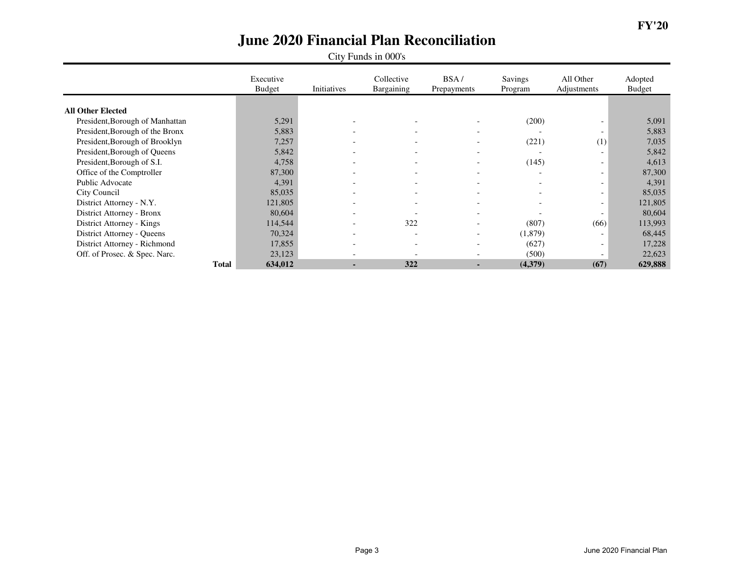# June 2020 Financial Plan Reconciliation

City Funds in 000's

FY'20

| | Executive Budget | Initiatives | Collective Bargaining | BSA / Prepayments | Savings Program | All Other Adjustments | Adopted Budget |
|---|---|---|---|---|---|---|---|
| **All Other Elected** | | | | | | | |
| President,Borough of Manhattan | 5,291 | - | - | - | (200) | - | 5,091 |
| President,Borough of the Bronx | 5,883 | - | - | - | - | - | 5,883 |
| President,Borough of Brooklyn | 7,257 | - | - | - | (221) | (1) | 7,035 |
| President,Borough of Queens | 5,842 | - | - | - | - | - | 5,842 |
| President,Borough of S.I. | 4,758 | - | - | - | (145) | - | 4,613 |
| Office of the Comptroller | 87,300 | - | - | - | - | - | 87,300 |
| Public Advocate | 4,391 | - | - | - | - | - | 4,391 |
| City Council | 85,035 | - | - | - | - | - | 85,035 |
| District Attorney - N.Y. | 121,805 | - | - | - | - | - | 121,805 |
| District Attorney - Bronx | 80,604 | - | - | - | - | - | 80,604 |
| District Attorney - Kings | 114,544 | - | 322 | - | (807) | (66) | 113,993 |
| District Attorney - Queens | 70,324 | - | - | - | (1,879) | - | 68,445 |
| District Attorney - Richmond | 17,855 | - | - | - | (627) | - | 17,228 |
| Off. of Prosec. & Spec. Narc. | 23,123 | - | - | - | (500) | - | 22,623 |
| **Total** | **634,012** | **-** | **322** | **-** | **(4,379)** | **(67)** | **629,888** |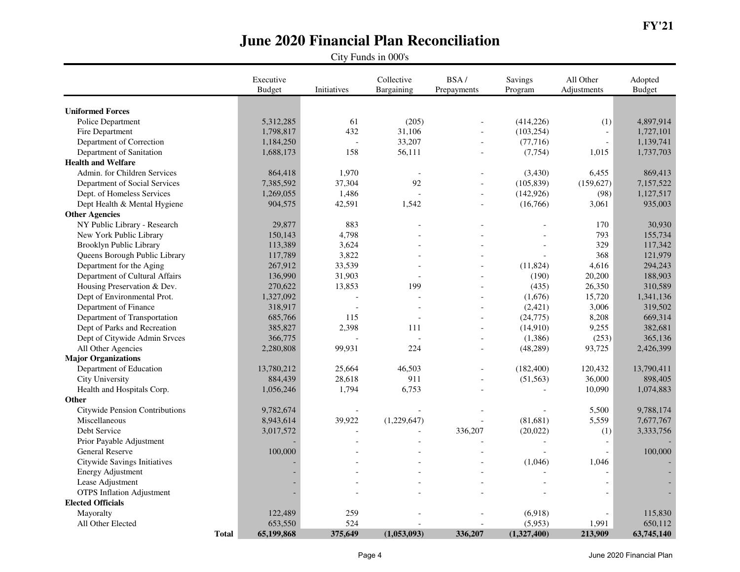**FY'21**

# June 2020 Financial Plan Reconciliation

City Funds in 000's

| | Executive Budget | Initiatives | Collective Bargaining | BSA / Prepayments | Savings Program | All Other Adjustments | Adopted Budget |
|---|---|---|---|---|---|---|---|
| **Uniformed Forces** | | | | | | | |
| Police Department | 5,312,285 | 61 | (205) | - | (414,226) | (1) | 4,897,914 |
| Fire Department | 1,798,817 | 432 | 31,106 | - | (103,254) | - | 1,727,101 |
| Department of Correction | 1,184,250 | - | 33,207 | - | (77,716) | - | 1,139,741 |
| Department of Sanitation | 1,688,173 | 158 | 56,111 | - | (7,754) | 1,015 | 1,737,703 |
| **Health and Welfare** | | | | | | | |
| Admin. for Children Services | 864,418 | 1,970 | - | - | (3,430) | 6,455 | 869,413 |
| Department of Social Services | 7,385,592 | 37,304 | 92 | - | (105,839) | (159,627) | 7,157,522 |
| Dept. of Homeless Services | 1,269,055 | 1,486 | - | - | (142,926) | (98) | 1,127,517 |
| Dept Health & Mental Hygiene | 904,575 | 42,591 | 1,542 | - | (16,766) | 3,061 | 935,003 |
| **Other Agencies** | | | | | | | |
| NY Public Library - Research | 29,877 | 883 | - | - | - | 170 | 30,930 |
| New York Public Library | 150,143 | 4,798 | - | - | - | 793 | 155,734 |
| Brooklyn Public Library | 113,389 | 3,624 | - | - | - | 329 | 117,342 |
| Queens Borough Public Library | 117,789 | 3,822 | - | - | - | 368 | 121,979 |
| Department for the Aging | 267,912 | 33,539 | - | - | (11,824) | 4,616 | 294,243 |
| Department of Cultural Affairs | 136,990 | 31,903 | - | - | (190) | 20,200 | 188,903 |
| Housing Preservation & Dev. | 270,622 | 13,853 | 199 | - | (435) | 26,350 | 310,589 |
| Dept of Environmental Prot. | 1,327,092 | - | - | - | (1,676) | 15,720 | 1,341,136 |
| Department of Finance | 318,917 | - | - | - | (2,421) | 3,006 | 319,502 |
| Department of Transportation | 685,766 | 115 | - | - | (24,775) | 8,208 | 669,314 |
| Dept of Parks and Recreation | 385,827 | 2,398 | 111 | - | (14,910) | 9,255 | 382,681 |
| Dept of Citywide Admin Srvces | 366,775 | - | - | - | (1,386) | (253) | 365,136 |
| All Other Agencies | 2,280,808 | 99,931 | 224 | - | (48,289) | 93,725 | 2,426,399 |
| **Major Organizations** | | | | | | | |
| Department of Education | 13,780,212 | 25,664 | 46,503 | - | (182,400) | 120,432 | 13,790,411 |
| City University | 884,439 | 28,618 | 911 | - | (51,563) | 36,000 | 898,405 |
| Health and Hospitals Corp. | 1,056,246 | 1,794 | 6,753 | - | - | 10,090 | 1,074,883 |
| **Other** | | | | | | | |
| Citywide Pension Contributions | 9,782,674 | - | - | - | - | 5,500 | 9,788,174 |
| Miscellaneous | 8,943,614 | 39,922 | (1,229,647) | - | (81,681) | 5,559 | 7,677,767 |
| Debt Service | 3,017,572 | - | - | 336,207 | (20,022) | (1) | 3,333,756 |
| Prior Payable Adjustment | - | - | - | - | - | - | - |
| General Reserve | 100,000 | - | - | - | - | - | 100,000 |
| Citywide Savings Initiatives | - | - | - | - | (1,046) | 1,046 | - |
| Energy Adjustment | - | - | - | - | - | - | - |
| Lease Adjustment | - | - | - | - | - | - | - |
| OTPS Inflation Adjustment | - | - | - | - | - | - | - |
| **Elected Officials** | | | | | | | |
| Mayoralty | 122,489 | 259 | - | - | (6,918) | - | 115,830 |
| All Other Elected | 653,550 | 524 | - | - | (5,953) | 1,991 | 650,112 |
| **Total** | **65,199,868** | **375,649** | **(1,053,093)** | **336,207** | **(1,327,400)** | **213,909** | **63,745,140** |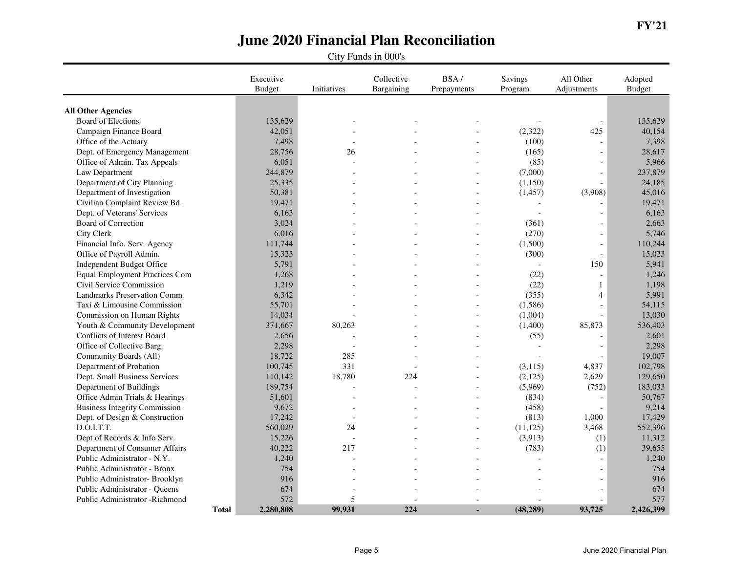FY'21

# June 2020 Financial Plan Reconciliation

City Funds in 000's

| | Executive Budget | Initiatives | Collective Bargaining | BSA / Prepayments | Savings Program | All Other Adjustments | Adopted Budget |
|---|---|---|---|---|---|---|---|
| **All Other Agencies** | | | | | | | |
| Board of Elections | 135,629 | - | - | - | - | - | 135,629 |
| Campaign Finance Board | 42,051 | - | - | - | (2,322) | 425 | 40,154 |
| Office of the Actuary | 7,498 | - | - | - | (100) | - | 7,398 |
| Dept. of Emergency Management | 28,756 | 26 | - | - | (165) | - | 28,617 |
| Office of Admin. Tax Appeals | 6,051 | - | - | - | (85) | - | 5,966 |
| Law Department | 244,879 | - | - | - | (7,000) | - | 237,879 |
| Department of City Planning | 25,335 | - | - | - | (1,150) | - | 24,185 |
| Department of Investigation | 50,381 | - | - | - | (1,457) | (3,908) | 45,016 |
| Civilian Complaint Review Bd. | 19,471 | - | - | - | - | - | 19,471 |
| Dept. of Veterans' Services | 6,163 | - | - | - | - | - | 6,163 |
| Board of Correction | 3,024 | - | - | - | (361) | - | 2,663 |
| City Clerk | 6,016 | - | - | - | (270) | - | 5,746 |
| Financial Info. Serv. Agency | 111,744 | - | - | - | (1,500) | - | 110,244 |
| Office of Payroll Admin. | 15,323 | - | - | - | (300) | - | 15,023 |
| Independent Budget Office | 5,791 | - | - | - | - | 150 | 5,941 |
| Equal Employment Practices Com | 1,268 | - | - | - | (22) | - | 1,246 |
| Civil Service Commission | 1,219 | - | - | - | (22) | 1 | 1,198 |
| Landmarks Preservation Comm. | 6,342 | - | - | - | (355) | 4 | 5,991 |
| Taxi & Limousine Commission | 55,701 | - | - | - | (1,586) | - | 54,115 |
| Commission on Human Rights | 14,034 | - | - | - | (1,004) | - | 13,030 |
| Youth & Community Development | 371,667 | 80,263 | - | - | (1,400) | 85,873 | 536,403 |
| Conflicts of Interest Board | 2,656 | - | - | - | (55) | - | 2,601 |
| Office of Collective Barg. | 2,298 | - | - | - | - | - | 2,298 |
| Community Boards (All) | 18,722 | 285 | - | - | - | - | 19,007 |
| Department of Probation | 100,745 | 331 | - | - | (3,115) | 4,837 | 102,798 |
| Dept. Small Business Services | 110,142 | 18,780 | 224 | - | (2,125) | 2,629 | 129,650 |
| Department of Buildings | 189,754 | - | - | - | (5,969) | (752) | 183,033 |
| Office Admin Trials & Hearings | 51,601 | - | - | - | (834) | - | 50,767 |
| Business Integrity Commission | 9,672 | - | - | - | (458) | - | 9,214 |
| Dept. of Design & Construction | 17,242 | - | - | - | (813) | 1,000 | 17,429 |
| D.O.I.T.T. | 560,029 | 24 | - | - | (11,125) | 3,468 | 552,396 |
| Dept of Records & Info Serv. | 15,226 | - | - | - | (3,913) | (1) | 11,312 |
| Department of Consumer Affairs | 40,222 | 217 | - | - | (783) | (1) | 39,655 |
| Public Administrator - N.Y. | 1,240 | - | - | - | - | - | 1,240 |
| Public Administrator - Bronx | 754 | - | - | - | - | - | 754 |
| Public Administrator- Brooklyn | 916 | - | - | - | - | - | 916 |
| Public Administrator - Queens | 674 | - | - | - | - | - | 674 |
| Public Administrator -Richmond | 572 | 5 | - | - | - | - | 577 |
| **Total** | **2,280,808** | **99,931** | **224** | **-** | **(48,289)** | **93,725** | **2,426,399** |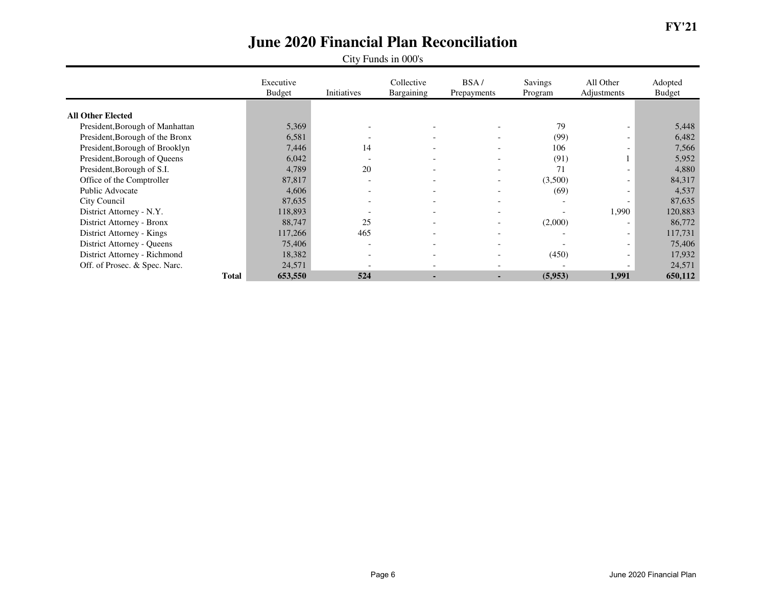**FY'21**

# June 2020 Financial Plan Reconciliation

City Funds in 000's

| | Executive Budget | Initiatives | Collective Bargaining | BSA / Prepayments | Savings Program | All Other Adjustments | Adopted Budget |
|---|---|---|---|---|---|---|---|
| **All Other Elected** | | | | | | | |
| President,Borough of Manhattan | 5,369 | - | - | - | 79 | - | 5,448 |
| President,Borough of the Bronx | 6,581 | - | - | - | (99) | - | 6,482 |
| President,Borough of Brooklyn | 7,446 | 14 | - | - | 106 | - | 7,566 |
| President,Borough of Queens | 6,042 | - | - | - | (91) | 1 | 5,952 |
| President,Borough of S.I. | 4,789 | 20 | - | - | 71 | - | 4,880 |
| Office of the Comptroller | 87,817 | - | - | - | (3,500) | - | 84,317 |
| Public Advocate | 4,606 | - | - | - | (69) | - | 4,537 |
| City Council | 87,635 | - | - | - | - | - | 87,635 |
| District Attorney - N.Y. | 118,893 | - | - | - | - | 1,990 | 120,883 |
| District Attorney - Bronx | 88,747 | 25 | - | - | (2,000) | - | 86,772 |
| District Attorney - Kings | 117,266 | 465 | - | - | - | - | 117,731 |
| District Attorney - Queens | 75,406 | - | - | - | - | - | 75,406 |
| District Attorney - Richmond | 18,382 | - | - | - | (450) | - | 17,932 |
| Off. of Prosec. & Spec. Narc. | 24,571 | - | - | - | - | - | 24,571 |
| **Total** | **653,550** | **524** | **-** | **-** | **(5,953)** | **1,991** | **650,112** |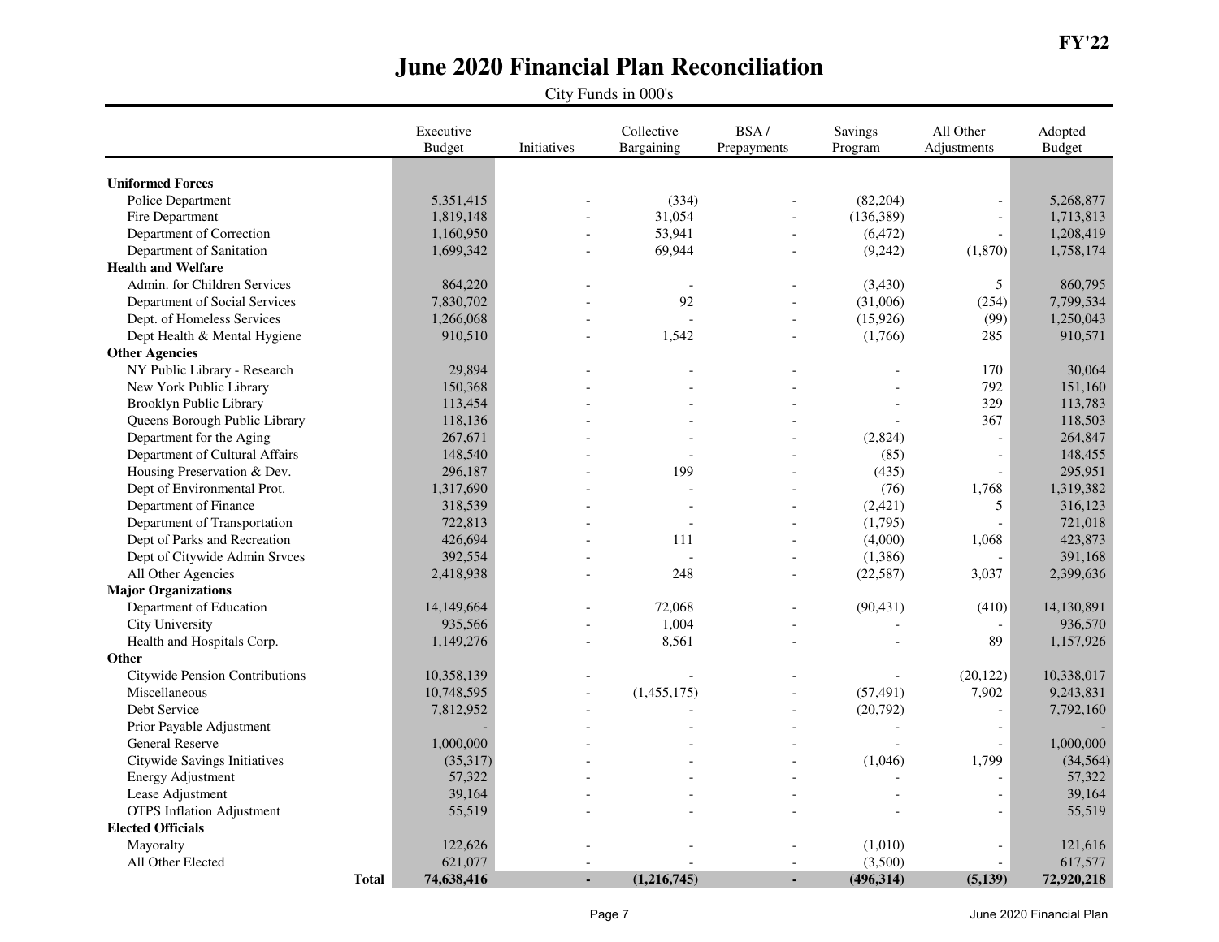FY'22

# June 2020 Financial Plan Reconciliation

City Funds in 000's

| | Executive Budget | Initiatives | Collective Bargaining | BSA / Prepayments | Savings Program | All Other Adjustments | Adopted Budget |
|---|---|---|---|---|---|---|---|
| **Uniformed Forces** | | | | | | | |
| Police Department | 5,351,415 | - | (334) | - | (82,204) | - | 5,268,877 |
| Fire Department | 1,819,148 | - | 31,054 | - | (136,389) | - | 1,713,813 |
| Department of Correction | 1,160,950 | - | 53,941 | - | (6,472) | - | 1,208,419 |
| Department of Sanitation | 1,699,342 | - | 69,944 | - | (9,242) | (1,870) | 1,758,174 |
| **Health and Welfare** | | | | | | | |
| Admin. for Children Services | 864,220 | - | - | - | (3,430) | 5 | 860,795 |
| Department of Social Services | 7,830,702 | - | 92 | - | (31,006) | (254) | 7,799,534 |
| Dept. of Homeless Services | 1,266,068 | - | - | - | (15,926) | (99) | 1,250,043 |
| Dept Health & Mental Hygiene | 910,510 | - | 1,542 | - | (1,766) | 285 | 910,571 |
| **Other Agencies** | | | | | | | |
| NY Public Library - Research | 29,894 | - | - | - | - | 170 | 30,064 |
| New York Public Library | 150,368 | - | - | - | - | 792 | 151,160 |
| Brooklyn Public Library | 113,454 | - | - | - | - | 329 | 113,783 |
| Queens Borough Public Library | 118,136 | - | - | - | - | 367 | 118,503 |
| Department for the Aging | 267,671 | - | - | - | (2,824) | - | 264,847 |
| Department of Cultural Affairs | 148,540 | - | - | - | (85) | - | 148,455 |
| Housing Preservation & Dev. | 296,187 | - | 199 | - | (435) | - | 295,951 |
| Dept of Environmental Prot. | 1,317,690 | - | - | - | (76) | 1,768 | 1,319,382 |
| Department of Finance | 318,539 | - | - | - | (2,421) | 5 | 316,123 |
| Department of Transportation | 722,813 | - | - | - | (1,795) | - | 721,018 |
| Dept of Parks and Recreation | 426,694 | - | 111 | - | (4,000) | 1,068 | 423,873 |
| Dept of Citywide Admin Srvces | 392,554 | - | - | - | (1,386) | - | 391,168 |
| All Other Agencies | 2,418,938 | - | 248 | - | (22,587) | 3,037 | 2,399,636 |
| **Major Organizations** | | | | | | | |
| Department of Education | 14,149,664 | - | 72,068 | - | (90,431) | (410) | 14,130,891 |
| City University | 935,566 | - | 1,004 | - | - | - | 936,570 |
| Health and Hospitals Corp. | 1,149,276 | - | 8,561 | - | - | 89 | 1,157,926 |
| **Other** | | | | | | | |
| Citywide Pension Contributions | 10,358,139 | - | - | - | - | (20,122) | 10,338,017 |
| Miscellaneous | 10,748,595 | - | (1,455,175) | - | (57,491) | 7,902 | 9,243,831 |
| Debt Service | 7,812,952 | - | - | - | (20,792) | - | 7,792,160 |
| Prior Payable Adjustment | - | - | - | - | - | - | - |
| General Reserve | 1,000,000 | - | - | - | - | - | 1,000,000 |
| Citywide Savings Initiatives | (35,317) | - | - | - | (1,046) | 1,799 | (34,564) |
| Energy Adjustment | 57,322 | - | - | - | - | - | 57,322 |
| Lease Adjustment | 39,164 | - | - | - | - | - | 39,164 |
| OTPS Inflation Adjustment | 55,519 | - | - | - | - | - | 55,519 |
| **Elected Officials** | | | | | | | |
| Mayoralty | 122,626 | - | - | - | (1,010) | - | 121,616 |
| All Other Elected | 621,077 | - | - | - | (3,500) | - | 617,577 |
| **Total** | **74,638,416** | **-** | **(1,216,745)** | **-** | **(496,314)** | **(5,139)** | **72,920,218** |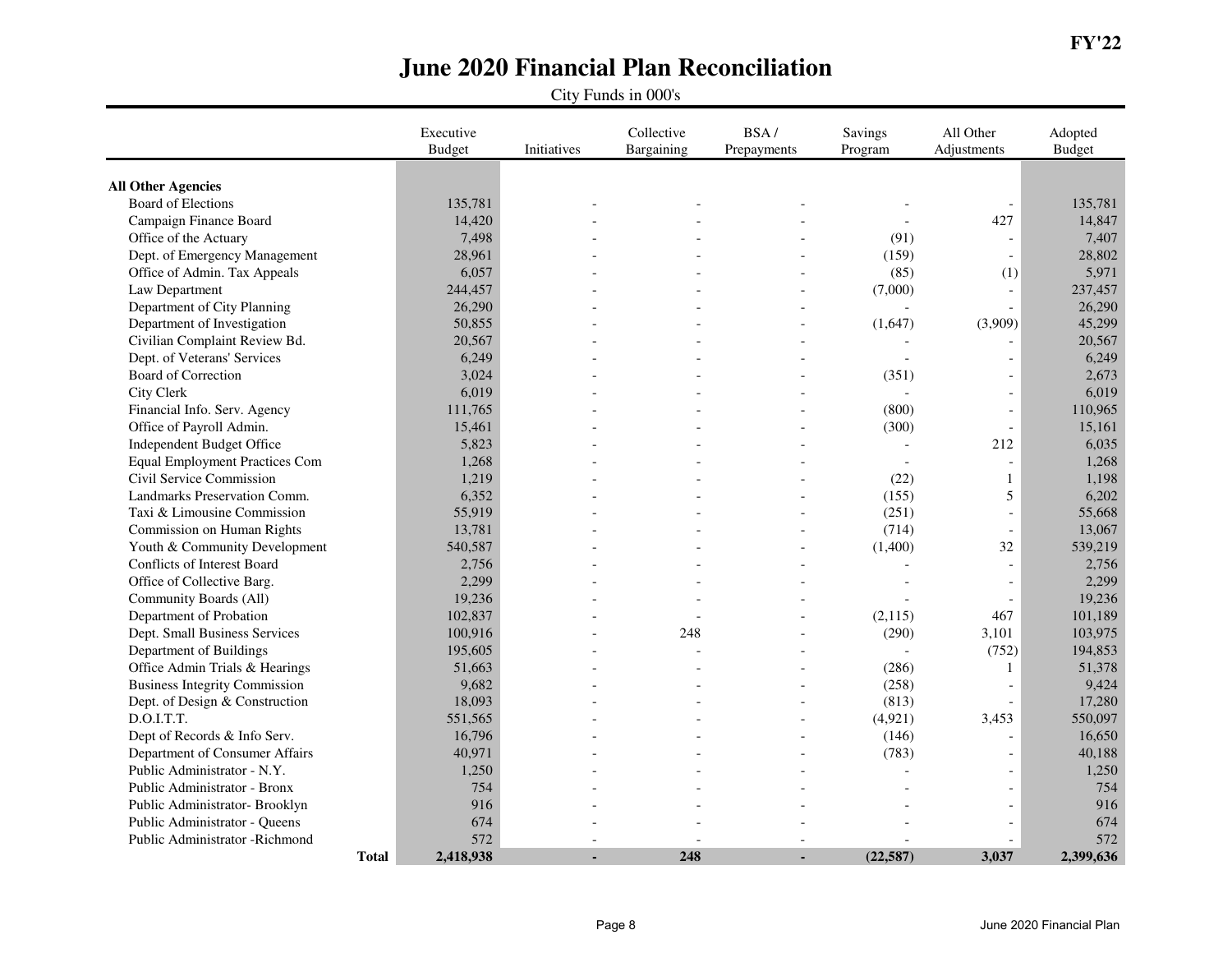# June 2020 Financial Plan Reconciliation

FY'22

City Funds in 000's

| | Executive Budget | Initiatives | Collective Bargaining | BSA / Prepayments | Savings Program | All Other Adjustments | Adopted Budget |
|---|---|---|---|---|---|---|---|
| **All Other Agencies** | | | | | | | |
| Board of Elections | 135,781 | - | - | - | - | - | 135,781 |
| Campaign Finance Board | 14,420 | - | - | - | - | 427 | 14,847 |
| Office of the Actuary | 7,498 | - | - | - | (91) | - | 7,407 |
| Dept. of Emergency Management | 28,961 | - | - | - | (159) | - | 28,802 |
| Office of Admin. Tax Appeals | 6,057 | - | - | - | (85) | (1) | 5,971 |
| Law Department | 244,457 | - | - | - | (7,000) | - | 237,457 |
| Department of City Planning | 26,290 | - | - | - | - | - | 26,290 |
| Department of Investigation | 50,855 | - | - | - | (1,647) | (3,909) | 45,299 |
| Civilian Complaint Review Bd. | 20,567 | - | - | - | - | - | 20,567 |
| Dept. of Veterans' Services | 6,249 | - | - | - | - | - | 6,249 |
| Board of Correction | 3,024 | - | - | - | (351) | - | 2,673 |
| City Clerk | 6,019 | - | - | - | - | - | 6,019 |
| Financial Info. Serv. Agency | 111,765 | - | - | - | (800) | - | 110,965 |
| Office of Payroll Admin. | 15,461 | - | - | - | (300) | - | 15,161 |
| Independent Budget Office | 5,823 | - | - | - | - | 212 | 6,035 |
| Equal Employment Practices Com | 1,268 | - | - | - | - | - | 1,268 |
| Civil Service Commission | 1,219 | - | - | - | (22) | 1 | 1,198 |
| Landmarks Preservation Comm. | 6,352 | - | - | - | (155) | 5 | 6,202 |
| Taxi & Limousine Commission | 55,919 | - | - | - | (251) | - | 55,668 |
| Commission on Human Rights | 13,781 | - | - | - | (714) | - | 13,067 |
| Youth & Community Development | 540,587 | - | - | - | (1,400) | 32 | 539,219 |
| Conflicts of Interest Board | 2,756 | - | - | - | - | - | 2,756 |
| Office of Collective Barg. | 2,299 | - | - | - | - | - | 2,299 |
| Community Boards (All) | 19,236 | - | - | - | - | - | 19,236 |
| Department of Probation | 102,837 | - | - | - | (2,115) | 467 | 101,189 |
| Dept. Small Business Services | 100,916 | - | 248 | - | (290) | 3,101 | 103,975 |
| Department of Buildings | 195,605 | - | - | - | - | (752) | 194,853 |
| Office Admin Trials & Hearings | 51,663 | - | - | - | (286) | 1 | 51,378 |
| Business Integrity Commission | 9,682 | - | - | - | (258) | - | 9,424 |
| Dept. of Design & Construction | 18,093 | - | - | - | (813) | - | 17,280 |
| D.O.I.T.T. | 551,565 | - | - | - | (4,921) | 3,453 | 550,097 |
| Dept of Records & Info Serv. | 16,796 | - | - | - | (146) | - | 16,650 |
| Department of Consumer Affairs | 40,971 | - | - | - | (783) | - | 40,188 |
| Public Administrator - N.Y. | 1,250 | - | - | - | - | - | 1,250 |
| Public Administrator - Bronx | 754 | - | - | - | - | - | 754 |
| Public Administrator- Brooklyn | 916 | - | - | - | - | - | 916 |
| Public Administrator - Queens | 674 | - | - | - | - | - | 674 |
| Public Administrator -Richmond | 572 | - | - | - | - | - | 572 |
| **Total** | **2,418,938** | **-** | **248** | **-** | **(22,587)** | **3,037** | **2,399,636** |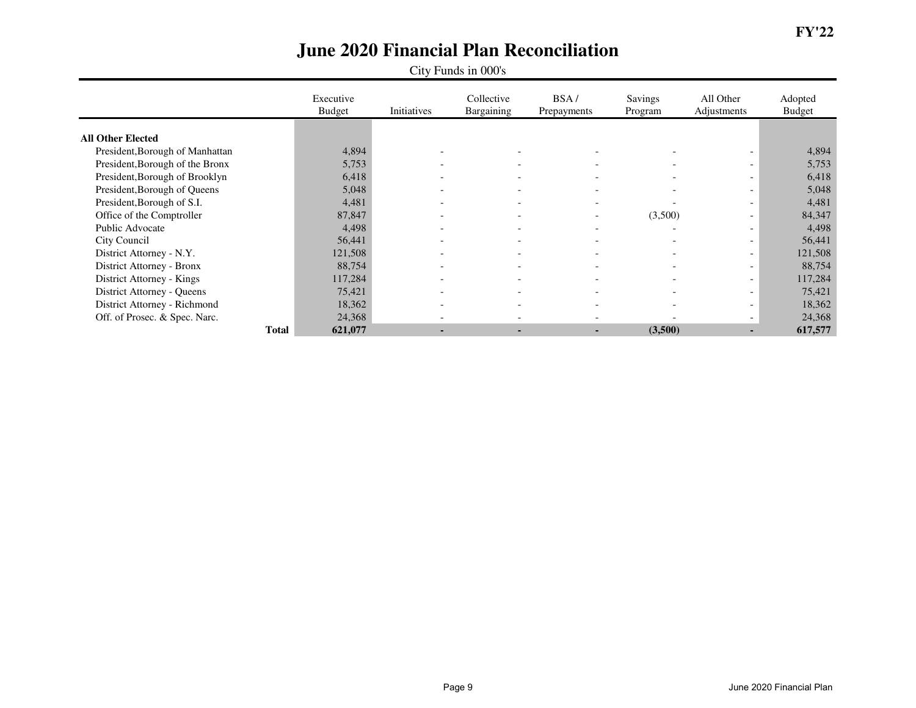FY'22

# June 2020 Financial Plan Reconciliation

City Funds in 000's

| | Executive Budget | Initiatives | Collective Bargaining | BSA / Prepayments | Savings Program | All Other Adjustments | Adopted Budget |
|---|---|---|---|---|---|---|---|
| **All Other Elected** | | | | | | | |
| President,Borough of Manhattan | 4,894 | - | - | - | - | - | 4,894 |
| President,Borough of the Bronx | 5,753 | - | - | - | - | - | 5,753 |
| President,Borough of Brooklyn | 6,418 | - | - | - | - | - | 6,418 |
| President,Borough of Queens | 5,048 | - | - | - | - | - | 5,048 |
| President,Borough of S.I. | 4,481 | - | - | - | - | - | 4,481 |
| Office of the Comptroller | 87,847 | - | - | - | (3,500) | - | 84,347 |
| Public Advocate | 4,498 | - | - | - | - | - | 4,498 |
| City Council | 56,441 | - | - | - | - | - | 56,441 |
| District Attorney - N.Y. | 121,508 | - | - | - | - | - | 121,508 |
| District Attorney - Bronx | 88,754 | - | - | - | - | - | 88,754 |
| District Attorney - Kings | 117,284 | - | - | - | - | - | 117,284 |
| District Attorney - Queens | 75,421 | - | - | - | - | - | 75,421 |
| District Attorney - Richmond | 18,362 | - | - | - | - | - | 18,362 |
| Off. of Prosec. & Spec. Narc. | 24,368 | - | - | - | - | - | 24,368 |
| **Total** | **621,077** | **-** | **-** | **-** | **(3,500)** | **-** | **617,577** |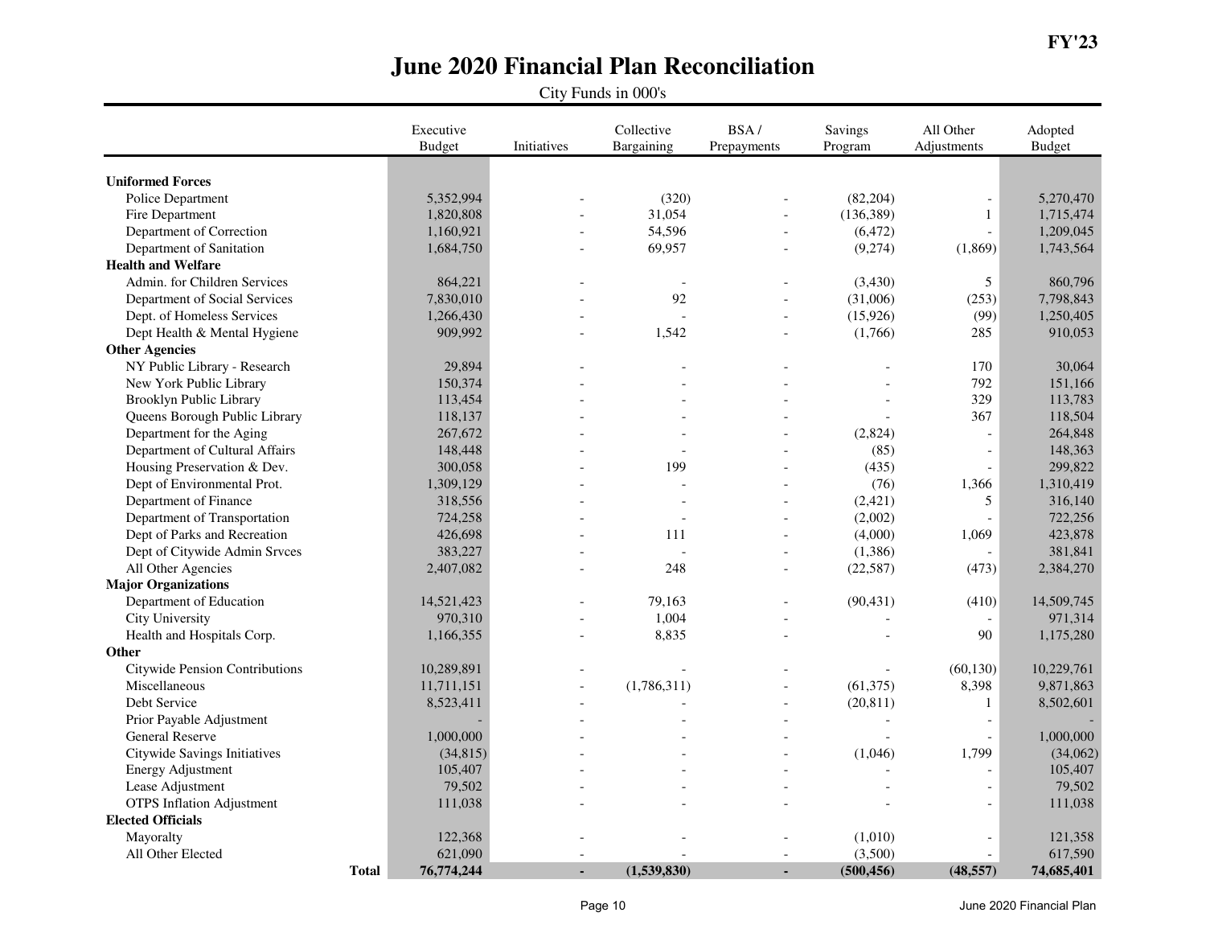FY'23

# June 2020 Financial Plan Reconciliation

City Funds in 000's

| | Executive Budget | Initiatives | Collective Bargaining | BSA / Prepayments | Savings Program | All Other Adjustments | Adopted Budget |
|---|---|---|---|---|---|---|---|
| **Uniformed Forces** | | | | | | | |
| Police Department | 5,352,994 | - | (320) | - | (82,204) | - | 5,270,470 |
| Fire Department | 1,820,808 | - | 31,054 | - | (136,389) | 1 | 1,715,474 |
| Department of Correction | 1,160,921 | - | 54,596 | - | (6,472) | - | 1,209,045 |
| Department of Sanitation | 1,684,750 | - | 69,957 | - | (9,274) | (1,869) | 1,743,564 |
| **Health and Welfare** | | | | | | | |
| Admin. for Children Services | 864,221 | - | - | - | (3,430) | 5 | 860,796 |
| Department of Social Services | 7,830,010 | - | 92 | - | (31,006) | (253) | 7,798,843 |
| Dept. of Homeless Services | 1,266,430 | - | - | - | (15,926) | (99) | 1,250,405 |
| Dept Health & Mental Hygiene | 909,992 | - | 1,542 | - | (1,766) | 285 | 910,053 |
| **Other Agencies** | | | | | | | |
| NY Public Library - Research | 29,894 | - | - | - | - | 170 | 30,064 |
| New York Public Library | 150,374 | - | - | - | - | 792 | 151,166 |
| Brooklyn Public Library | 113,454 | - | - | - | - | 329 | 113,783 |
| Queens Borough Public Library | 118,137 | - | - | - | - | 367 | 118,504 |
| Department for the Aging | 267,672 | - | - | - | (2,824) | - | 264,848 |
| Department of Cultural Affairs | 148,448 | - | - | - | (85) | - | 148,363 |
| Housing Preservation & Dev. | 300,058 | - | 199 | - | (435) | - | 299,822 |
| Dept of Environmental Prot. | 1,309,129 | - | - | - | (76) | 1,366 | 1,310,419 |
| Department of Finance | 318,556 | - | - | - | (2,421) | 5 | 316,140 |
| Department of Transportation | 724,258 | - | - | - | (2,002) | - | 722,256 |
| Dept of Parks and Recreation | 426,698 | - | 111 | - | (4,000) | 1,069 | 423,878 |
| Dept of Citywide Admin Srvces | 383,227 | - | - | - | (1,386) | - | 381,841 |
| All Other Agencies | 2,407,082 | - | 248 | - | (22,587) | (473) | 2,384,270 |
| **Major Organizations** | | | | | | | |
| Department of Education | 14,521,423 | - | 79,163 | - | (90,431) | (410) | 14,509,745 |
| City University | 970,310 | - | 1,004 | - | - | - | 971,314 |
| Health and Hospitals Corp. | 1,166,355 | - | 8,835 | - | - | 90 | 1,175,280 |
| **Other** | | | | | | | |
| Citywide Pension Contributions | 10,289,891 | - | - | - | - | (60,130) | 10,229,761 |
| Miscellaneous | 11,711,151 | - | (1,786,311) | - | (61,375) | 8,398 | 9,871,863 |
| Debt Service | 8,523,411 | - | - | - | (20,811) | 1 | 8,502,601 |
| Prior Payable Adjustment | - | - | - | - | - | - | - |
| General Reserve | 1,000,000 | - | - | - | - | - | 1,000,000 |
| Citywide Savings Initiatives | (34,815) | - | - | - | (1,046) | 1,799 | (34,062) |
| Energy Adjustment | 105,407 | - | - | - | - | - | 105,407 |
| Lease Adjustment | 79,502 | - | - | - | - | - | 79,502 |
| OTPS Inflation Adjustment | 111,038 | - | - | - | - | - | 111,038 |
| **Elected Officials** | | | | | | | |
| Mayoralty | 122,368 | - | - | - | (1,010) | - | 121,358 |
| All Other Elected | 621,090 | - | - | - | (3,500) | - | 617,590 |
| **Total** | **76,774,244** | **-** | **(1,539,830)** | **-** | **(500,456)** | **(48,557)** | **74,685,401** |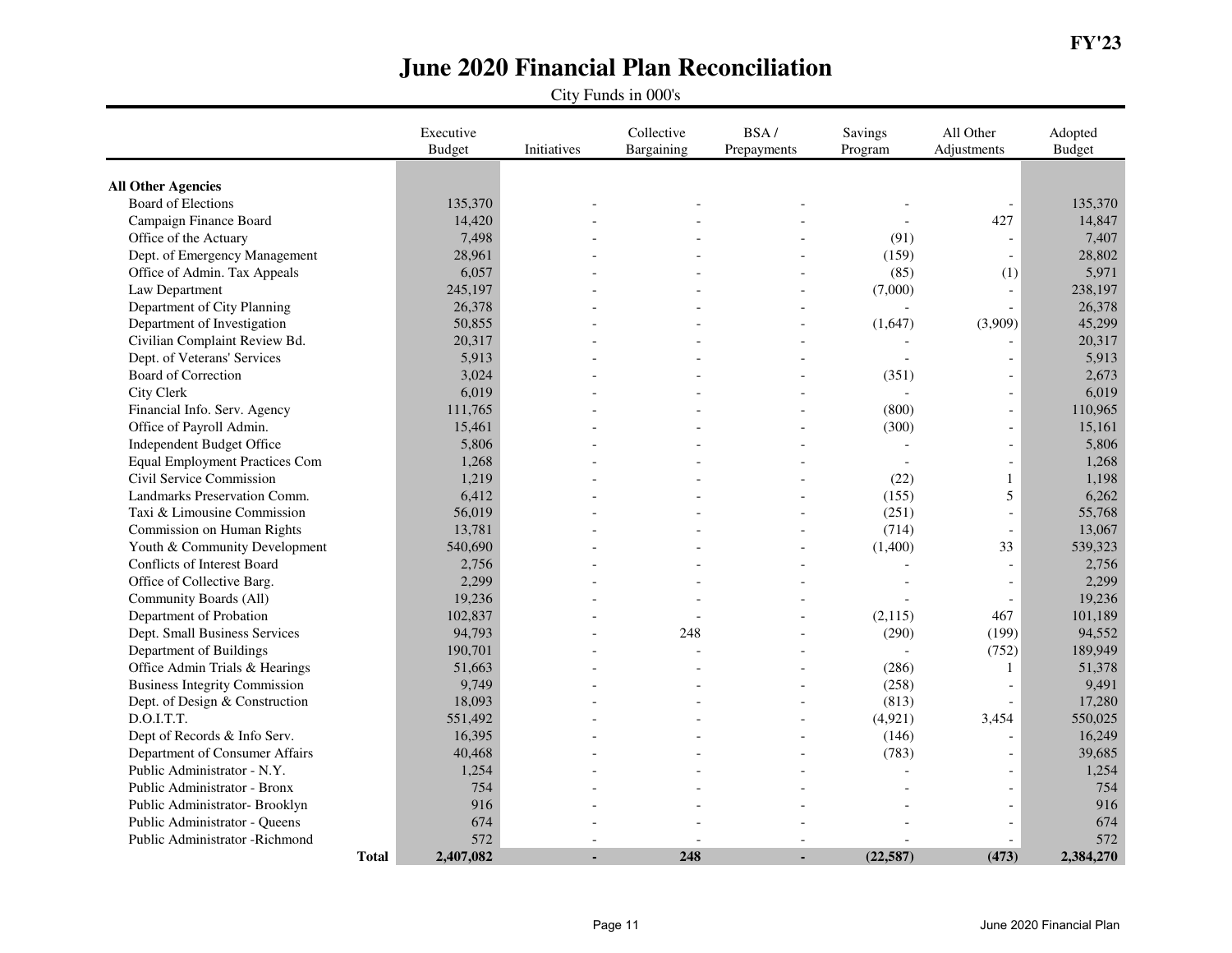FY'23

# June 2020 Financial Plan Reconciliation

City Funds in 000's

| | Executive Budget | Initiatives | Collective Bargaining | BSA / Prepayments | Savings Program | All Other Adjustments | Adopted Budget |
|---|---|---|---|---|---|---|---|
| **All Other Agencies** | | | | | | | |
| Board of Elections | 135,370 | - | - | - | - | - | 135,370 |
| Campaign Finance Board | 14,420 | - | - | - | - | 427 | 14,847 |
| Office of the Actuary | 7,498 | - | - | - | (91) | - | 7,407 |
| Dept. of Emergency Management | 28,961 | - | - | - | (159) | - | 28,802 |
| Office of Admin. Tax Appeals | 6,057 | - | - | - | (85) | (1) | 5,971 |
| Law Department | 245,197 | - | - | - | (7,000) | - | 238,197 |
| Department of City Planning | 26,378 | - | - | - | - | - | 26,378 |
| Department of Investigation | 50,855 | - | - | - | (1,647) | (3,909) | 45,299 |
| Civilian Complaint Review Bd. | 20,317 | - | - | - | - | - | 20,317 |
| Dept. of Veterans' Services | 5,913 | - | - | - | - | - | 5,913 |
| Board of Correction | 3,024 | - | - | - | (351) | - | 2,673 |
| City Clerk | 6,019 | - | - | - | - | - | 6,019 |
| Financial Info. Serv. Agency | 111,765 | - | - | - | (800) | - | 110,965 |
| Office of Payroll Admin. | 15,461 | - | - | - | (300) | - | 15,161 |
| Independent Budget Office | 5,806 | - | - | - | - | - | 5,806 |
| Equal Employment Practices Com | 1,268 | - | - | - | - | - | 1,268 |
| Civil Service Commission | 1,219 | - | - | - | (22) | 1 | 1,198 |
| Landmarks Preservation Comm. | 6,412 | - | - | - | (155) | 5 | 6,262 |
| Taxi & Limousine Commission | 56,019 | - | - | - | (251) | - | 55,768 |
| Commission on Human Rights | 13,781 | - | - | - | (714) | - | 13,067 |
| Youth & Community Development | 540,690 | - | - | - | (1,400) | 33 | 539,323 |
| Conflicts of Interest Board | 2,756 | - | - | - | - | - | 2,756 |
| Office of Collective Barg. | 2,299 | - | - | - | - | - | 2,299 |
| Community Boards (All) | 19,236 | - | - | - | - | - | 19,236 |
| Department of Probation | 102,837 | - | - | - | (2,115) | 467 | 101,189 |
| Dept. Small Business Services | 94,793 | - | 248 | - | (290) | (199) | 94,552 |
| Department of Buildings | 190,701 | - | - | - | - | (752) | 189,949 |
| Office Admin Trials & Hearings | 51,663 | - | - | - | (286) | 1 | 51,378 |
| Business Integrity Commission | 9,749 | - | - | - | (258) | - | 9,491 |
| Dept. of Design & Construction | 18,093 | - | - | - | (813) | - | 17,280 |
| D.O.I.T.T. | 551,492 | - | - | - | (4,921) | 3,454 | 550,025 |
| Dept of Records & Info Serv. | 16,395 | - | - | - | (146) | - | 16,249 |
| Department of Consumer Affairs | 40,468 | - | - | - | (783) | - | 39,685 |
| Public Administrator - N.Y. | 1,254 | - | - | - | - | - | 1,254 |
| Public Administrator - Bronx | 754 | - | - | - | - | - | 754 |
| Public Administrator- Brooklyn | 916 | - | - | - | - | - | 916 |
| Public Administrator - Queens | 674 | - | - | - | - | - | 674 |
| Public Administrator -Richmond | 572 | - | - | - | - | - | 572 |
| **Total** | **2,407,082** | **-** | **248** | **-** | **(22,587)** | **(473)** | **2,384,270** |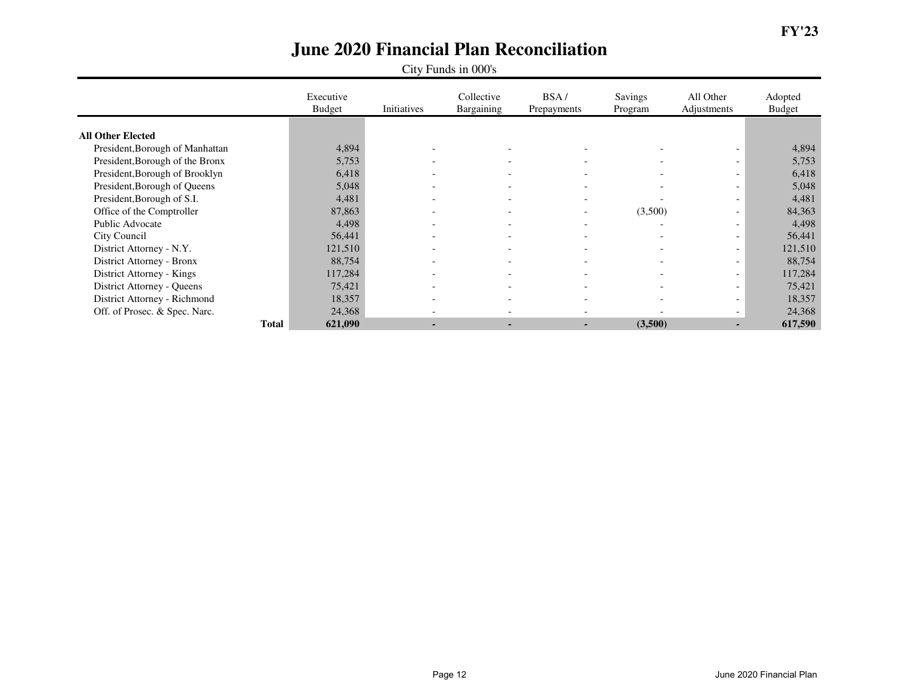# June 2020 Financial Plan Reconciliation

FY'23

City Funds in 000's

| | Executive Budget | Initiatives | Collective Bargaining | BSA / Prepayments | Savings Program | All Other Adjustments | Adopted Budget |
|---|---|---|---|---|---|---|---|
| **All Other Elected** | | | | | | | |
| President,Borough of Manhattan | 4,894 | - | - | - | - | - | 4,894 |
| President,Borough of the Bronx | 5,753 | - | - | - | - | - | 5,753 |
| President,Borough of Brooklyn | 6,418 | - | - | - | - | - | 6,418 |
| President,Borough of Queens | 5,048 | - | - | - | - | - | 5,048 |
| President,Borough of S.I. | 4,481 | - | - | - | - | - | 4,481 |
| Office of the Comptroller | 87,863 | - | - | - | (3,500) | - | 84,363 |
| Public Advocate | 4,498 | - | - | - | - | - | 4,498 |
| City Council | 56,441 | - | - | - | - | - | 56,441 |
| District Attorney - N.Y. | 121,510 | - | - | - | - | - | 121,510 |
| District Attorney - Bronx | 88,754 | - | - | - | - | - | 88,754 |
| District Attorney - Kings | 117,284 | - | - | - | - | - | 117,284 |
| District Attorney - Queens | 75,421 | - | - | - | - | - | 75,421 |
| District Attorney - Richmond | 18,357 | - | - | - | - | - | 18,357 |
| Off. of Prosec. & Spec. Narc. | 24,368 | - | - | - | - | - | 24,368 |
| **Total** | **621,090** | **-** | **-** | **-** | **(3,500)** | **-** | **617,590** |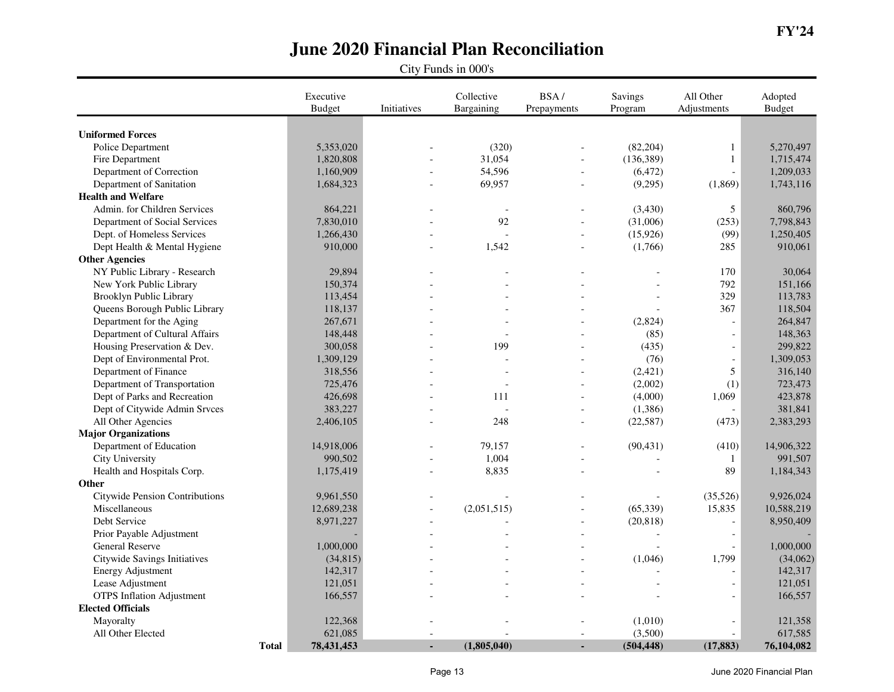FY'24

# June 2020 Financial Plan Reconciliation

City Funds in 000's

| | Executive Budget | Initiatives | Collective Bargaining | BSA / Prepayments | Savings Program | All Other Adjustments | Adopted Budget |
|---|---|---|---|---|---|---|---|
| **Uniformed Forces** | | | | | | | |
| Police Department | 5,353,020 | - | (320) | - | (82,204) | 1 | 5,270,497 |
| Fire Department | 1,820,808 | - | 31,054 | - | (136,389) | 1 | 1,715,474 |
| Department of Correction | 1,160,909 | - | 54,596 | - | (6,472) | - | 1,209,033 |
| Department of Sanitation | 1,684,323 | - | 69,957 | - | (9,295) | (1,869) | 1,743,116 |
| **Health and Welfare** | | | | | | | |
| Admin. for Children Services | 864,221 | - | - | - | (3,430) | 5 | 860,796 |
| Department of Social Services | 7,830,010 | - | 92 | - | (31,006) | (253) | 7,798,843 |
| Dept. of Homeless Services | 1,266,430 | - | - | - | (15,926) | (99) | 1,250,405 |
| Dept Health & Mental Hygiene | 910,000 | - | 1,542 | - | (1,766) | 285 | 910,061 |
| **Other Agencies** | | | | | | | |
| NY Public Library - Research | 29,894 | - | - | - | - | 170 | 30,064 |
| New York Public Library | 150,374 | - | - | - | - | 792 | 151,166 |
| Brooklyn Public Library | 113,454 | - | - | - | - | 329 | 113,783 |
| Queens Borough Public Library | 118,137 | - | - | - | - | 367 | 118,504 |
| Department for the Aging | 267,671 | - | - | - | (2,824) | - | 264,847 |
| Department of Cultural Affairs | 148,448 | - | - | - | (85) | - | 148,363 |
| Housing Preservation & Dev. | 300,058 | - | 199 | - | (435) | - | 299,822 |
| Dept of Environmental Prot. | 1,309,129 | - | - | - | (76) | - | 1,309,053 |
| Department of Finance | 318,556 | - | - | - | (2,421) | 5 | 316,140 |
| Department of Transportation | 725,476 | - | - | - | (2,002) | (1) | 723,473 |
| Dept of Parks and Recreation | 426,698 | - | 111 | - | (4,000) | 1,069 | 423,878 |
| Dept of Citywide Admin Srvces | 383,227 | - | - | - | (1,386) | - | 381,841 |
| All Other Agencies | 2,406,105 | - | 248 | - | (22,587) | (473) | 2,383,293 |
| **Major Organizations** | | | | | | | |
| Department of Education | 14,918,006 | - | 79,157 | - | (90,431) | (410) | 14,906,322 |
| City University | 990,502 | - | 1,004 | - | - | 1 | 991,507 |
| Health and Hospitals Corp. | 1,175,419 | - | 8,835 | - | - | 89 | 1,184,343 |
| **Other** | | | | | | | |
| Citywide Pension Contributions | 9,961,550 | - | - | - | - | (35,526) | 9,926,024 |
| Miscellaneous | 12,689,238 | - | (2,051,515) | - | (65,339) | 15,835 | 10,588,219 |
| Debt Service | 8,971,227 | - | - | - | (20,818) | - | 8,950,409 |
| Prior Payable Adjustment | - | - | - | - | - | - | - |
| General Reserve | 1,000,000 | - | - | - | - | - | 1,000,000 |
| Citywide Savings Initiatives | (34,815) | - | - | - | (1,046) | 1,799 | (34,062) |
| Energy Adjustment | 142,317 | - | - | - | - | - | 142,317 |
| Lease Adjustment | 121,051 | - | - | - | - | - | 121,051 |
| OTPS Inflation Adjustment | 166,557 | - | - | - | - | - | 166,557 |
| **Elected Officials** | | | | | | | |
| Mayoralty | 122,368 | - | - | - | (1,010) | - | 121,358 |
| All Other Elected | 621,085 | - | - | - | (3,500) | - | 617,585 |
| **Total** | **78,431,453** | **-** | **(1,805,040)** | **-** | **(504,448)** | **(17,883)** | **76,104,082** |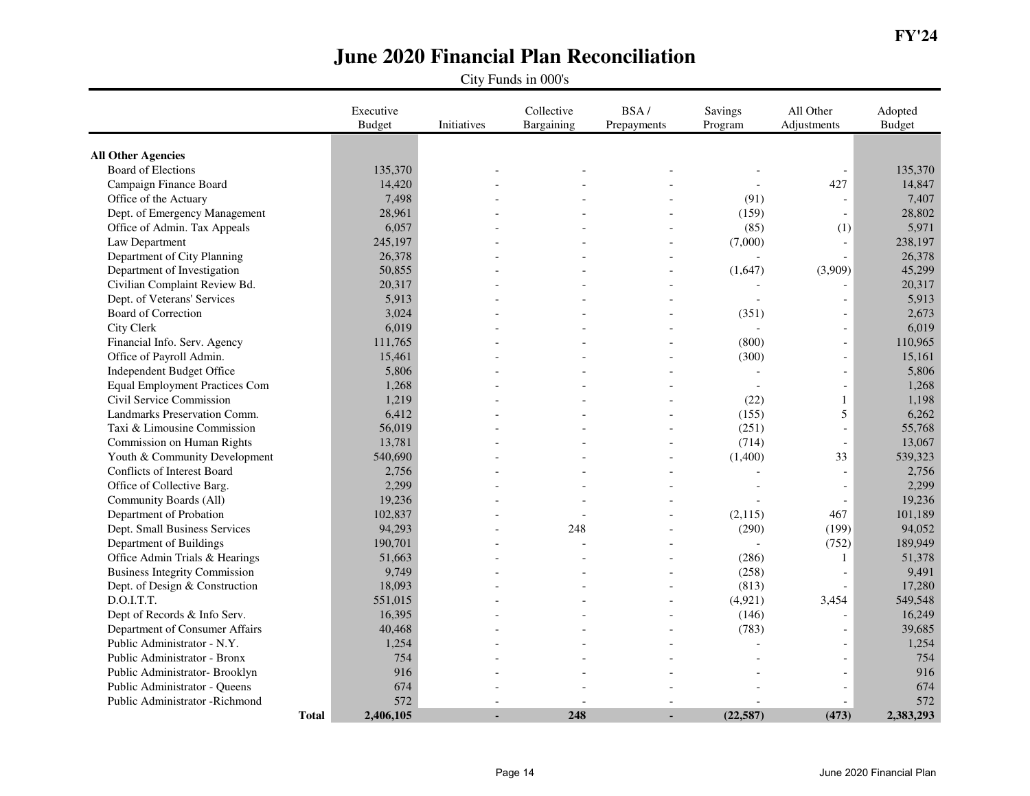**FY'24**

# June 2020 Financial Plan Reconciliation

City Funds in 000's

| | Executive Budget | Initiatives | Collective Bargaining | BSA / Prepayments | Savings Program | All Other Adjustments | Adopted Budget |
|---|---|---|---|---|---|---|---|
| **All Other Agencies** | | | | | | | |
| Board of Elections | 135,370 | - | - | - | - | - | 135,370 |
| Campaign Finance Board | 14,420 | - | - | - | - | 427 | 14,847 |
| Office of the Actuary | 7,498 | - | - | - | (91) | - | 7,407 |
| Dept. of Emergency Management | 28,961 | - | - | - | (159) | - | 28,802 |
| Office of Admin. Tax Appeals | 6,057 | - | - | - | (85) | (1) | 5,971 |
| Law Department | 245,197 | - | - | - | (7,000) | - | 238,197 |
| Department of City Planning | 26,378 | - | - | - | - | - | 26,378 |
| Department of Investigation | 50,855 | - | - | - | (1,647) | (3,909) | 45,299 |
| Civilian Complaint Review Bd. | 20,317 | - | - | - | - | - | 20,317 |
| Dept. of Veterans' Services | 5,913 | - | - | - | - | - | 5,913 |
| Board of Correction | 3,024 | - | - | - | (351) | - | 2,673 |
| City Clerk | 6,019 | - | - | - | - | - | 6,019 |
| Financial Info. Serv. Agency | 111,765 | - | - | - | (800) | - | 110,965 |
| Office of Payroll Admin. | 15,461 | - | - | - | (300) | - | 15,161 |
| Independent Budget Office | 5,806 | - | - | - | - | - | 5,806 |
| Equal Employment Practices Com | 1,268 | - | - | - | - | - | 1,268 |
| Civil Service Commission | 1,219 | - | - | - | (22) | 1 | 1,198 |
| Landmarks Preservation Comm. | 6,412 | - | - | - | (155) | 5 | 6,262 |
| Taxi & Limousine Commission | 56,019 | - | - | - | (251) | - | 55,768 |
| Commission on Human Rights | 13,781 | - | - | - | (714) | - | 13,067 |
| Youth & Community Development | 540,690 | - | - | - | (1,400) | 33 | 539,323 |
| Conflicts of Interest Board | 2,756 | - | - | - | - | - | 2,756 |
| Office of Collective Barg. | 2,299 | - | - | - | - | - | 2,299 |
| Community Boards (All) | 19,236 | - | - | - | - | - | 19,236 |
| Department of Probation | 102,837 | - | - | - | (2,115) | 467 | 101,189 |
| Dept. Small Business Services | 94,293 | - | 248 | - | (290) | (199) | 94,052 |
| Department of Buildings | 190,701 | - | - | - | - | (752) | 189,949 |
| Office Admin Trials & Hearings | 51,663 | - | - | - | (286) | 1 | 51,378 |
| Business Integrity Commission | 9,749 | - | - | - | (258) | - | 9,491 |
| Dept. of Design & Construction | 18,093 | - | - | - | (813) | - | 17,280 |
| D.O.I.T.T. | 551,015 | - | - | - | (4,921) | 3,454 | 549,548 |
| Dept of Records & Info Serv. | 16,395 | - | - | - | (146) | - | 16,249 |
| Department of Consumer Affairs | 40,468 | - | - | - | (783) | - | 39,685 |
| Public Administrator - N.Y. | 1,254 | - | - | - | - | - | 1,254 |
| Public Administrator - Bronx | 754 | - | - | - | - | - | 754 |
| Public Administrator- Brooklyn | 916 | - | - | - | - | - | 916 |
| Public Administrator - Queens | 674 | - | - | - | - | - | 674 |
| Public Administrator -Richmond | 572 | - | - | - | - | - | 572 |
| **Total** | **2,406,105** | **-** | **248** | **-** | **(22,587)** | **(473)** | **2,383,293** |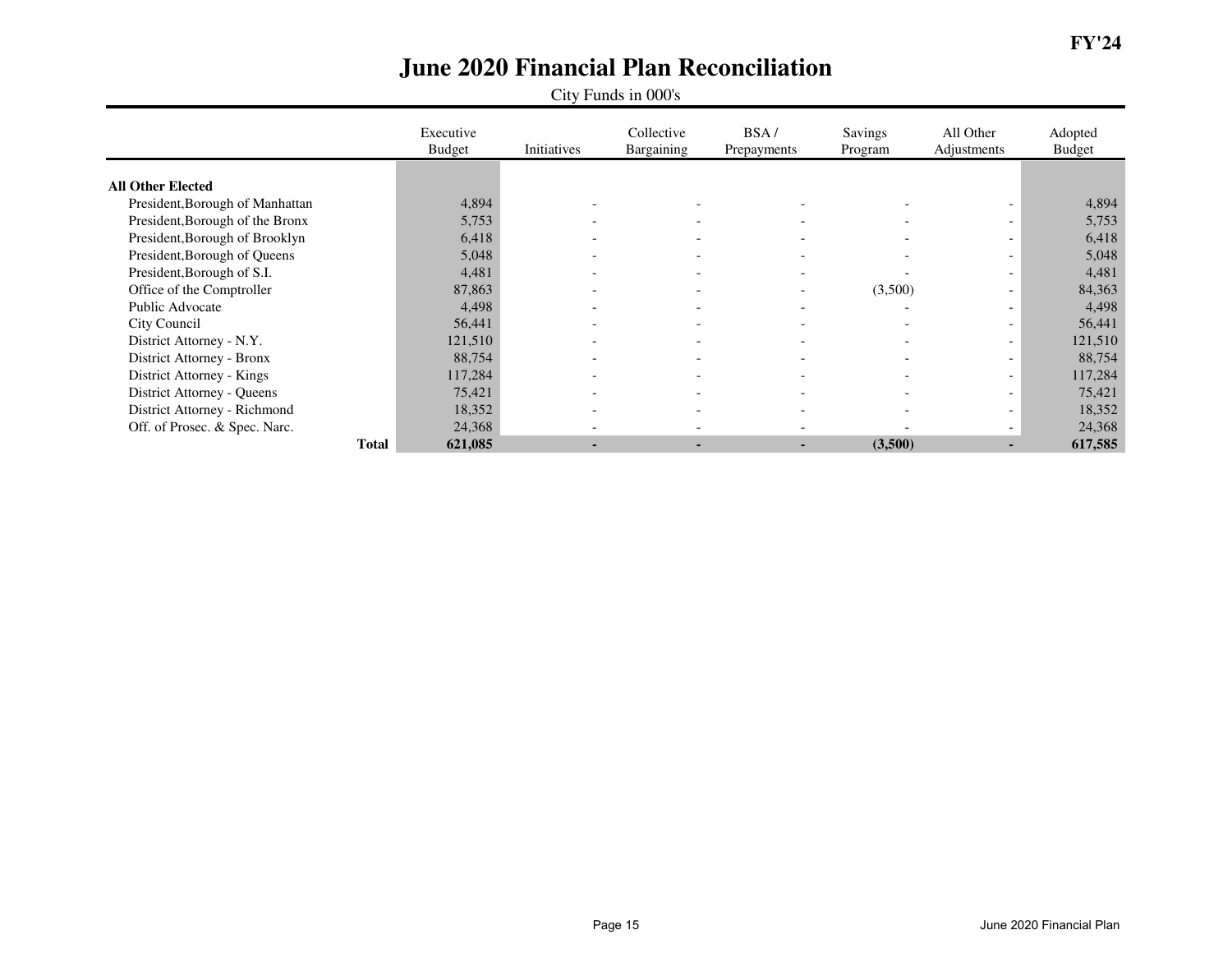# June 2020 Financial Plan Reconciliation

City Funds in 000's

FY'24

| | Executive Budget | Initiatives | Collective Bargaining | BSA / Prepayments | Savings Program | All Other Adjustments | Adopted Budget |
|---|---|---|---|---|---|---|---|
| **All Other Elected** | | | | | | | |
| President,Borough of Manhattan | 4,894 | - | - | - | - | - | 4,894 |
| President,Borough of the Bronx | 5,753 | - | - | - | - | - | 5,753 |
| President,Borough of Brooklyn | 6,418 | - | - | - | - | - | 6,418 |
| President,Borough of Queens | 5,048 | - | - | - | - | - | 5,048 |
| President,Borough of S.I. | 4,481 | - | - | - | - | - | 4,481 |
| Office of the Comptroller | 87,863 | - | - | - | (3,500) | - | 84,363 |
| Public Advocate | 4,498 | - | - | - | - | - | 4,498 |
| City Council | 56,441 | - | - | - | - | - | 56,441 |
| District Attorney - N.Y. | 121,510 | - | - | - | - | - | 121,510 |
| District Attorney - Bronx | 88,754 | - | - | - | - | - | 88,754 |
| District Attorney - Kings | 117,284 | - | - | - | - | - | 117,284 |
| District Attorney - Queens | 75,421 | - | - | - | - | - | 75,421 |
| District Attorney - Richmond | 18,352 | - | - | - | - | - | 18,352 |
| Off. of Prosec. & Spec. Narc. | 24,368 | - | - | - | - | - | 24,368 |
| **Total** | **621,085** | **-** | **-** | **-** | **(3,500)** | **-** | **617,585** |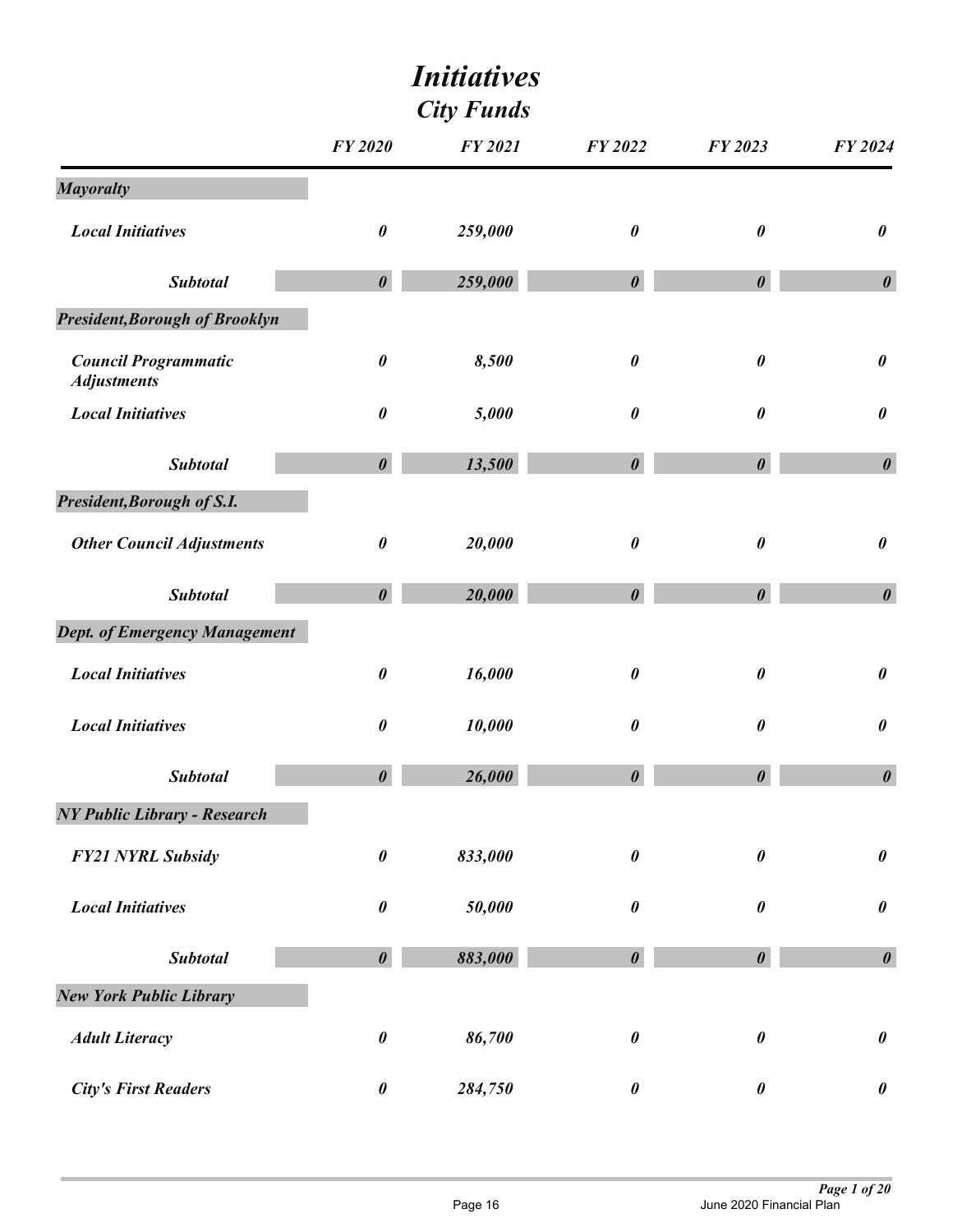# *Initiatives*

## *City Funds*

| | FY 2020 | FY 2021 | FY 2022 | FY 2023 | FY 2024 |
|---|---|---|---|---|---|
| ***Mayoralty*** | | | | | |
| *Local Initiatives* | 0 | 259,000 | 0 | 0 | 0 |
| ***Subtotal*** | ***0*** | ***259,000*** | ***0*** | ***0*** | ***0*** |
| ***President,Borough of Brooklyn*** | | | | | |
| *Council Programmatic Adjustments* | 0 | 8,500 | 0 | 0 | 0 |
| *Local Initiatives* | 0 | 5,000 | 0 | 0 | 0 |
| ***Subtotal*** | ***0*** | ***13,500*** | ***0*** | ***0*** | ***0*** |
| ***President,Borough of S.I.*** | | | | | |
| *Other Council Adjustments* | 0 | 20,000 | 0 | 0 | 0 |
| ***Subtotal*** | ***0*** | ***20,000*** | ***0*** | ***0*** | ***0*** |
| ***Dept. of Emergency Management*** | | | | | |
| *Local Initiatives* | 0 | 16,000 | 0 | 0 | 0 |
| *Local Initiatives* | 0 | 10,000 | 0 | 0 | 0 |
| ***Subtotal*** | ***0*** | ***26,000*** | ***0*** | ***0*** | ***0*** |
| ***NY Public Library - Research*** | | | | | |
| *FY21 NYRL Subsidy* | 0 | 833,000 | 0 | 0 | 0 |
| *Local Initiatives* | 0 | 50,000 | 0 | 0 | 0 |
| ***Subtotal*** | ***0*** | ***883,000*** | ***0*** | ***0*** | ***0*** |
| ***New York Public Library*** | | | | | |
| *Adult Literacy* | 0 | 86,700 | 0 | 0 | 0 |
| *City's First Readers* | 0 | 284,750 | 0 | 0 | 0 |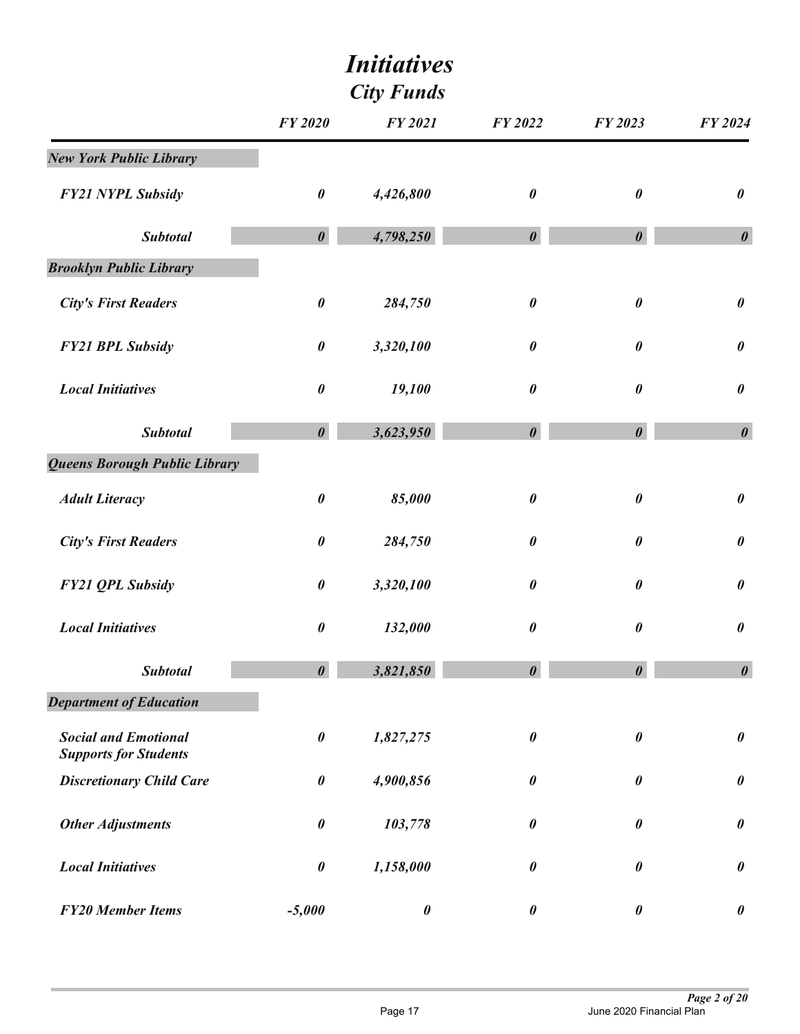# *Initiatives*

## *City Funds*

| | *FY 2020* | *FY 2021* | *FY 2022* | *FY 2023* | *FY 2024* |
|---|---|---|---|---|---|
| ***New York Public Library*** | | | | | |
| *FY21 NYPL Subsidy* | *0* | *4,426,800* | *0* | *0* | *0* |
| *Subtotal* | *0* | *4,798,250* | *0* | *0* | *0* |
| ***Brooklyn Public Library*** | | | | | |
| *City's First Readers* | *0* | *284,750* | *0* | *0* | *0* |
| *FY21 BPL Subsidy* | *0* | *3,320,100* | *0* | *0* | *0* |
| *Local Initiatives* | *0* | *19,100* | *0* | *0* | *0* |
| *Subtotal* | *0* | *3,623,950* | *0* | *0* | *0* |
| ***Queens Borough Public Library*** | | | | | |
| *Adult Literacy* | *0* | *85,000* | *0* | *0* | *0* |
| *City's First Readers* | *0* | *284,750* | *0* | *0* | *0* |
| *FY21 QPL Subsidy* | *0* | *3,320,100* | *0* | *0* | *0* |
| *Local Initiatives* | *0* | *132,000* | *0* | *0* | *0* |
| *Subtotal* | *0* | *3,821,850* | *0* | *0* | *0* |
| ***Department of Education*** | | | | | |
| *Social and Emotional Supports for Students* | *0* | *1,827,275* | *0* | *0* | *0* |
| *Discretionary Child Care* | *0* | *4,900,856* | *0* | *0* | *0* |
| *Other Adjustments* | *0* | *103,778* | *0* | *0* | *0* |
| *Local Initiatives* | *0* | *1,158,000* | *0* | *0* | *0* |
| *FY20 Member Items* | *-5,000* | *0* | *0* | *0* | *0* |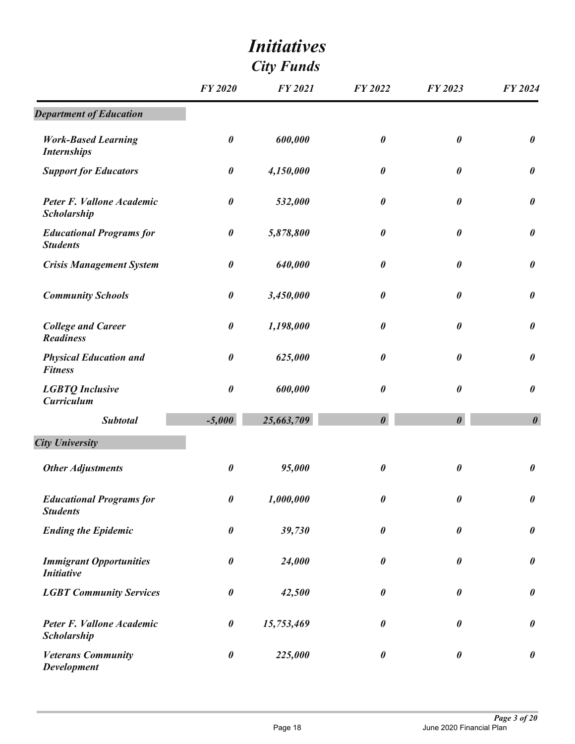# *Initiatives*

## *City Funds*

| | FY 2020 | FY 2021 | FY 2022 | FY 2023 | FY 2024 |
|---|---|---|---|---|---|
| ***Department of Education*** | | | | | |
| ***Work-Based Learning Internships*** | ***0*** | ***600,000*** | ***0*** | ***0*** | ***0*** |
| ***Support for Educators*** | ***0*** | ***4,150,000*** | ***0*** | ***0*** | ***0*** |
| ***Peter F. Vallone Academic Scholarship*** | ***0*** | ***532,000*** | ***0*** | ***0*** | ***0*** |
| ***Educational Programs for Students*** | ***0*** | ***5,878,800*** | ***0*** | ***0*** | ***0*** |
| ***Crisis Management System*** | ***0*** | ***640,000*** | ***0*** | ***0*** | ***0*** |
| ***Community Schools*** | ***0*** | ***3,450,000*** | ***0*** | ***0*** | ***0*** |
| ***College and Career Readiness*** | ***0*** | ***1,198,000*** | ***0*** | ***0*** | ***0*** |
| ***Physical Education and Fitness*** | ***0*** | ***625,000*** | ***0*** | ***0*** | ***0*** |
| ***LGBTQ Inclusive Curriculum*** | ***0*** | ***600,000*** | ***0*** | ***0*** | ***0*** |
| ***Subtotal*** | ***-5,000*** | ***25,663,709*** | ***0*** | ***0*** | ***0*** |
| ***City University*** | | | | | |
| ***Other Adjustments*** | ***0*** | ***95,000*** | ***0*** | ***0*** | ***0*** |
| ***Educational Programs for Students*** | ***0*** | ***1,000,000*** | ***0*** | ***0*** | ***0*** |
| ***Ending the Epidemic*** | ***0*** | ***39,730*** | ***0*** | ***0*** | ***0*** |
| ***Immigrant Opportunities Initiative*** | ***0*** | ***24,000*** | ***0*** | ***0*** | ***0*** |
| ***LGBT Community Services*** | ***0*** | ***42,500*** | ***0*** | ***0*** | ***0*** |
| ***Peter F. Vallone Academic Scholarship*** | ***0*** | ***15,753,469*** | ***0*** | ***0*** | ***0*** |
| ***Veterans Community Development*** | ***0*** | ***225,000*** | ***0*** | ***0*** | ***0*** |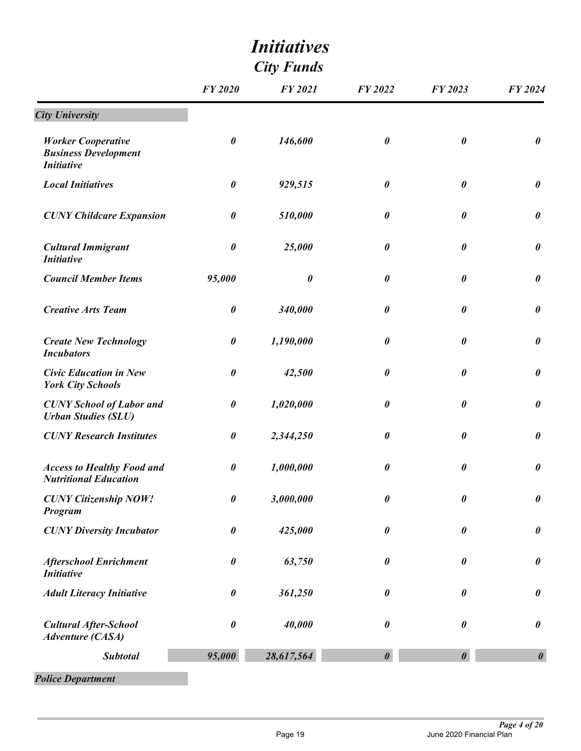# *Initiatives*

## *City Funds*

| | *FY 2020* | *FY 2021* | *FY 2022* | *FY 2023* | *FY 2024* |
|---|---|---|---|---|---|
| ***City University*** | | | | | |
| ***Worker Cooperative Business Development Initiative*** | ***0*** | ***146,600*** | ***0*** | ***0*** | ***0*** |
| ***Local Initiatives*** | ***0*** | ***929,515*** | ***0*** | ***0*** | ***0*** |
| ***CUNY Childcare Expansion*** | ***0*** | ***510,000*** | ***0*** | ***0*** | ***0*** |
| ***Cultural Immigrant Initiative*** | ***0*** | ***25,000*** | ***0*** | ***0*** | ***0*** |
| ***Council Member Items*** | ***95,000*** | ***0*** | ***0*** | ***0*** | ***0*** |
| ***Creative Arts Team*** | ***0*** | ***340,000*** | ***0*** | ***0*** | ***0*** |
| ***Create New Technology Incubators*** | ***0*** | ***1,190,000*** | ***0*** | ***0*** | ***0*** |
| ***Civic Education in New York City Schools*** | ***0*** | ***42,500*** | ***0*** | ***0*** | ***0*** |
| ***CUNY School of Labor and Urban Studies (SLU)*** | ***0*** | ***1,020,000*** | ***0*** | ***0*** | ***0*** |
| ***CUNY Research Institutes*** | ***0*** | ***2,344,250*** | ***0*** | ***0*** | ***0*** |
| ***Access to Healthy Food and Nutritional Education*** | ***0*** | ***1,000,000*** | ***0*** | ***0*** | ***0*** |
| ***CUNY Citizenship NOW! Program*** | ***0*** | ***3,000,000*** | ***0*** | ***0*** | ***0*** |
| ***CUNY Diversity Incubator*** | ***0*** | ***425,000*** | ***0*** | ***0*** | ***0*** |
| ***Afterschool Enrichment Initiative*** | ***0*** | ***63,750*** | ***0*** | ***0*** | ***0*** |
| ***Adult Literacy Initiative*** | ***0*** | ***361,250*** | ***0*** | ***0*** | ***0*** |
| ***Cultural After-School Adventure (CASA)*** | ***0*** | ***40,000*** | ***0*** | ***0*** | ***0*** |
| ***Subtotal*** | ***95,000*** | ***28,617,564*** | ***0*** | ***0*** | ***0*** |
| ***Police Department*** | | | | | |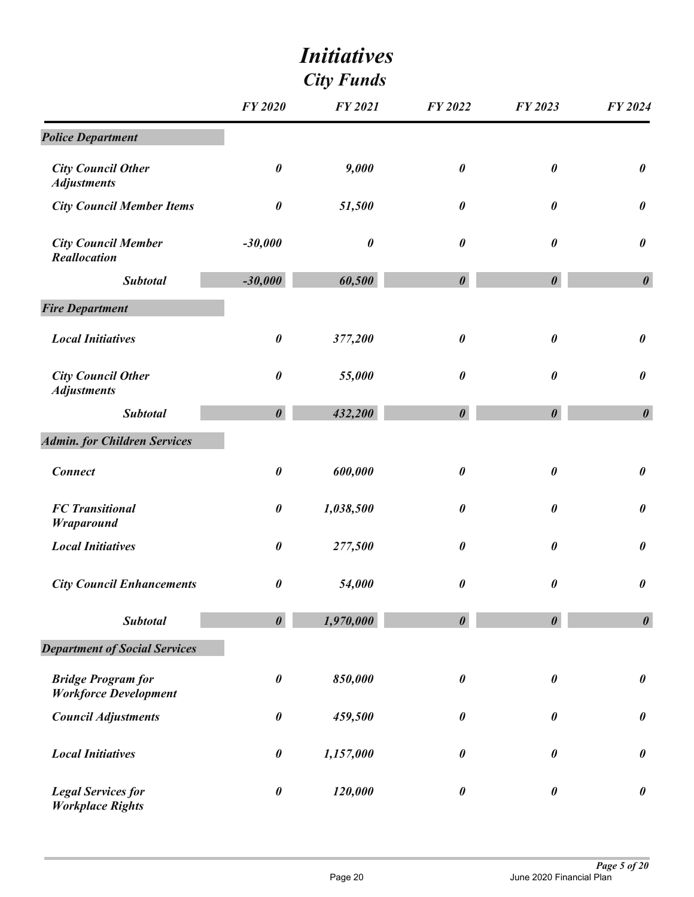# *Initiatives*
## *City Funds*

| | FY 2020 | FY 2021 | FY 2022 | FY 2023 | FY 2024 |
|---|---|---|---|---|---|
| ***Police Department*** | | | | | |
| *City Council Other Adjustments* | *0* | *9,000* | *0* | *0* | *0* |
| *City Council Member Items* | *0* | *51,500* | *0* | *0* | *0* |
| *City Council Member Reallocation* | *-30,000* | *0* | *0* | *0* | *0* |
| ***Subtotal*** | ***-30,000*** | ***60,500*** | ***0*** | ***0*** | ***0*** |
| ***Fire Department*** | | | | | |
| *Local Initiatives* | *0* | *377,200* | *0* | *0* | *0* |
| *City Council Other Adjustments* | *0* | *55,000* | *0* | *0* | *0* |
| ***Subtotal*** | ***0*** | ***432,200*** | ***0*** | ***0*** | ***0*** |
| ***Admin. for Children Services*** | | | | | |
| *Connect* | *0* | *600,000* | *0* | *0* | *0* |
| *FC Transitional Wraparound* | *0* | *1,038,500* | *0* | *0* | *0* |
| *Local Initiatives* | *0* | *277,500* | *0* | *0* | *0* |
| *City Council Enhancements* | *0* | *54,000* | *0* | *0* | *0* |
| ***Subtotal*** | ***0*** | ***1,970,000*** | ***0*** | ***0*** | ***0*** |
| ***Department of Social Services*** | | | | | |
| *Bridge Program for Workforce Development* | *0* | *850,000* | *0* | *0* | *0* |
| *Council Adjustments* | *0* | *459,500* | *0* | *0* | *0* |
| *Local Initiatives* | *0* | *1,157,000* | *0* | *0* | *0* |
| *Legal Services for Workplace Rights* | *0* | *120,000* | *0* | *0* | *0* |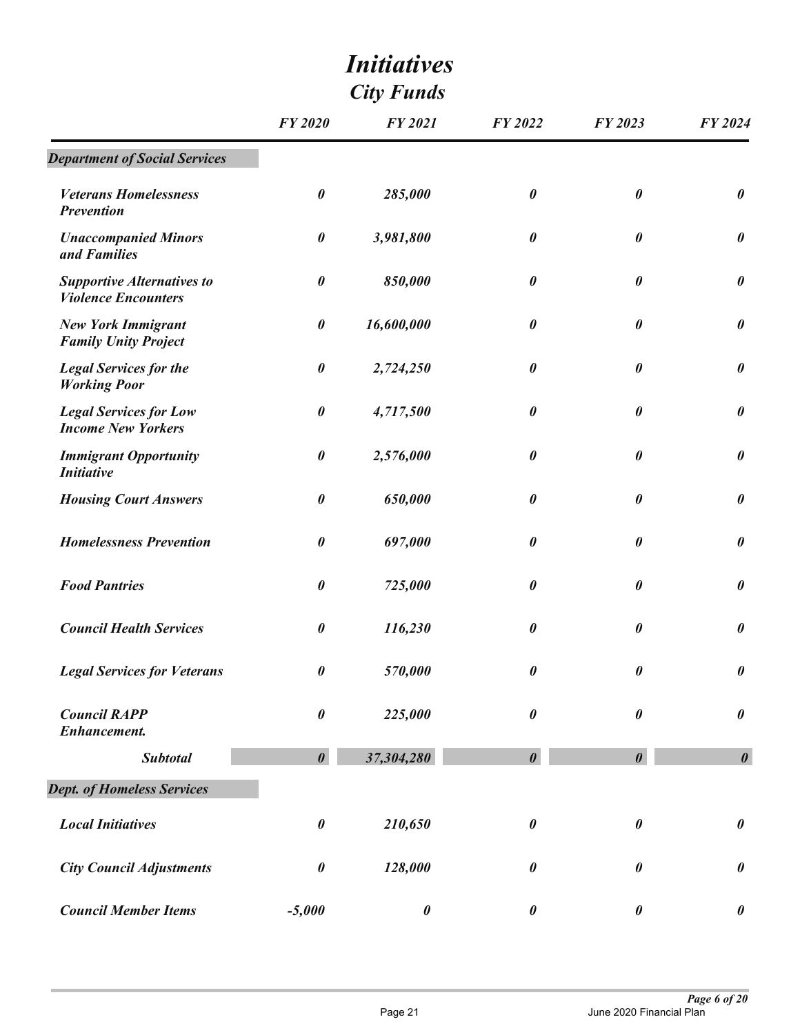# *Initiatives*

## *City Funds*

| | *FY 2020* | *FY 2021* | *FY 2022* | *FY 2023* | *FY 2024* |
|---|---|---|---|---|---|
| ***Department of Social Services*** | | | | | |
| ***Veterans Homelessness Prevention*** | *0* | *285,000* | *0* | *0* | *0* |
| ***Unaccompanied Minors and Families*** | *0* | *3,981,800* | *0* | *0* | *0* |
| ***Supportive Alternatives to Violence Encounters*** | *0* | *850,000* | *0* | *0* | *0* |
| ***New York Immigrant Family Unity Project*** | *0* | *16,600,000* | *0* | *0* | *0* |
| ***Legal Services for the Working Poor*** | *0* | *2,724,250* | *0* | *0* | *0* |
| ***Legal Services for Low Income New Yorkers*** | *0* | *4,717,500* | *0* | *0* | *0* |
| ***Immigrant Opportunity Initiative*** | *0* | *2,576,000* | *0* | *0* | *0* |
| ***Housing Court Answers*** | *0* | *650,000* | *0* | *0* | *0* |
| ***Homelessness Prevention*** | *0* | *697,000* | *0* | *0* | *0* |
| ***Food Pantries*** | *0* | *725,000* | *0* | *0* | *0* |
| ***Council Health Services*** | *0* | *116,230* | *0* | *0* | *0* |
| ***Legal Services for Veterans*** | *0* | *570,000* | *0* | *0* | *0* |
| ***Council RAPP Enhancement.*** | *0* | *225,000* | *0* | *0* | *0* |
| ***Subtotal*** | ***0*** | ***37,304,280*** | ***0*** | ***0*** | ***0*** |
| ***Dept. of Homeless Services*** | | | | | |
| ***Local Initiatives*** | *0* | *210,650* | *0* | *0* | *0* |
| ***City Council Adjustments*** | *0* | *128,000* | *0* | *0* | *0* |
| ***Council Member Items*** | *-5,000* | *0* | *0* | *0* | *0* |

June 2020 Financial Plan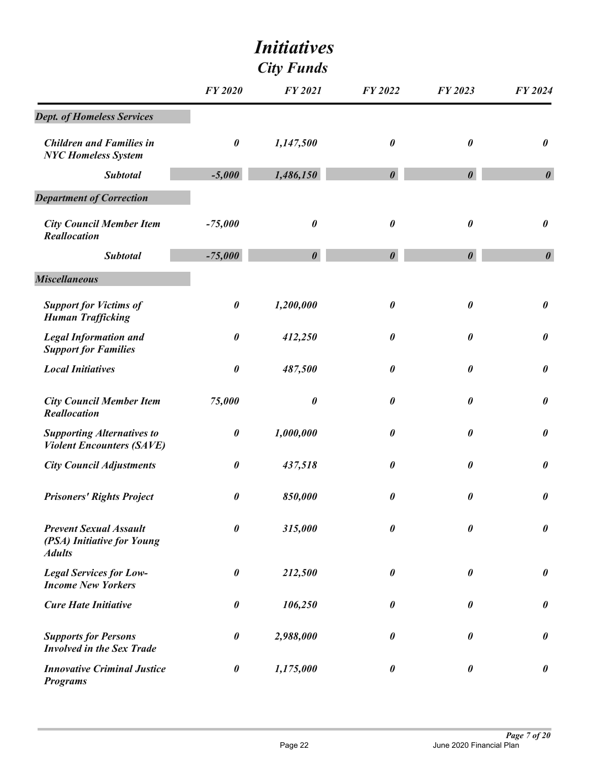# *Initiatives*
## *City Funds*

| | FY 2020 | FY 2021 | FY 2022 | FY 2023 | FY 2024 |
|---|---|---|---|---|---|
| ***Dept. of Homeless Services*** | | | | | |
| *Children and Families in NYC Homeless System* | *0* | *1,147,500* | *0* | *0* | *0* |
| ***Subtotal*** | ***-5,000*** | ***1,486,150*** | ***0*** | ***0*** | ***0*** |
| ***Department of Correction*** | | | | | |
| *City Council Member Item Reallocation* | *-75,000* | *0* | *0* | *0* | *0* |
| ***Subtotal*** | ***-75,000*** | ***0*** | ***0*** | ***0*** | ***0*** |
| ***Miscellaneous*** | | | | | |
| *Support for Victims of Human Trafficking* | *0* | *1,200,000* | *0* | *0* | *0* |
| *Legal Information and Support for Families* | *0* | *412,250* | *0* | *0* | *0* |
| *Local Initiatives* | *0* | *487,500* | *0* | *0* | *0* |
| *City Council Member Item Reallocation* | *75,000* | *0* | *0* | *0* | *0* |
| *Supporting Alternatives to Violent Encounters (SAVE)* | *0* | *1,000,000* | *0* | *0* | *0* |
| *City Council Adjustments* | *0* | *437,518* | *0* | *0* | *0* |
| *Prisoners' Rights Project* | *0* | *850,000* | *0* | *0* | *0* |
| *Prevent Sexual Assault (PSA) Initiative for Young Adults* | *0* | *315,000* | *0* | *0* | *0* |
| *Legal Services for Low-Income New Yorkers* | *0* | *212,500* | *0* | *0* | *0* |
| *Cure Hate Initiative* | *0* | *106,250* | *0* | *0* | *0* |
| *Supports for Persons Involved in the Sex Trade* | *0* | *2,988,000* | *0* | *0* | *0* |
| *Innovative Criminal Justice Programs* | *0* | *1,175,000* | *0* | *0* | *0* |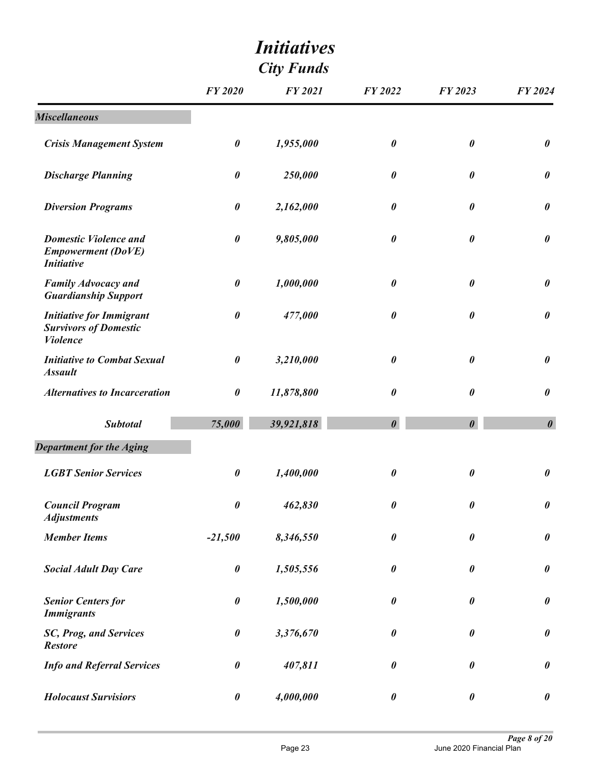# Initiatives

## City Funds

| | FY 2020 | FY 2021 | FY 2022 | FY 2023 | FY 2024 |
|---|---|---|---|---|---|
| ***Miscellaneous*** | | | | | |
| *Crisis Management System* | 0 | 1,955,000 | 0 | 0 | 0 |
| *Discharge Planning* | 0 | 250,000 | 0 | 0 | 0 |
| *Diversion Programs* | 0 | 2,162,000 | 0 | 0 | 0 |
| *Domestic Violence and Empowerment (DoVE) Initiative* | 0 | 9,805,000 | 0 | 0 | 0 |
| *Family Advocacy and Guardianship Support* | 0 | 1,000,000 | 0 | 0 | 0 |
| *Initiative for Immigrant Survivors of Domestic Violence* | 0 | 477,000 | 0 | 0 | 0 |
| *Initiative to Combat Sexual Assault* | 0 | 3,210,000 | 0 | 0 | 0 |
| *Alternatives to Incarceration* | 0 | 11,878,800 | 0 | 0 | 0 |
| ***Subtotal*** | ***75,000*** | ***39,921,818*** | ***0*** | ***0*** | ***0*** |
| ***Department for the Aging*** | | | | | |
| *LGBT Senior Services* | 0 | 1,400,000 | 0 | 0 | 0 |
| *Council Program Adjustments* | 0 | 462,830 | 0 | 0 | 0 |
| *Member Items* | -21,500 | 8,346,550 | 0 | 0 | 0 |
| *Social Adult Day Care* | 0 | 1,505,556 | 0 | 0 | 0 |
| *Senior Centers for Immigrants* | 0 | 1,500,000 | 0 | 0 | 0 |
| *SC, Prog, and Services Restore* | 0 | 3,376,670 | 0 | 0 | 0 |
| *Info and Referral Services* | 0 | 407,811 | 0 | 0 | 0 |
| *Holocaust Survisiors* | 0 | 4,000,000 | 0 | 0 | 0 |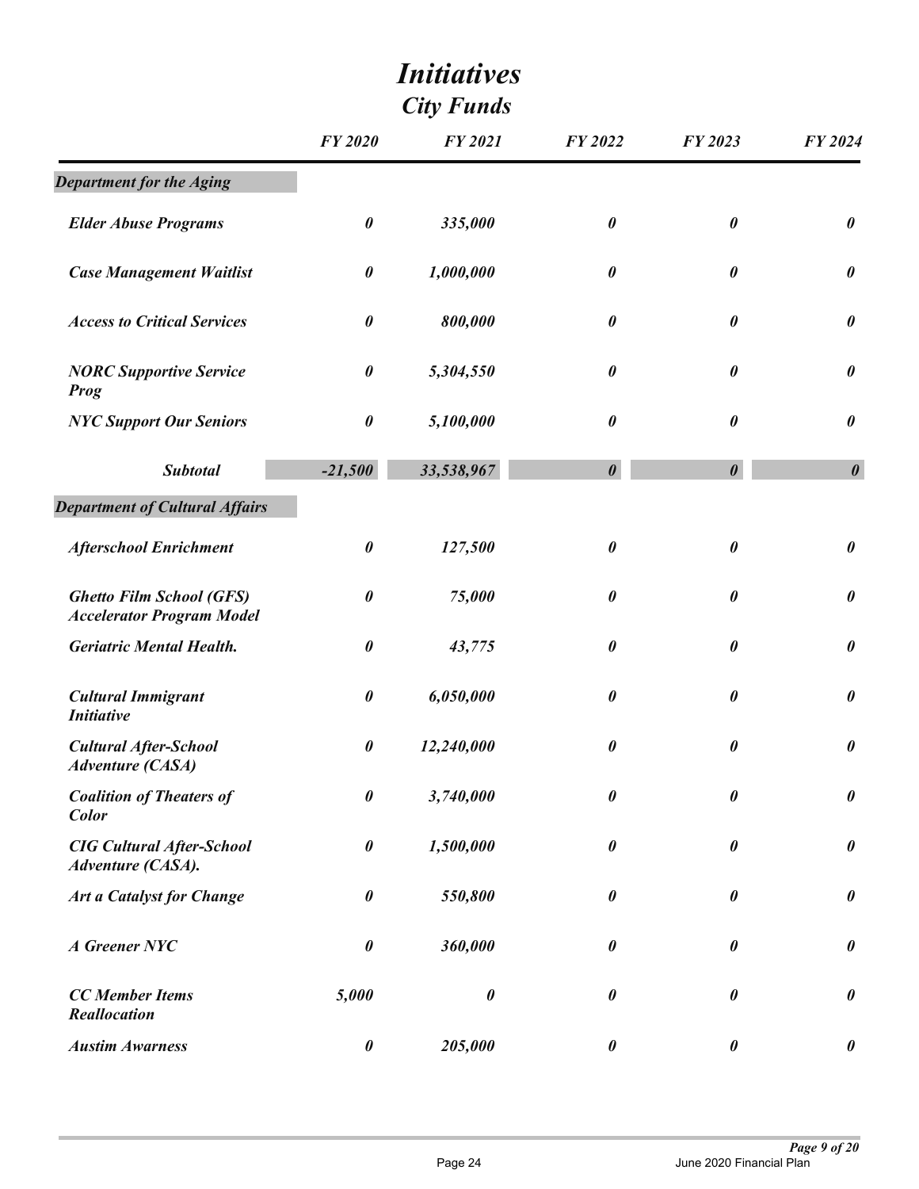# *Initiatives*
## *City Funds*

| | *FY 2020* | *FY 2021* | *FY 2022* | *FY 2023* | *FY 2024* |
|---|---|---|---|---|---|
| ***Department for the Aging*** | | | | | |
| ***Elder Abuse Programs*** | ***0*** | ***335,000*** | ***0*** | ***0*** | ***0*** |
| ***Case Management Waitlist*** | ***0*** | ***1,000,000*** | ***0*** | ***0*** | ***0*** |
| ***Access to Critical Services*** | ***0*** | ***800,000*** | ***0*** | ***0*** | ***0*** |
| ***NORC Supportive Service Prog*** | ***0*** | ***5,304,550*** | ***0*** | ***0*** | ***0*** |
| ***NYC Support Our Seniors*** | ***0*** | ***5,100,000*** | ***0*** | ***0*** | ***0*** |
| ***Subtotal*** | ***-21,500*** | ***33,538,967*** | ***0*** | ***0*** | ***0*** |
| ***Department of Cultural Affairs*** | | | | | |
| ***Afterschool Enrichment*** | ***0*** | ***127,500*** | ***0*** | ***0*** | ***0*** |
| ***Ghetto Film School (GFS) Accelerator Program Model*** | ***0*** | ***75,000*** | ***0*** | ***0*** | ***0*** |
| ***Geriatric Mental Health.*** | ***0*** | ***43,775*** | ***0*** | ***0*** | ***0*** |
| ***Cultural Immigrant Initiative*** | ***0*** | ***6,050,000*** | ***0*** | ***0*** | ***0*** |
| ***Cultural After-School Adventure (CASA)*** | ***0*** | ***12,240,000*** | ***0*** | ***0*** | ***0*** |
| ***Coalition of Theaters of Color*** | ***0*** | ***3,740,000*** | ***0*** | ***0*** | ***0*** |
| ***CIG Cultural After-School Adventure (CASA).*** | ***0*** | ***1,500,000*** | ***0*** | ***0*** | ***0*** |
| ***Art a Catalyst for Change*** | ***0*** | ***550,800*** | ***0*** | ***0*** | ***0*** |
| ***A Greener NYC*** | ***0*** | ***360,000*** | ***0*** | ***0*** | ***0*** |
| ***CC Member Items Reallocation*** | ***5,000*** | ***0*** | ***0*** | ***0*** | ***0*** |
| ***Austim Awarness*** | ***0*** | ***205,000*** | ***0*** | ***0*** | ***0*** |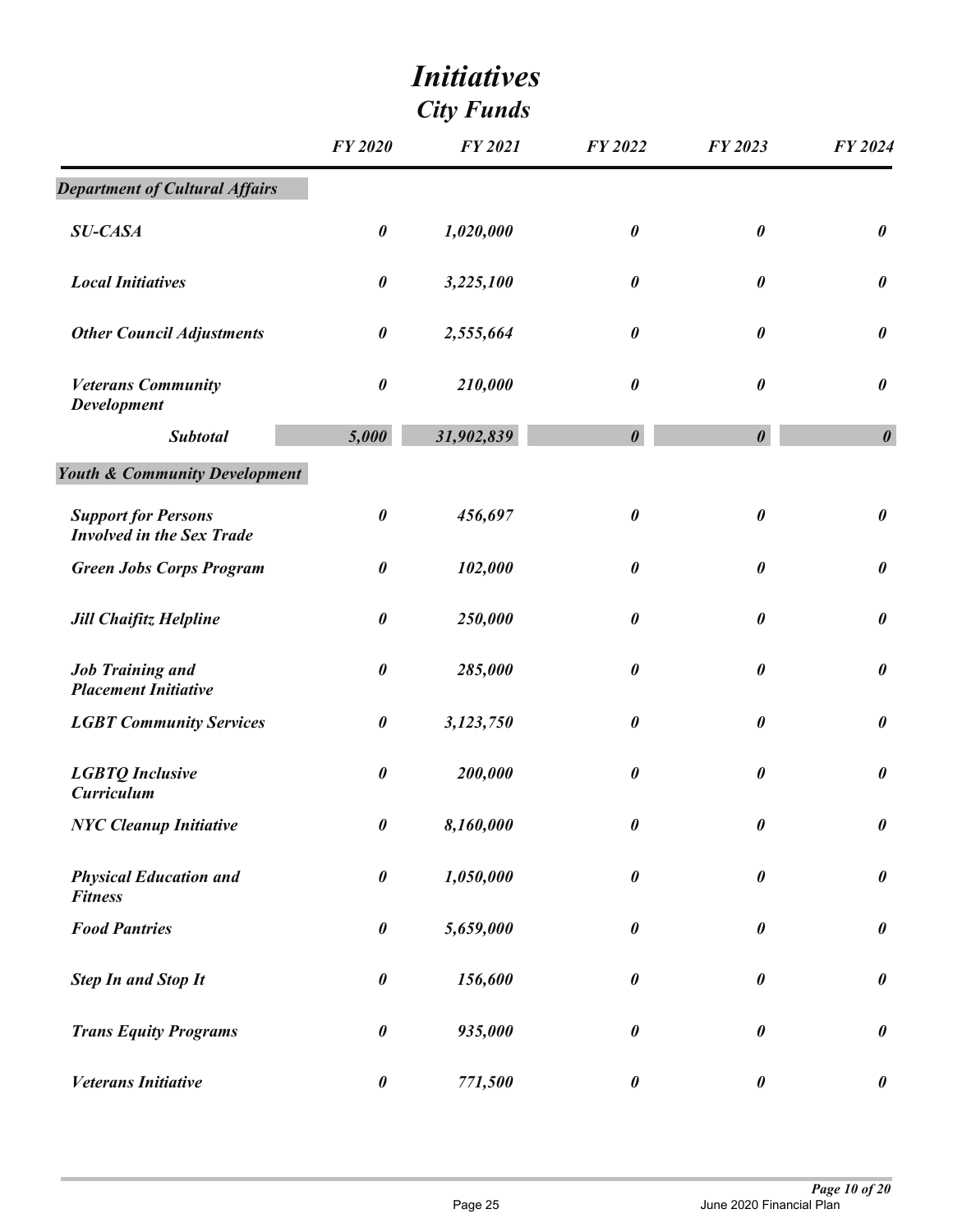# *Initiatives*

## *City Funds*

| | FY 2020 | FY 2021 | FY 2022 | FY 2023 | FY 2024 |
|---|---|---|---|---|---|
| ***Department of Cultural Affairs*** | | | | | |
| *SU-CASA* | *0* | *1,020,000* | *0* | *0* | *0* |
| *Local Initiatives* | *0* | *3,225,100* | *0* | *0* | *0* |
| *Other Council Adjustments* | *0* | *2,555,664* | *0* | *0* | *0* |
| *Veterans Community Development* | *0* | *210,000* | *0* | *0* | *0* |
| ***Subtotal*** | ***5,000*** | ***31,902,839*** | ***0*** | ***0*** | ***0*** |
| ***Youth & Community Development*** | | | | | |
| *Support for Persons Involved in the Sex Trade* | *0* | *456,697* | *0* | *0* | *0* |
| *Green Jobs Corps Program* | *0* | *102,000* | *0* | *0* | *0* |
| *Jill Chaifitz Helpline* | *0* | *250,000* | *0* | *0* | *0* |
| *Job Training and Placement Initiative* | *0* | *285,000* | *0* | *0* | *0* |
| *LGBT Community Services* | *0* | *3,123,750* | *0* | *0* | *0* |
| *LGBTQ Inclusive Curriculum* | *0* | *200,000* | *0* | *0* | *0* |
| *NYC Cleanup Initiative* | *0* | *8,160,000* | *0* | *0* | *0* |
| *Physical Education and Fitness* | *0* | *1,050,000* | *0* | *0* | *0* |
| *Food Pantries* | *0* | *5,659,000* | *0* | *0* | *0* |
| *Step In and Stop It* | *0* | *156,600* | *0* | *0* | *0* |
| *Trans Equity Programs* | *0* | *935,000* | *0* | *0* | *0* |
| *Veterans Initiative* | *0* | *771,500* | *0* | *0* | *0* |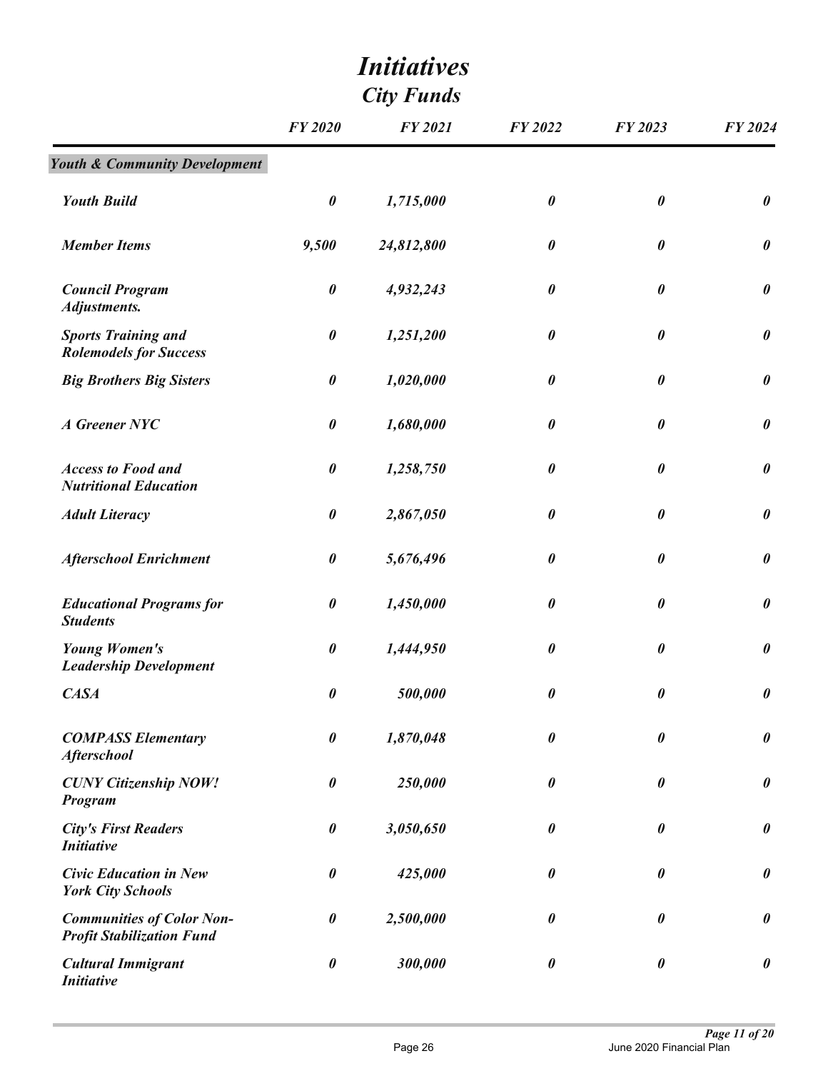# *Initiatives*
## *City Funds*

| | *FY 2020* | *FY 2021* | *FY 2022* | *FY 2023* | *FY 2024* |
|---|---|---|---|---|---|
| ***Youth & Community Development*** | | | | | |
| ***Youth Build*** | ***0*** | ***1,715,000*** | ***0*** | ***0*** | ***0*** |
| ***Member Items*** | ***9,500*** | ***24,812,800*** | ***0*** | ***0*** | ***0*** |
| ***Council Program Adjustments.*** | ***0*** | ***4,932,243*** | ***0*** | ***0*** | ***0*** |
| ***Sports Training and Rolemodels for Success*** | ***0*** | ***1,251,200*** | ***0*** | ***0*** | ***0*** |
| ***Big Brothers Big Sisters*** | ***0*** | ***1,020,000*** | ***0*** | ***0*** | ***0*** |
| ***A Greener NYC*** | ***0*** | ***1,680,000*** | ***0*** | ***0*** | ***0*** |
| ***Access to Food and Nutritional Education*** | ***0*** | ***1,258,750*** | ***0*** | ***0*** | ***0*** |
| ***Adult Literacy*** | ***0*** | ***2,867,050*** | ***0*** | ***0*** | ***0*** |
| ***Afterschool Enrichment*** | ***0*** | ***5,676,496*** | ***0*** | ***0*** | ***0*** |
| ***Educational Programs for Students*** | ***0*** | ***1,450,000*** | ***0*** | ***0*** | ***0*** |
| ***Young Women's Leadership Development*** | ***0*** | ***1,444,950*** | ***0*** | ***0*** | ***0*** |
| ***CASA*** | ***0*** | ***500,000*** | ***0*** | ***0*** | ***0*** |
| ***COMPASS Elementary Afterschool*** | ***0*** | ***1,870,048*** | ***0*** | ***0*** | ***0*** |
| ***CUNY Citizenship NOW! Program*** | ***0*** | ***250,000*** | ***0*** | ***0*** | ***0*** |
| ***City's First Readers Initiative*** | ***0*** | ***3,050,650*** | ***0*** | ***0*** | ***0*** |
| ***Civic Education in New York City Schools*** | ***0*** | ***425,000*** | ***0*** | ***0*** | ***0*** |
| ***Communities of Color Non-Profit Stabilization Fund*** | ***0*** | ***2,500,000*** | ***0*** | ***0*** | ***0*** |
| ***Cultural Immigrant Initiative*** | ***0*** | ***300,000*** | ***0*** | ***0*** | ***0*** |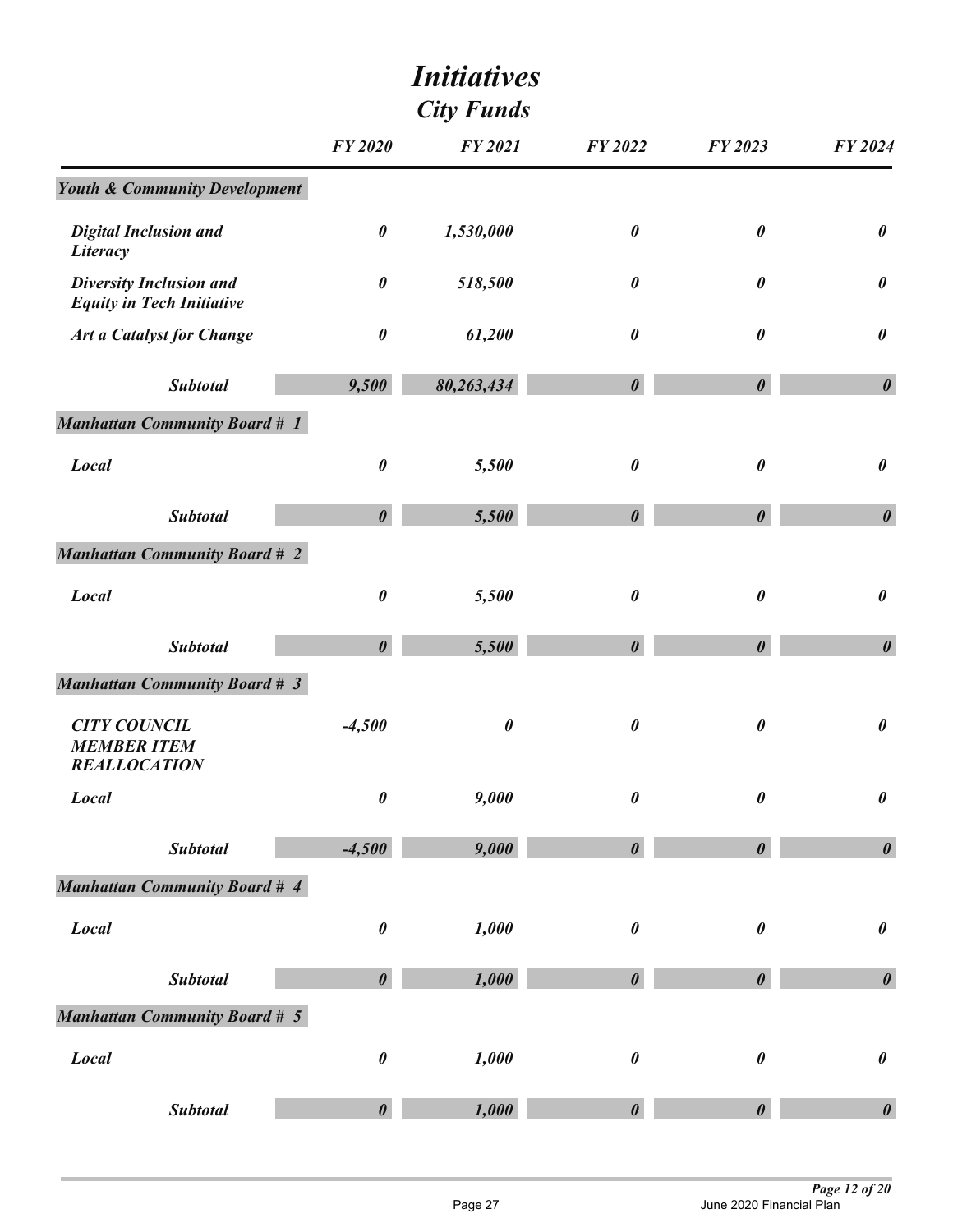# *Initiatives*

## *City Funds*

| | FY 2020 | FY 2021 | FY 2022 | FY 2023 | FY 2024 |
|---|---|---|---|---|---|
| ***Youth & Community Development*** | | | | | |
| *Digital Inclusion and Literacy* | *0* | *1,530,000* | *0* | *0* | *0* |
| *Diversity Inclusion and Equity in Tech Initiative* | *0* | *518,500* | *0* | *0* | *0* |
| *Art a Catalyst for Change* | *0* | *61,200* | *0* | *0* | *0* |
| ***Subtotal*** | ***9,500*** | ***80,263,434*** | ***0*** | ***0*** | ***0*** |
| ***Manhattan Community Board # 1*** | | | | | |
| *Local* | *0* | *5,500* | *0* | *0* | *0* |
| ***Subtotal*** | ***0*** | ***5,500*** | ***0*** | ***0*** | ***0*** |
| ***Manhattan Community Board # 2*** | | | | | |
| *Local* | *0* | *5,500* | *0* | *0* | *0* |
| ***Subtotal*** | ***0*** | ***5,500*** | ***0*** | ***0*** | ***0*** |
| ***Manhattan Community Board # 3*** | | | | | |
| *CITY COUNCIL MEMBER ITEM REALLOCATION* | *-4,500* | *0* | *0* | *0* | *0* |
| *Local* | *0* | *9,000* | *0* | *0* | *0* |
| ***Subtotal*** | ***-4,500*** | ***9,000*** | ***0*** | ***0*** | ***0*** |
| ***Manhattan Community Board # 4*** | | | | | |
| *Local* | *0* | *1,000* | *0* | *0* | *0* |
| ***Subtotal*** | ***0*** | ***1,000*** | ***0*** | ***0*** | ***0*** |
| ***Manhattan Community Board # 5*** | | | | | |
| *Local* | *0* | *1,000* | *0* | *0* | *0* |
| ***Subtotal*** | ***0*** | ***1,000*** | ***0*** | ***0*** | ***0*** |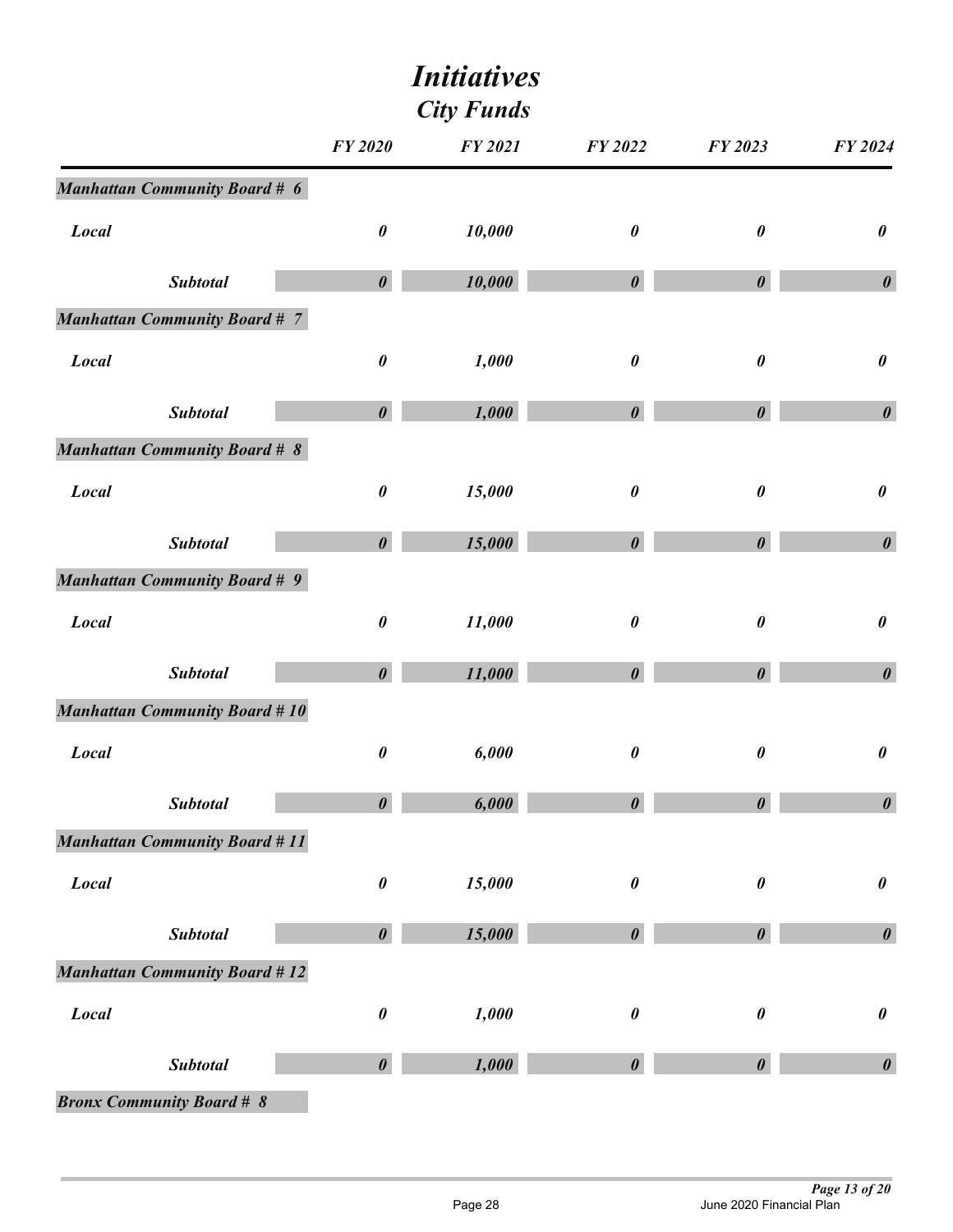# *Initiatives*

## *City Funds*

| | FY 2020 | FY 2021 | FY 2022 | FY 2023 | FY 2024 |
|---|---|---|---|---|---|
| ***Manhattan Community Board # 6*** | | | | | |
| *Local* | *0* | *10,000* | *0* | *0* | *0* |
| ***Subtotal*** | ***0*** | ***10,000*** | ***0*** | ***0*** | ***0*** |
| ***Manhattan Community Board # 7*** | | | | | |
| *Local* | *0* | *1,000* | *0* | *0* | *0* |
| ***Subtotal*** | ***0*** | ***1,000*** | ***0*** | ***0*** | ***0*** |
| ***Manhattan Community Board # 8*** | | | | | |
| *Local* | *0* | *15,000* | *0* | *0* | *0* |
| ***Subtotal*** | ***0*** | ***15,000*** | ***0*** | ***0*** | ***0*** |
| ***Manhattan Community Board # 9*** | | | | | |
| *Local* | *0* | *11,000* | *0* | *0* | *0* |
| ***Subtotal*** | ***0*** | ***11,000*** | ***0*** | ***0*** | ***0*** |
| ***Manhattan Community Board # 10*** | | | | | |
| *Local* | *0* | *6,000* | *0* | *0* | *0* |
| ***Subtotal*** | ***0*** | ***6,000*** | ***0*** | ***0*** | ***0*** |
| ***Manhattan Community Board # 11*** | | | | | |
| *Local* | *0* | *15,000* | *0* | *0* | *0* |
| ***Subtotal*** | ***0*** | ***15,000*** | ***0*** | ***0*** | ***0*** |
| ***Manhattan Community Board # 12*** | | | | | |
| *Local* | *0* | *1,000* | *0* | *0* | *0* |
| ***Subtotal*** | ***0*** | ***1,000*** | ***0*** | ***0*** | ***0*** |
| ***Bronx Community Board # 8*** | | | | | |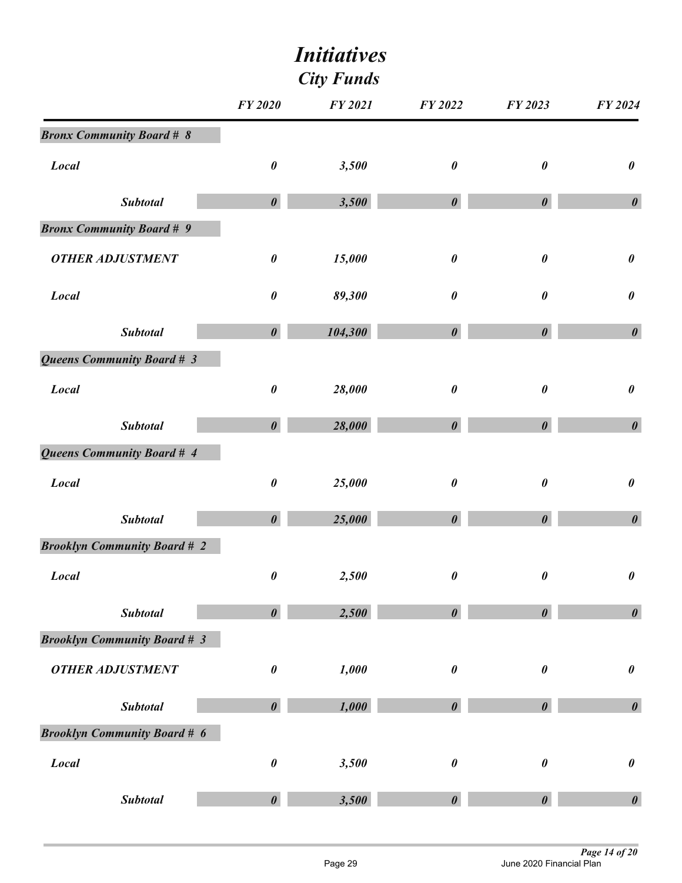# *Initiatives*

## *City Funds*

| | FY 2020 | FY 2021 | FY 2022 | FY 2023 | FY 2024 |
|---|---|---|---|---|---|
| ***Bronx Community Board # 8*** | | | | | |
| *Local* | *0* | *3,500* | *0* | *0* | *0* |
| *Subtotal* | *0* | *3,500* | *0* | *0* | *0* |
| ***Bronx Community Board # 9*** | | | | | |
| *OTHER ADJUSTMENT* | *0* | *15,000* | *0* | *0* | *0* |
| *Local* | *0* | *89,300* | *0* | *0* | *0* |
| *Subtotal* | *0* | *104,300* | *0* | *0* | *0* |
| ***Queens Community Board # 3*** | | | | | |
| *Local* | *0* | *28,000* | *0* | *0* | *0* |
| *Subtotal* | *0* | *28,000* | *0* | *0* | *0* |
| ***Queens Community Board # 4*** | | | | | |
| *Local* | *0* | *25,000* | *0* | *0* | *0* |
| *Subtotal* | *0* | *25,000* | *0* | *0* | *0* |
| ***Brooklyn Community Board # 2*** | | | | | |
| *Local* | *0* | *2,500* | *0* | *0* | *0* |
| *Subtotal* | *0* | *2,500* | *0* | *0* | *0* |
| ***Brooklyn Community Board # 3*** | | | | | |
| *OTHER ADJUSTMENT* | *0* | *1,000* | *0* | *0* | *0* |
| *Subtotal* | *0* | *1,000* | *0* | *0* | *0* |
| ***Brooklyn Community Board # 6*** | | | | | |
| *Local* | *0* | *3,500* | *0* | *0* | *0* |
| *Subtotal* | *0* | *3,500* | *0* | *0* | *0* |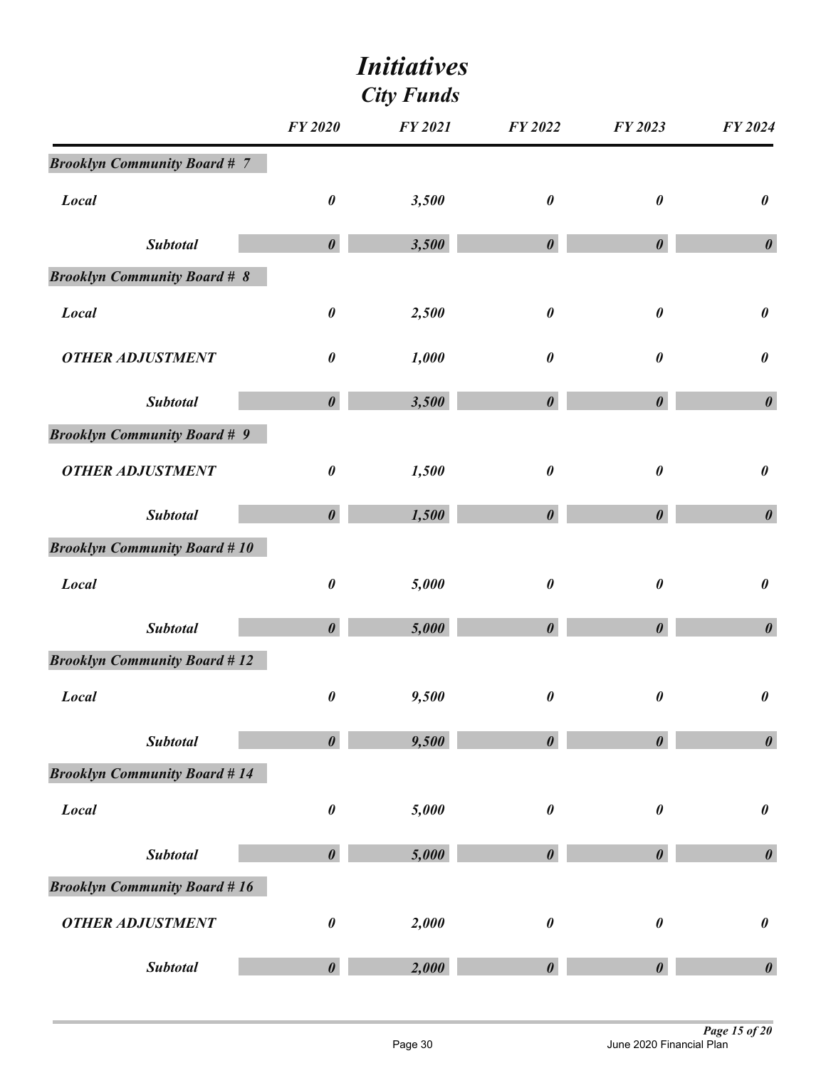# *Initiatives*

## *City Funds*

| | FY 2020 | FY 2021 | FY 2022 | FY 2023 | FY 2024 |
|---|---|---|---|---|---|
| ***Brooklyn Community Board # 7*** | | | | | |
| *Local* | *0* | *3,500* | *0* | *0* | *0* |
| *Subtotal* | *0* | *3,500* | *0* | *0* | *0* |
| ***Brooklyn Community Board # 8*** | | | | | |
| *Local* | *0* | *2,500* | *0* | *0* | *0* |
| *OTHER ADJUSTMENT* | *0* | *1,000* | *0* | *0* | *0* |
| *Subtotal* | *0* | *3,500* | *0* | *0* | *0* |
| ***Brooklyn Community Board # 9*** | | | | | |
| *OTHER ADJUSTMENT* | *0* | *1,500* | *0* | *0* | *0* |
| *Subtotal* | *0* | *1,500* | *0* | *0* | *0* |
| ***Brooklyn Community Board # 10*** | | | | | |
| *Local* | *0* | *5,000* | *0* | *0* | *0* |
| *Subtotal* | *0* | *5,000* | *0* | *0* | *0* |
| ***Brooklyn Community Board # 12*** | | | | | |
| *Local* | *0* | *9,500* | *0* | *0* | *0* |
| *Subtotal* | *0* | *9,500* | *0* | *0* | *0* |
| ***Brooklyn Community Board # 14*** | | | | | |
| *Local* | *0* | *5,000* | *0* | *0* | *0* |
| *Subtotal* | *0* | *5,000* | *0* | *0* | *0* |
| ***Brooklyn Community Board # 16*** | | | | | |
| *OTHER ADJUSTMENT* | *0* | *2,000* | *0* | *0* | *0* |
| *Subtotal* | *0* | *2,000* | *0* | *0* | *0* |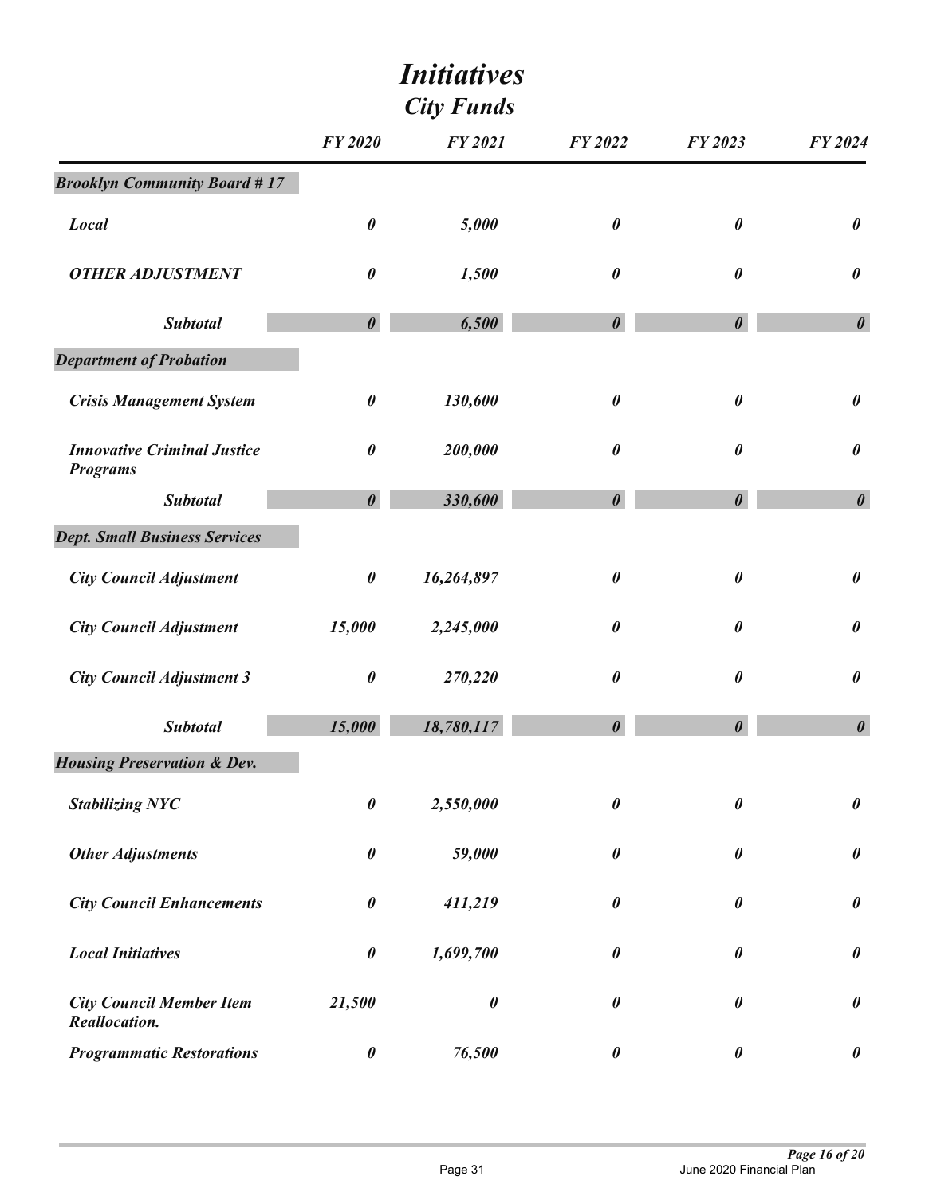# *Initiatives*

## *City Funds*

| | FY 2020 | FY 2021 | FY 2022 | FY 2023 | FY 2024 |
|---|---|---|---|---|---|
| ***Brooklyn Community Board # 17*** | | | | | |
| *Local* | *0* | *5,000* | *0* | *0* | *0* |
| *OTHER ADJUSTMENT* | *0* | *1,500* | *0* | *0* | *0* |
| ***Subtotal*** | ***0*** | ***6,500*** | ***0*** | ***0*** | ***0*** |
| ***Department of Probation*** | | | | | |
| *Crisis Management System* | *0* | *130,600* | *0* | *0* | *0* |
| *Innovative Criminal Justice Programs* | *0* | *200,000* | *0* | *0* | *0* |
| ***Subtotal*** | ***0*** | ***330,600*** | ***0*** | ***0*** | ***0*** |
| ***Dept. Small Business Services*** | | | | | |
| *City Council Adjustment* | *0* | *16,264,897* | *0* | *0* | *0* |
| *City Council Adjustment* | *15,000* | *2,245,000* | *0* | *0* | *0* |
| *City Council Adjustment 3* | *0* | *270,220* | *0* | *0* | *0* |
| ***Subtotal*** | ***15,000*** | ***18,780,117*** | ***0*** | ***0*** | ***0*** |
| ***Housing Preservation & Dev.*** | | | | | |
| *Stabilizing NYC* | *0* | *2,550,000* | *0* | *0* | *0* |
| *Other Adjustments* | *0* | *59,000* | *0* | *0* | *0* |
| *City Council Enhancements* | *0* | *411,219* | *0* | *0* | *0* |
| *Local Initiatives* | *0* | *1,699,700* | *0* | *0* | *0* |
| *City Council Member Item Reallocation.* | *21,500* | *0* | *0* | *0* | *0* |
| *Programmatic Restorations* | *0* | *76,500* | *0* | *0* | *0* |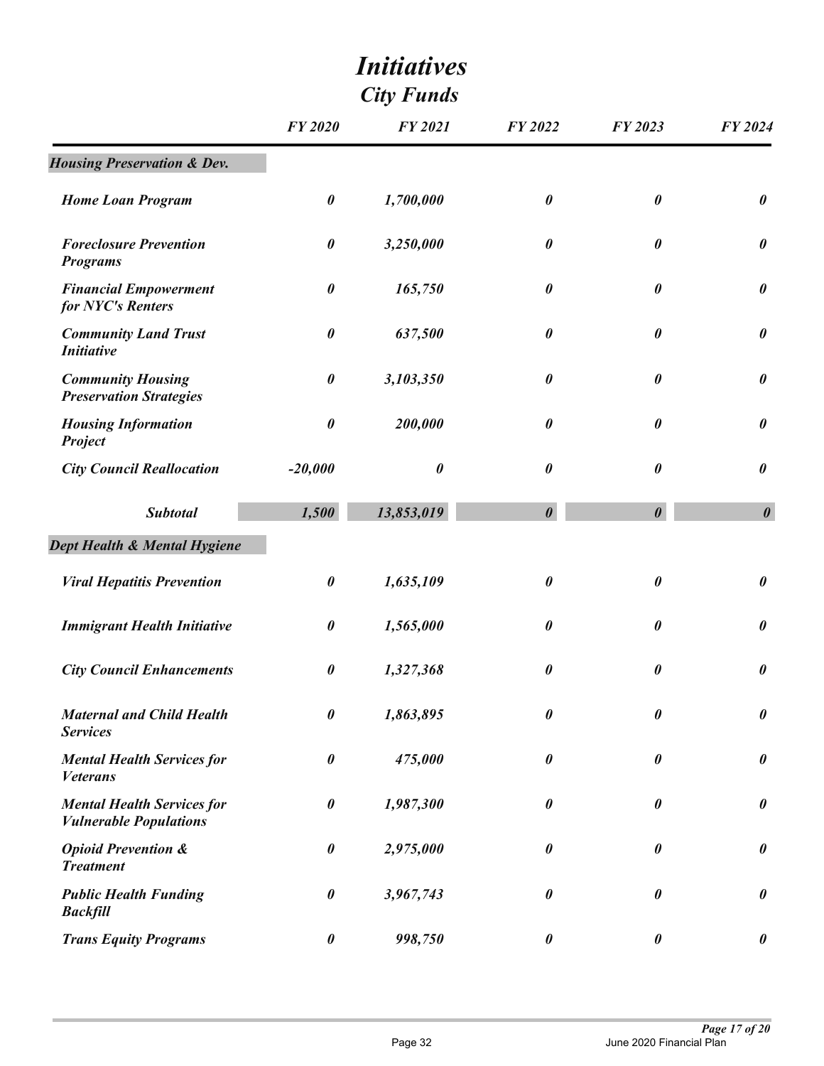# Initiatives

## City Funds

| | FY 2020 | FY 2021 | FY 2022 | FY 2023 | FY 2024 |
|---|---|---|---|---|---|
| **Housing Preservation & Dev.** | | | | | |
| Home Loan Program | 0 | 1,700,000 | 0 | 0 | 0 |
| Foreclosure Prevention Programs | 0 | 3,250,000 | 0 | 0 | 0 |
| Financial Empowerment for NYC's Renters | 0 | 165,750 | 0 | 0 | 0 |
| Community Land Trust Initiative | 0 | 637,500 | 0 | 0 | 0 |
| Community Housing Preservation Strategies | 0 | 3,103,350 | 0 | 0 | 0 |
| Housing Information Project | 0 | 200,000 | 0 | 0 | 0 |
| City Council Reallocation | -20,000 | 0 | 0 | 0 | 0 |
| **Subtotal** | **1,500** | **13,853,019** | **0** | **0** | **0** |
| **Dept Health & Mental Hygiene** | | | | | |
| Viral Hepatitis Prevention | 0 | 1,635,109 | 0 | 0 | 0 |
| Immigrant Health Initiative | 0 | 1,565,000 | 0 | 0 | 0 |
| City Council Enhancements | 0 | 1,327,368 | 0 | 0 | 0 |
| Maternal and Child Health Services | 0 | 1,863,895 | 0 | 0 | 0 |
| Mental Health Services for Veterans | 0 | 475,000 | 0 | 0 | 0 |
| Mental Health Services for Vulnerable Populations | 0 | 1,987,300 | 0 | 0 | 0 |
| Opioid Prevention & Treatment | 0 | 2,975,000 | 0 | 0 | 0 |
| Public Health Funding Backfill | 0 | 3,967,743 | 0 | 0 | 0 |
| Trans Equity Programs | 0 | 998,750 | 0 | 0 | 0 |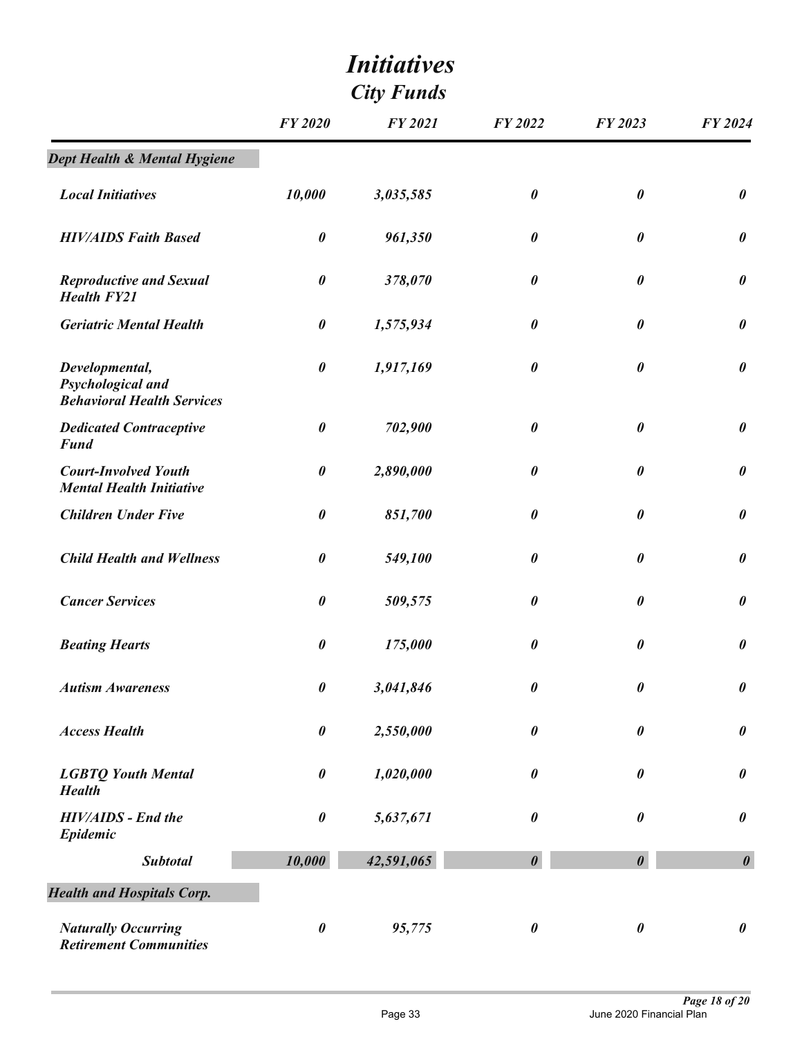# *Initiatives*
## *City Funds*

| | *FY 2020* | *FY 2021* | *FY 2022* | *FY 2023* | *FY 2024* |
|---|---|---|---|---|---|
| ***Dept Health & Mental Hygiene*** | | | | | |
| ***Local Initiatives*** | ***10,000*** | ***3,035,585*** | ***0*** | ***0*** | ***0*** |
| ***HIV/AIDS Faith Based*** | ***0*** | ***961,350*** | ***0*** | ***0*** | ***0*** |
| ***Reproductive and Sexual Health FY21*** | ***0*** | ***378,070*** | ***0*** | ***0*** | ***0*** |
| ***Geriatric Mental Health*** | ***0*** | ***1,575,934*** | ***0*** | ***0*** | ***0*** |
| ***Developmental, Psychological and Behavioral Health Services*** | ***0*** | ***1,917,169*** | ***0*** | ***0*** | ***0*** |
| ***Dedicated Contraceptive Fund*** | ***0*** | ***702,900*** | ***0*** | ***0*** | ***0*** |
| ***Court-Involved Youth Mental Health Initiative*** | ***0*** | ***2,890,000*** | ***0*** | ***0*** | ***0*** |
| ***Children Under Five*** | ***0*** | ***851,700*** | ***0*** | ***0*** | ***0*** |
| ***Child Health and Wellness*** | ***0*** | ***549,100*** | ***0*** | ***0*** | ***0*** |
| ***Cancer Services*** | ***0*** | ***509,575*** | ***0*** | ***0*** | ***0*** |
| ***Beating Hearts*** | ***0*** | ***175,000*** | ***0*** | ***0*** | ***0*** |
| ***Autism Awareness*** | ***0*** | ***3,041,846*** | ***0*** | ***0*** | ***0*** |
| ***Access Health*** | ***0*** | ***2,550,000*** | ***0*** | ***0*** | ***0*** |
| ***LGBTQ Youth Mental Health*** | ***0*** | ***1,020,000*** | ***0*** | ***0*** | ***0*** |
| ***HIV/AIDS - End the Epidemic*** | ***0*** | ***5,637,671*** | ***0*** | ***0*** | ***0*** |
| ***Subtotal*** | ***10,000*** | ***42,591,065*** | ***0*** | ***0*** | ***0*** |
| ***Health and Hospitals Corp.*** | | | | | |
| ***Naturally Occurring Retirement Communities*** | ***0*** | ***95,775*** | ***0*** | ***0*** | ***0*** |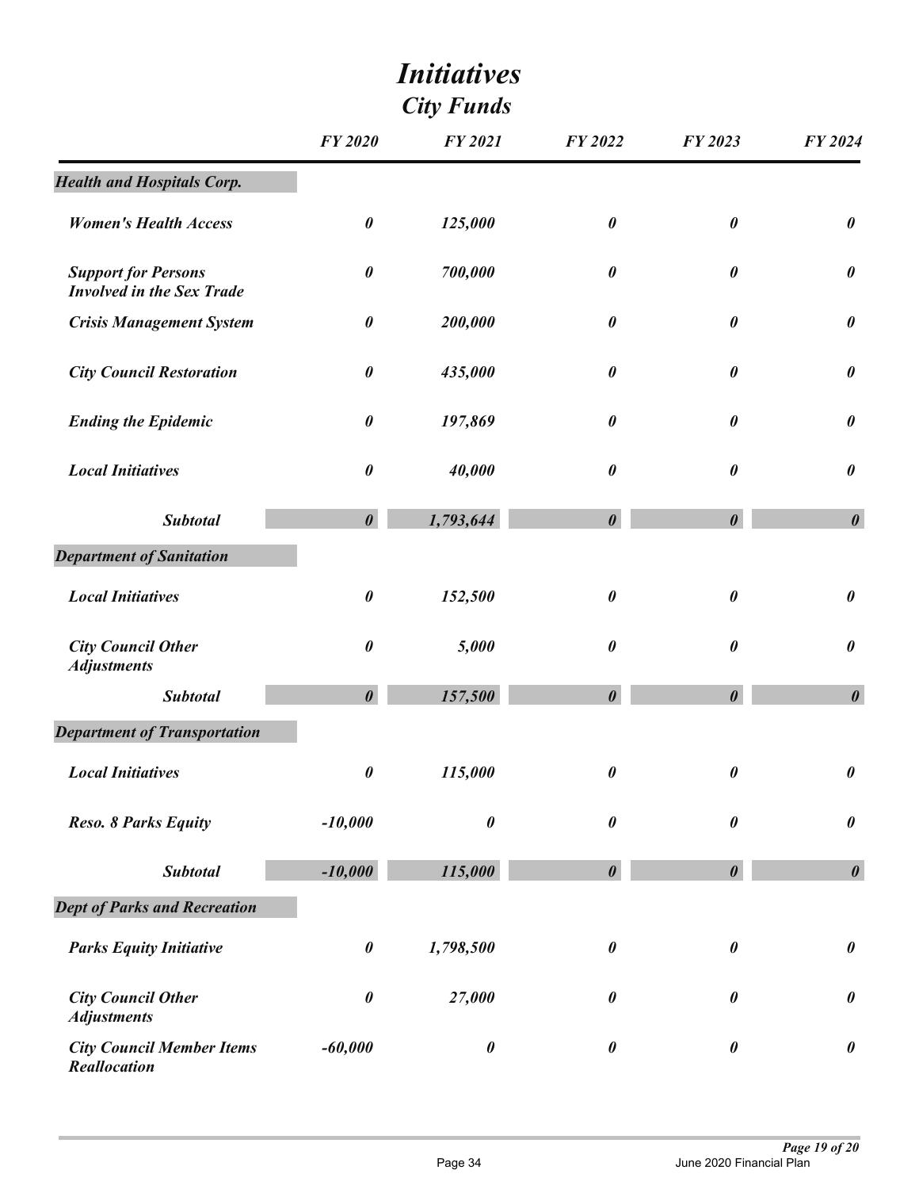# *Initiatives*

## *City Funds*

| | FY 2020 | FY 2021 | FY 2022 | FY 2023 | FY 2024 |
|---|---|---|---|---|---|
| ***Health and Hospitals Corp.*** | | | | | |
| *Women's Health Access* | *0* | *125,000* | *0* | *0* | *0* |
| *Support for Persons Involved in the Sex Trade* | *0* | *700,000* | *0* | *0* | *0* |
| *Crisis Management System* | *0* | *200,000* | *0* | *0* | *0* |
| *City Council Restoration* | *0* | *435,000* | *0* | *0* | *0* |
| *Ending the Epidemic* | *0* | *197,869* | *0* | *0* | *0* |
| *Local Initiatives* | *0* | *40,000* | *0* | *0* | *0* |
| ***Subtotal*** | ***0*** | ***1,793,644*** | ***0*** | ***0*** | ***0*** |
| ***Department of Sanitation*** | | | | | |
| *Local Initiatives* | *0* | *152,500* | *0* | *0* | *0* |
| *City Council Other Adjustments* | *0* | *5,000* | *0* | *0* | *0* |
| ***Subtotal*** | ***0*** | ***157,500*** | ***0*** | ***0*** | ***0*** |
| ***Department of Transportation*** | | | | | |
| *Local Initiatives* | *0* | *115,000* | *0* | *0* | *0* |
| *Reso. 8 Parks Equity* | *-10,000* | *0* | *0* | *0* | *0* |
| ***Subtotal*** | ***-10,000*** | ***115,000*** | ***0*** | ***0*** | ***0*** |
| ***Dept of Parks and Recreation*** | | | | | |
| *Parks Equity Initiative* | *0* | *1,798,500* | *0* | *0* | *0* |
| *City Council Other Adjustments* | *0* | *27,000* | *0* | *0* | *0* |
| *City Council Member Items Reallocation* | *-60,000* | *0* | *0* | *0* | *0* |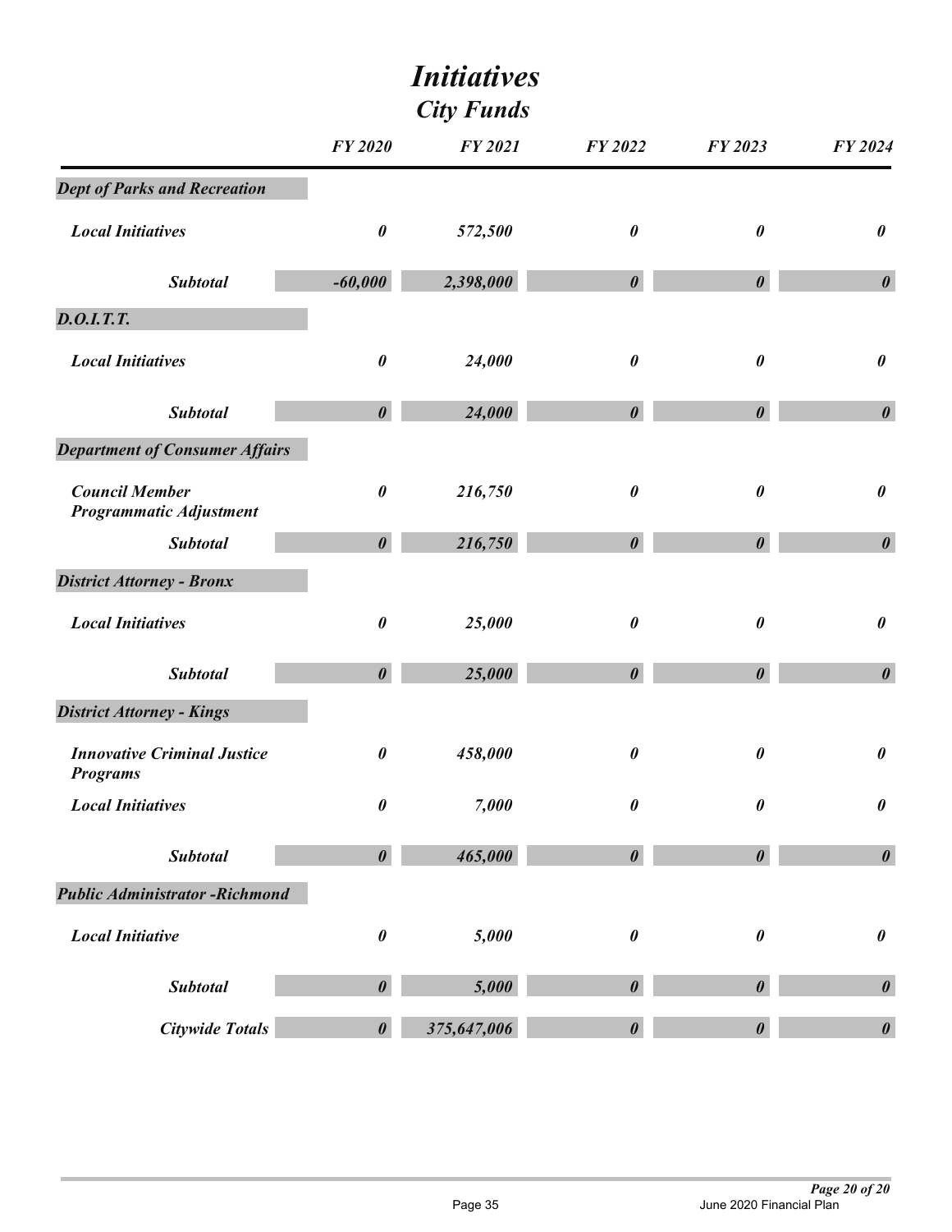# *Initiatives*
## *City Funds*

| | FY 2020 | FY 2021 | FY 2022 | FY 2023 | FY 2024 |
|---|---|---|---|---|---|
| ***Dept of Parks and Recreation*** | | | | | |
| *Local Initiatives* | *0* | *572,500* | *0* | *0* | *0* |
| ***Subtotal*** | *-60,000* | *2,398,000* | *0* | *0* | *0* |
| ***D.O.I.T.T.*** | | | | | |
| *Local Initiatives* | *0* | *24,000* | *0* | *0* | *0* |
| ***Subtotal*** | *0* | *24,000* | *0* | *0* | *0* |
| ***Department of Consumer Affairs*** | | | | | |
| *Council Member Programmatic Adjustment* | *0* | *216,750* | *0* | *0* | *0* |
| ***Subtotal*** | *0* | *216,750* | *0* | *0* | *0* |
| ***District Attorney - Bronx*** | | | | | |
| *Local Initiatives* | *0* | *25,000* | *0* | *0* | *0* |
| ***Subtotal*** | *0* | *25,000* | *0* | *0* | *0* |
| ***District Attorney - Kings*** | | | | | |
| *Innovative Criminal Justice Programs* | *0* | *458,000* | *0* | *0* | *0* |
| *Local Initiatives* | *0* | *7,000* | *0* | *0* | *0* |
| ***Subtotal*** | *0* | *465,000* | *0* | *0* | *0* |
| ***Public Administrator -Richmond*** | | | | | |
| *Local Initiative* | *0* | *5,000* | *0* | *0* | *0* |
| ***Subtotal*** | *0* | *5,000* | *0* | *0* | *0* |
| ***Citywide Totals*** | *0* | *375,647,006* | *0* | *0* | *0* |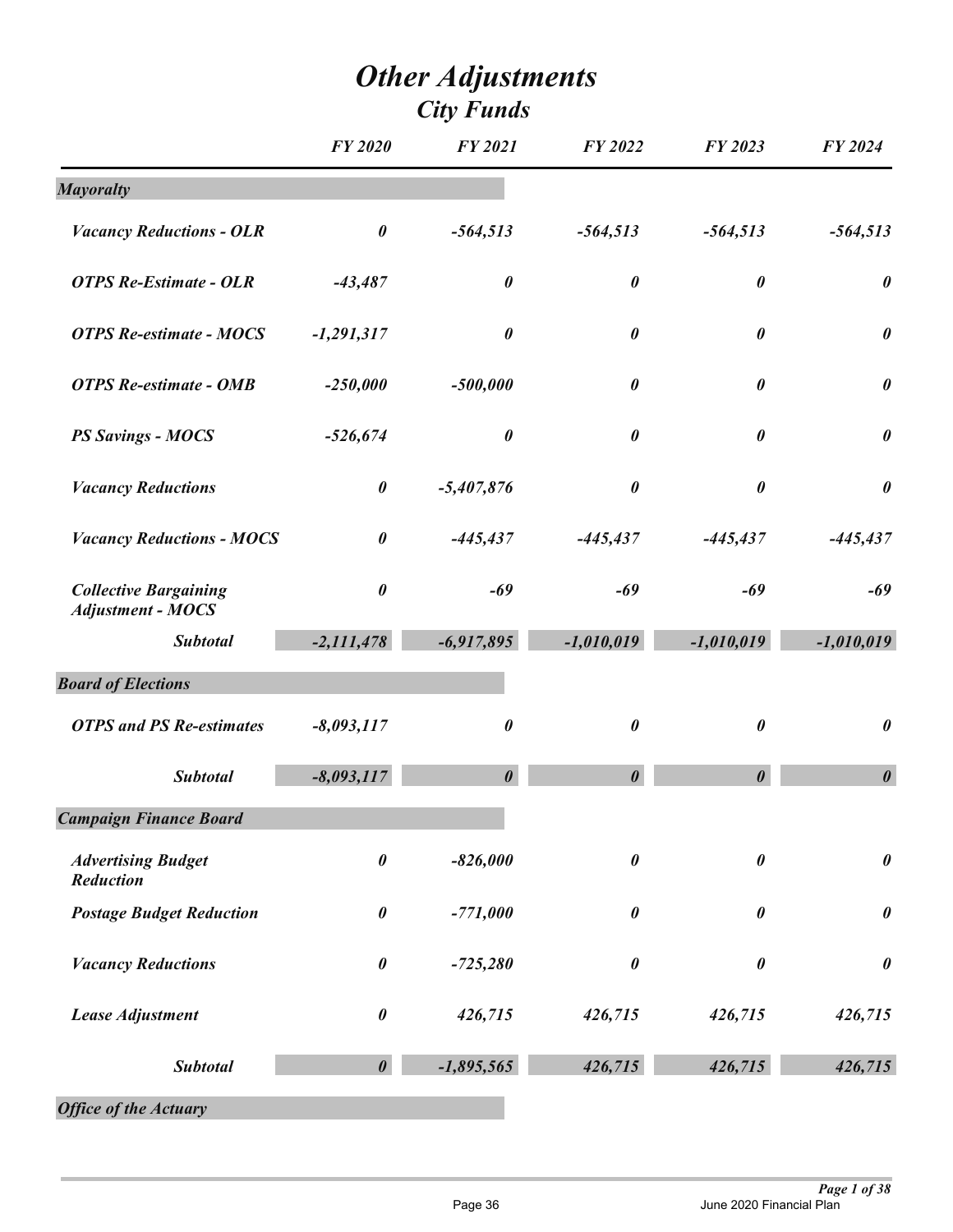# *Other Adjustments*

## *City Funds*

| | FY 2020 | FY 2021 | FY 2022 | FY 2023 | FY 2024 |
|---|---|---|---|---|---|
| ***Mayoralty*** | | | | | |
| *Vacancy Reductions - OLR* | *0* | *-564,513* | *-564,513* | *-564,513* | *-564,513* |
| *OTPS Re-Estimate - OLR* | *-43,487* | *0* | *0* | *0* | *0* |
| *OTPS Re-estimate - MOCS* | *-1,291,317* | *0* | *0* | *0* | *0* |
| *OTPS Re-estimate - OMB* | *-250,000* | *-500,000* | *0* | *0* | *0* |
| *PS Savings - MOCS* | *-526,674* | *0* | *0* | *0* | *0* |
| *Vacancy Reductions* | *0* | *-5,407,876* | *0* | *0* | *0* |
| *Vacancy Reductions - MOCS* | *0* | *-445,437* | *-445,437* | *-445,437* | *-445,437* |
| *Collective Bargaining Adjustment - MOCS* | *0* | *-69* | *-69* | *-69* | *-69* |
| ***Subtotal*** | ***-2,111,478*** | ***-6,917,895*** | ***-1,010,019*** | ***-1,010,019*** | ***-1,010,019*** |
| ***Board of Elections*** | | | | | |
| *OTPS and PS Re-estimates* | *-8,093,117* | *0* | *0* | *0* | *0* |
| ***Subtotal*** | ***-8,093,117*** | ***0*** | ***0*** | ***0*** | ***0*** |
| ***Campaign Finance Board*** | | | | | |
| *Advertising Budget Reduction* | *0* | *-826,000* | *0* | *0* | *0* |
| *Postage Budget Reduction* | *0* | *-771,000* | *0* | *0* | *0* |
| *Vacancy Reductions* | *0* | *-725,280* | *0* | *0* | *0* |
| *Lease Adjustment* | *0* | *426,715* | *426,715* | *426,715* | *426,715* |
| ***Subtotal*** | ***0*** | ***-1,895,565*** | ***426,715*** | ***426,715*** | ***426,715*** |
| ***Office of the Actuary*** | | | | | |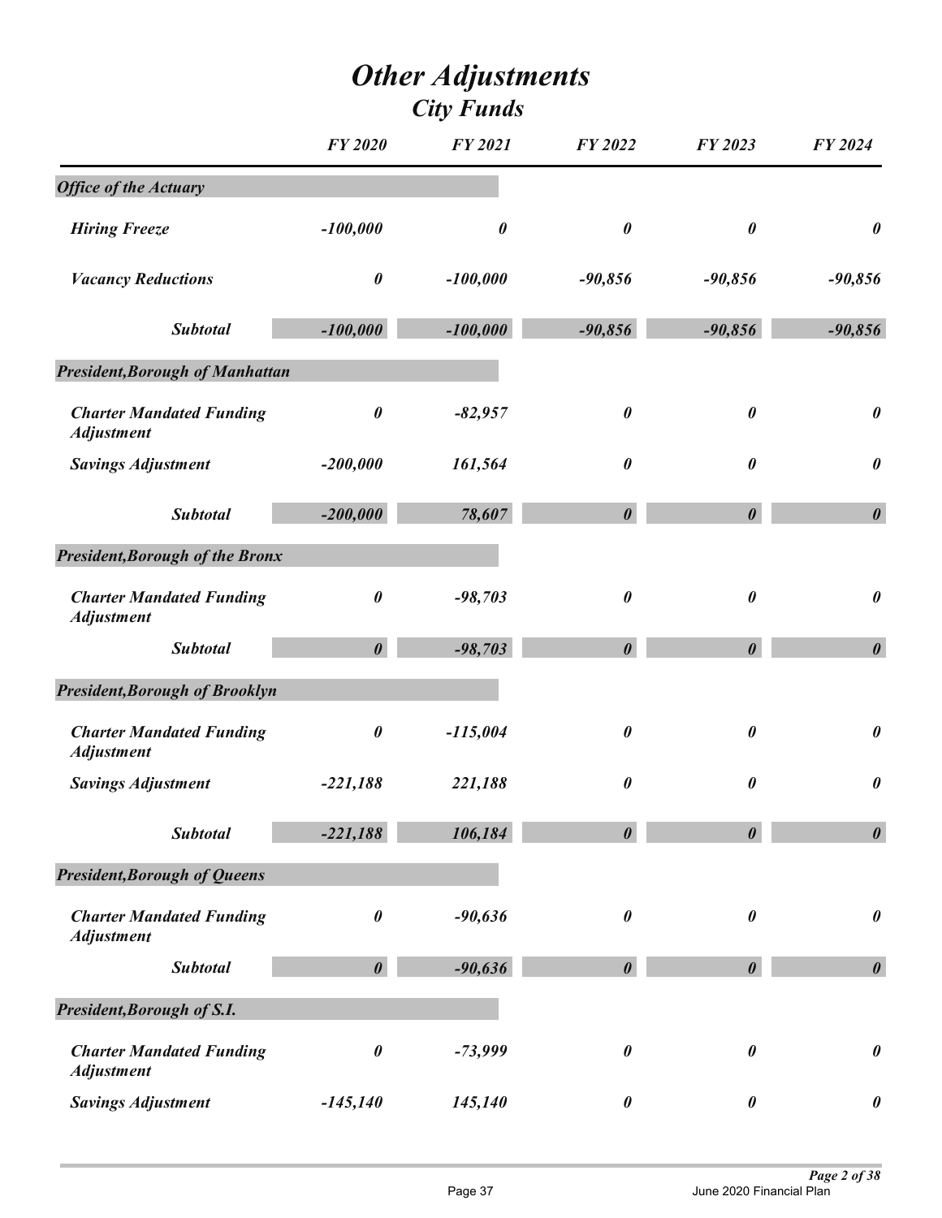# *Other Adjustments*
## *City Funds*

| | FY 2020 | FY 2021 | FY 2022 | FY 2023 | FY 2024 |
|---|---|---|---|---|---|
| ***Office of the Actuary*** | | | | | |
| ***Hiring Freeze*** | ***-100,000*** | ***0*** | ***0*** | ***0*** | ***0*** |
| ***Vacancy Reductions*** | ***0*** | ***-100,000*** | ***-90,856*** | ***-90,856*** | ***-90,856*** |
| ***Subtotal*** | ***-100,000*** | ***-100,000*** | ***-90,856*** | ***-90,856*** | ***-90,856*** |
| ***President,Borough of Manhattan*** | | | | | |
| ***Charter Mandated Funding Adjustment*** | ***0*** | ***-82,957*** | ***0*** | ***0*** | ***0*** |
| ***Savings Adjustment*** | ***-200,000*** | ***161,564*** | ***0*** | ***0*** | ***0*** |
| ***Subtotal*** | ***-200,000*** | ***78,607*** | ***0*** | ***0*** | ***0*** |
| ***President,Borough of the Bronx*** | | | | | |
| ***Charter Mandated Funding Adjustment*** | ***0*** | ***-98,703*** | ***0*** | ***0*** | ***0*** |
| ***Subtotal*** | ***0*** | ***-98,703*** | ***0*** | ***0*** | ***0*** |
| ***President,Borough of Brooklyn*** | | | | | |
| ***Charter Mandated Funding Adjustment*** | ***0*** | ***-115,004*** | ***0*** | ***0*** | ***0*** |
| ***Savings Adjustment*** | ***-221,188*** | ***221,188*** | ***0*** | ***0*** | ***0*** |
| ***Subtotal*** | ***-221,188*** | ***106,184*** | ***0*** | ***0*** | ***0*** |
| ***President,Borough of Queens*** | | | | | |
| ***Charter Mandated Funding Adjustment*** | ***0*** | ***-90,636*** | ***0*** | ***0*** | ***0*** |
| ***Subtotal*** | ***0*** | ***-90,636*** | ***0*** | ***0*** | ***0*** |
| ***President,Borough of S.I.*** | | | | | |
| ***Charter Mandated Funding Adjustment*** | ***0*** | ***-73,999*** | ***0*** | ***0*** | ***0*** |
| ***Savings Adjustment*** | ***-145,140*** | ***145,140*** | ***0*** | ***0*** | ***0*** |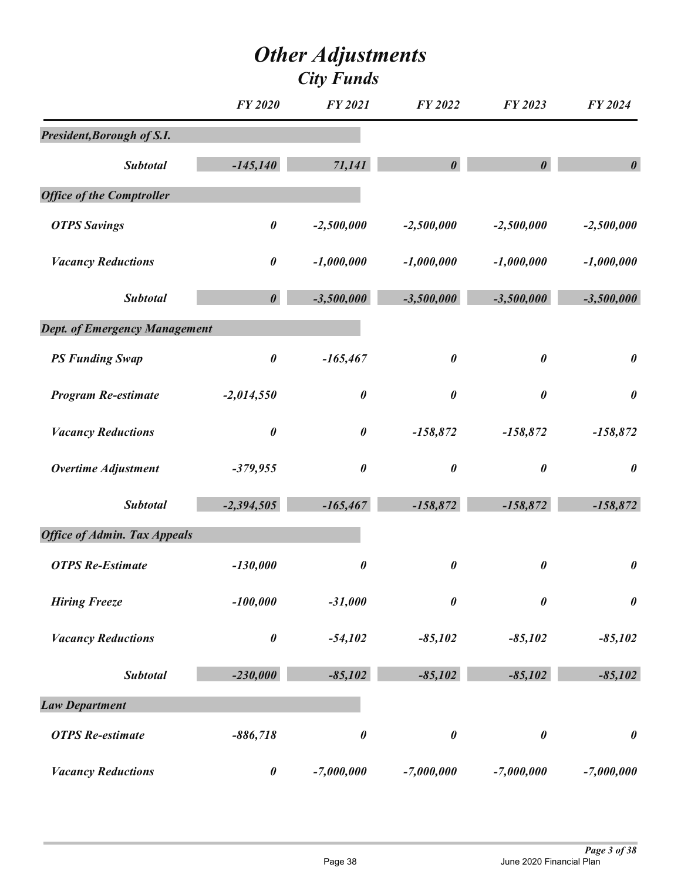# *Other Adjustments*

## *City Funds*

| | *FY 2020* | *FY 2021* | *FY 2022* | *FY 2023* | *FY 2024* |
|---|---|---|---|---|---|
| ***President,Borough of S.I.*** | | | | | |
| ***Subtotal*** | ***-145,140*** | ***71,141*** | ***0*** | ***0*** | ***0*** |
| ***Office of the Comptroller*** | | | | | |
| ***OTPS Savings*** | ***0*** | ***-2,500,000*** | ***-2,500,000*** | ***-2,500,000*** | ***-2,500,000*** |
| ***Vacancy Reductions*** | ***0*** | ***-1,000,000*** | ***-1,000,000*** | ***-1,000,000*** | ***-1,000,000*** |
| ***Subtotal*** | ***0*** | ***-3,500,000*** | ***-3,500,000*** | ***-3,500,000*** | ***-3,500,000*** |
| ***Dept. of Emergency Management*** | | | | | |
| ***PS Funding Swap*** | ***0*** | ***-165,467*** | ***0*** | ***0*** | ***0*** |
| ***Program Re-estimate*** | ***-2,014,550*** | ***0*** | ***0*** | ***0*** | ***0*** |
| ***Vacancy Reductions*** | ***0*** | ***0*** | ***-158,872*** | ***-158,872*** | ***-158,872*** |
| ***Overtime Adjustment*** | ***-379,955*** | ***0*** | ***0*** | ***0*** | ***0*** |
| ***Subtotal*** | ***-2,394,505*** | ***-165,467*** | ***-158,872*** | ***-158,872*** | ***-158,872*** |
| ***Office of Admin. Tax Appeals*** | | | | | |
| ***OTPS Re-Estimate*** | ***-130,000*** | ***0*** | ***0*** | ***0*** | ***0*** |
| ***Hiring Freeze*** | ***-100,000*** | ***-31,000*** | ***0*** | ***0*** | ***0*** |
| ***Vacancy Reductions*** | ***0*** | ***-54,102*** | ***-85,102*** | ***-85,102*** | ***-85,102*** |
| ***Subtotal*** | ***-230,000*** | ***-85,102*** | ***-85,102*** | ***-85,102*** | ***-85,102*** |
| ***Law Department*** | | | | | |
| ***OTPS Re-estimate*** | ***-886,718*** | ***0*** | ***0*** | ***0*** | ***0*** |
| ***Vacancy Reductions*** | ***0*** | ***-7,000,000*** | ***-7,000,000*** | ***-7,000,000*** | ***-7,000,000*** |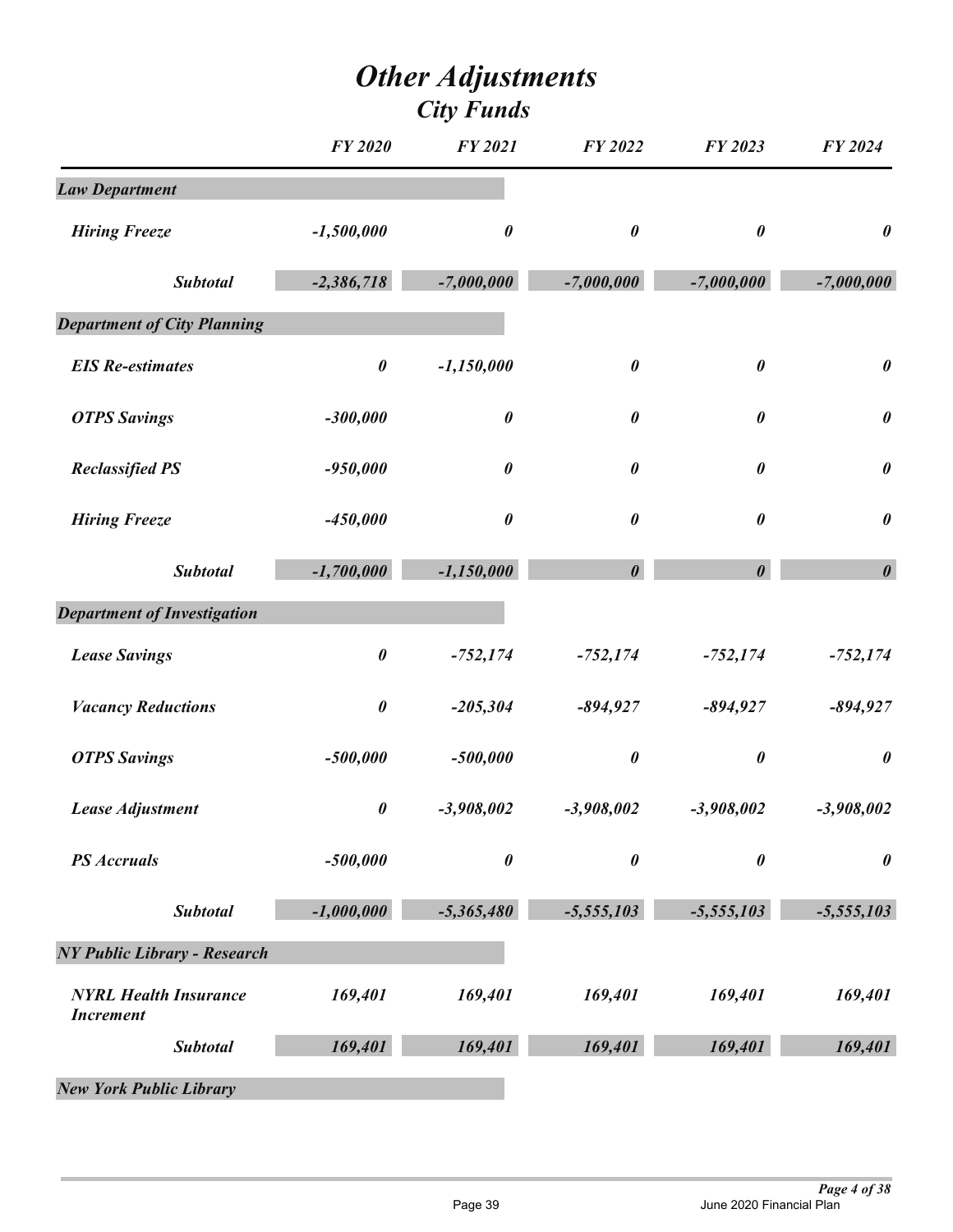# *Other Adjustments*
## *City Funds*

| | *FY 2020* | *FY 2021* | *FY 2022* | *FY 2023* | *FY 2024* |
|---|---|---|---|---|---|
| ***Law Department*** | | | | | |
| *Hiring Freeze* | *-1,500,000* | *0* | *0* | *0* | *0* |
| ***Subtotal*** | *-2,386,718* | *-7,000,000* | *-7,000,000* | *-7,000,000* | *-7,000,000* |
| ***Department of City Planning*** | | | | | |
| *EIS Re-estimates* | *0* | *-1,150,000* | *0* | *0* | *0* |
| *OTPS Savings* | *-300,000* | *0* | *0* | *0* | *0* |
| *Reclassified PS* | *-950,000* | *0* | *0* | *0* | *0* |
| *Hiring Freeze* | *-450,000* | *0* | *0* | *0* | *0* |
| ***Subtotal*** | *-1,700,000* | *-1,150,000* | *0* | *0* | *0* |
| ***Department of Investigation*** | | | | | |
| *Lease Savings* | *0* | *-752,174* | *-752,174* | *-752,174* | *-752,174* |
| *Vacancy Reductions* | *0* | *-205,304* | *-894,927* | *-894,927* | *-894,927* |
| *OTPS Savings* | *-500,000* | *-500,000* | *0* | *0* | *0* |
| *Lease Adjustment* | *0* | *-3,908,002* | *-3,908,002* | *-3,908,002* | *-3,908,002* |
| *PS Accruals* | *-500,000* | *0* | *0* | *0* | *0* |
| ***Subtotal*** | *-1,000,000* | *-5,365,480* | *-5,555,103* | *-5,555,103* | *-5,555,103* |
| ***NY Public Library - Research*** | | | | | |
| *NYRL Health Insurance Increment* | *169,401* | *169,401* | *169,401* | *169,401* | *169,401* |
| ***Subtotal*** | *169,401* | *169,401* | *169,401* | *169,401* | *169,401* |
| ***New York Public Library*** | | | | | |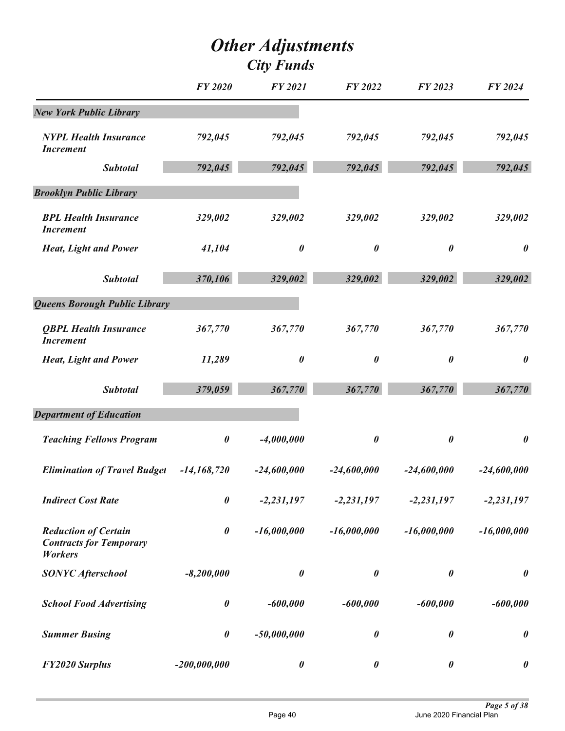# *Other Adjustments*
## *City Funds*

| | FY 2020 | FY 2021 | FY 2022 | FY 2023 | FY 2024 |
|---|---|---|---|---|---|
| ***New York Public Library*** | | | | | |
| *NYPL Health Insurance Increment* | *792,045* | *792,045* | *792,045* | *792,045* | *792,045* |
| ***Subtotal*** | ***792,045*** | ***792,045*** | ***792,045*** | ***792,045*** | ***792,045*** |
| ***Brooklyn Public Library*** | | | | | |
| *BPL Health Insurance Increment* | *329,002* | *329,002* | *329,002* | *329,002* | *329,002* |
| *Heat, Light and Power* | *41,104* | *0* | *0* | *0* | *0* |
| ***Subtotal*** | ***370,106*** | ***329,002*** | ***329,002*** | ***329,002*** | ***329,002*** |
| ***Queens Borough Public Library*** | | | | | |
| *QBPL Health Insurance Increment* | *367,770* | *367,770* | *367,770* | *367,770* | *367,770* |
| *Heat, Light and Power* | *11,289* | *0* | *0* | *0* | *0* |
| ***Subtotal*** | ***379,059*** | ***367,770*** | ***367,770*** | ***367,770*** | ***367,770*** |
| ***Department of Education*** | | | | | |
| *Teaching Fellows Program* | *0* | *-4,000,000* | *0* | *0* | *0* |
| *Elimination of Travel Budget* | *-14,168,720* | *-24,600,000* | *-24,600,000* | *-24,600,000* | *-24,600,000* |
| *Indirect Cost Rate* | *0* | *-2,231,197* | *-2,231,197* | *-2,231,197* | *-2,231,197* |
| *Reduction of Certain Contracts for Temporary Workers* | *0* | *-16,000,000* | *-16,000,000* | *-16,000,000* | *-16,000,000* |
| *SONYC Afterschool* | *-8,200,000* | *0* | *0* | *0* | *0* |
| *School Food Advertising* | *0* | *-600,000* | *-600,000* | *-600,000* | *-600,000* |
| *Summer Busing* | *0* | *-50,000,000* | *0* | *0* | *0* |
| *FY2020 Surplus* | *-200,000,000* | *0* | *0* | *0* | *0* |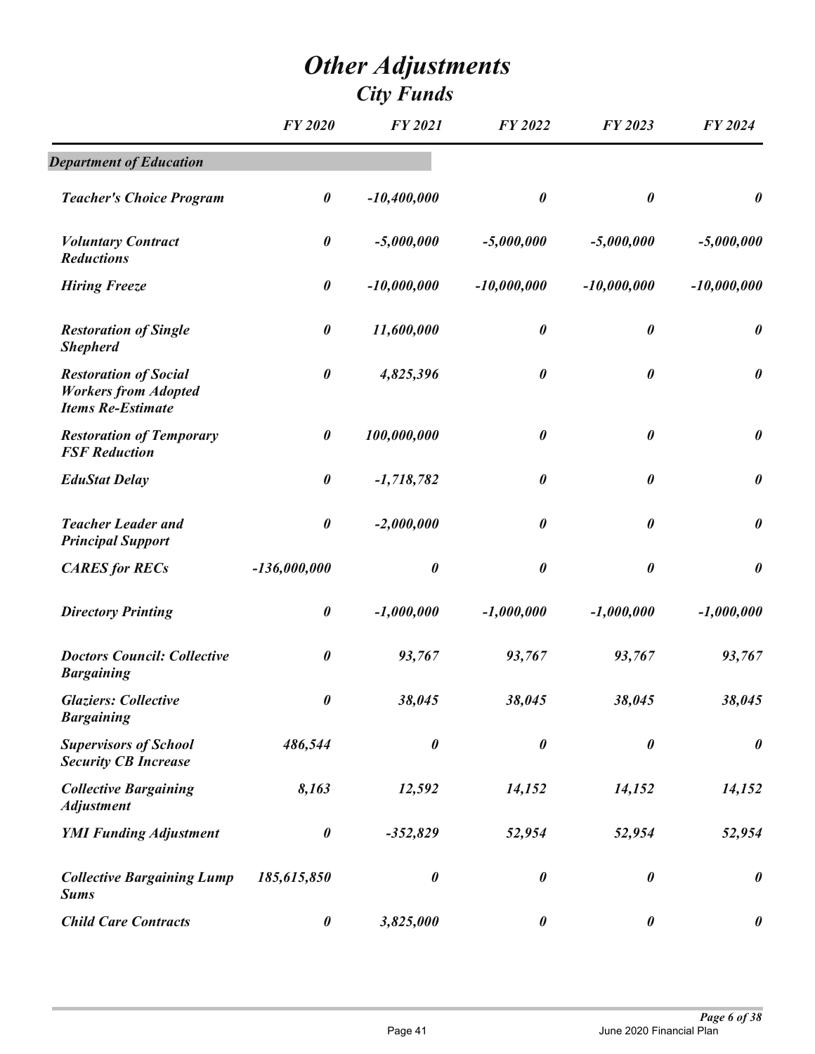# Other Adjustments

## City Funds

| | FY 2020 | FY 2021 | FY 2022 | FY 2023 | FY 2024 |
|---|---|---|---|---|---|
| **Department of Education** | | | | | |
| Teacher's Choice Program | 0 | -10,400,000 | 0 | 0 | 0 |
| Voluntary Contract Reductions | 0 | -5,000,000 | -5,000,000 | -5,000,000 | -5,000,000 |
| Hiring Freeze | 0 | -10,000,000 | -10,000,000 | -10,000,000 | -10,000,000 |
| Restoration of Single Shepherd | 0 | 11,600,000 | 0 | 0 | 0 |
| Restoration of Social Workers from Adopted Items Re-Estimate | 0 | 4,825,396 | 0 | 0 | 0 |
| Restoration of Temporary FSF Reduction | 0 | 100,000,000 | 0 | 0 | 0 |
| EduStat Delay | 0 | -1,718,782 | 0 | 0 | 0 |
| Teacher Leader and Principal Support | 0 | -2,000,000 | 0 | 0 | 0 |
| CARES for RECs | -136,000,000 | 0 | 0 | 0 | 0 |
| Directory Printing | 0 | -1,000,000 | -1,000,000 | -1,000,000 | -1,000,000 |
| Doctors Council: Collective Bargaining | 0 | 93,767 | 93,767 | 93,767 | 93,767 |
| Glaziers: Collective Bargaining | 0 | 38,045 | 38,045 | 38,045 | 38,045 |
| Supervisors of School Security CB Increase | 486,544 | 0 | 0 | 0 | 0 |
| Collective Bargaining Adjustment | 8,163 | 12,592 | 14,152 | 14,152 | 14,152 |
| YMI Funding Adjustment | 0 | -352,829 | 52,954 | 52,954 | 52,954 |
| Collective Bargaining Lump Sums | 185,615,850 | 0 | 0 | 0 | 0 |
| Child Care Contracts | 0 | 3,825,000 | 0 | 0 | 0 |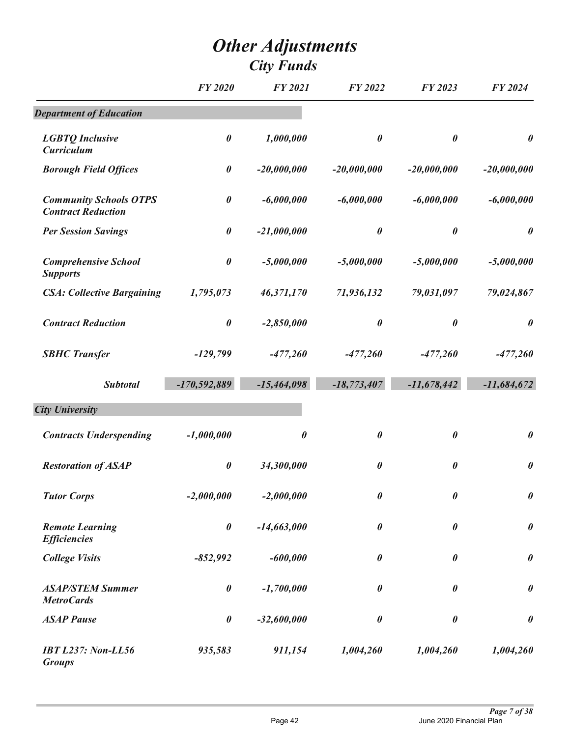# Other Adjustments

## City Funds

| | FY 2020 | FY 2021 | FY 2022 | FY 2023 | FY 2024 |
|---|---|---|---|---|---|
| **Department of Education** | | | | | |
| LGBTQ Inclusive Curriculum | 0 | 1,000,000 | 0 | 0 | 0 |
| Borough Field Offices | 0 | -20,000,000 | -20,000,000 | -20,000,000 | -20,000,000 |
| Community Schools OTPS Contract Reduction | 0 | -6,000,000 | -6,000,000 | -6,000,000 | -6,000,000 |
| Per Session Savings | 0 | -21,000,000 | 0 | 0 | 0 |
| Comprehensive School Supports | 0 | -5,000,000 | -5,000,000 | -5,000,000 | -5,000,000 |
| CSA: Collective Bargaining | 1,795,073 | 46,371,170 | 71,936,132 | 79,031,097 | 79,024,867 |
| Contract Reduction | 0 | -2,850,000 | 0 | 0 | 0 |
| SBHC Transfer | -129,799 | -477,260 | -477,260 | -477,260 | -477,260 |
| **Subtotal** | -170,592,889 | -15,464,098 | -18,773,407 | -11,678,442 | -11,684,672 |
| **City University** | | | | | |
| Contracts Underspending | -1,000,000 | 0 | 0 | 0 | 0 |
| Restoration of ASAP | 0 | 34,300,000 | 0 | 0 | 0 |
| Tutor Corps | -2,000,000 | -2,000,000 | 0 | 0 | 0 |
| Remote Learning Efficiencies | 0 | -14,663,000 | 0 | 0 | 0 |
| College Visits | -852,992 | -600,000 | 0 | 0 | 0 |
| ASAP/STEM Summer MetroCards | 0 | -1,700,000 | 0 | 0 | 0 |
| ASAP Pause | 0 | -32,600,000 | 0 | 0 | 0 |
| IBT L237: Non-LL56 Groups | 935,583 | 911,154 | 1,004,260 | 1,004,260 | 1,004,260 |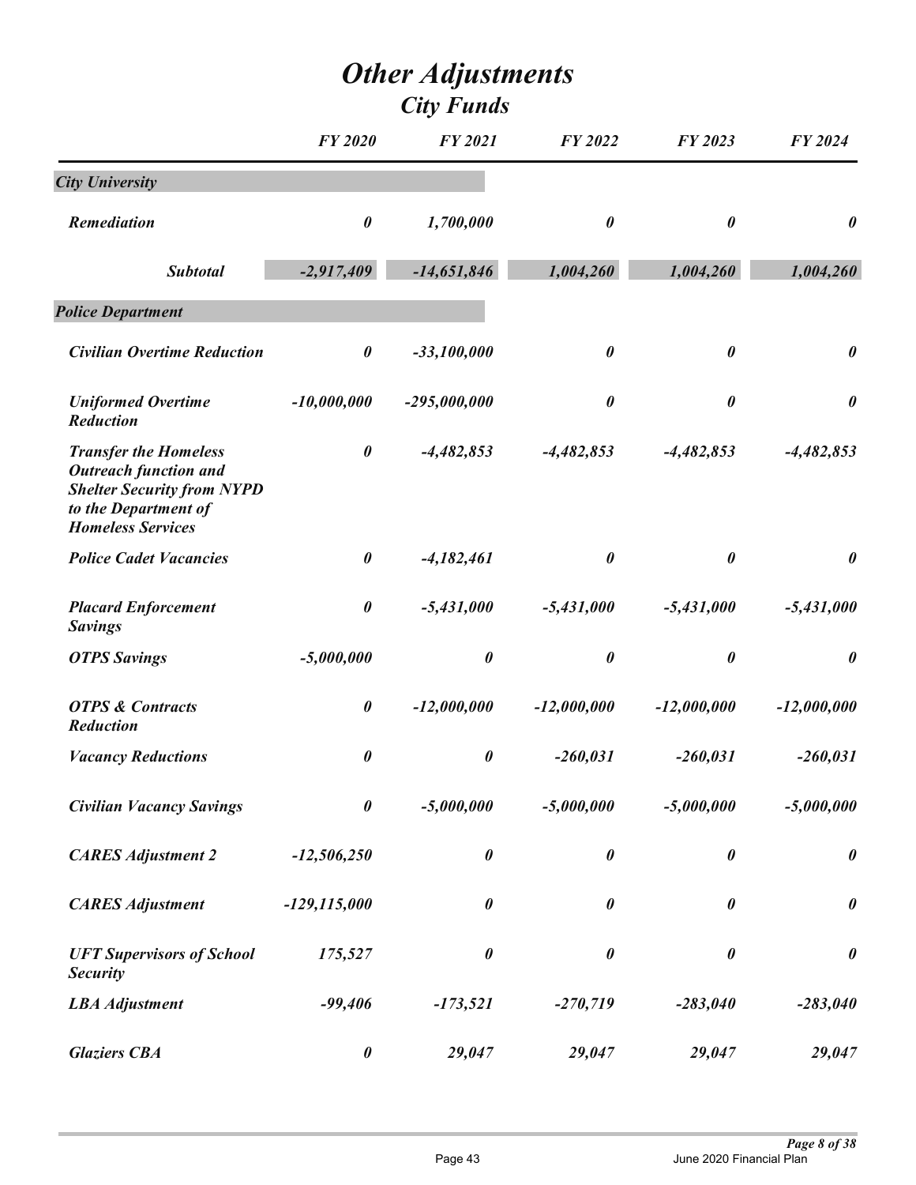# Other Adjustments

## City Funds

| | FY 2020 | FY 2021 | FY 2022 | FY 2023 | FY 2024 |
|---|---|---|---|---|---|
| ***City University*** | | | | | |
| ***Remediation*** | ***0*** | ***1,700,000*** | ***0*** | ***0*** | ***0*** |
| ***Subtotal*** | ***-2,917,409*** | ***-14,651,846*** | ***1,004,260*** | ***1,004,260*** | ***1,004,260*** |
| ***Police Department*** | | | | | |
| ***Civilian Overtime Reduction*** | ***0*** | ***-33,100,000*** | ***0*** | ***0*** | ***0*** |
| ***Uniformed Overtime Reduction*** | ***-10,000,000*** | ***-295,000,000*** | ***0*** | ***0*** | ***0*** |
| ***Transfer the Homeless Outreach function and Shelter Security from NYPD to the Department of Homeless Services*** | ***0*** | ***-4,482,853*** | ***-4,482,853*** | ***-4,482,853*** | ***-4,482,853*** |
| ***Police Cadet Vacancies*** | ***0*** | ***-4,182,461*** | ***0*** | ***0*** | ***0*** |
| ***Placard Enforcement Savings*** | ***0*** | ***-5,431,000*** | ***-5,431,000*** | ***-5,431,000*** | ***-5,431,000*** |
| ***OTPS Savings*** | ***-5,000,000*** | ***0*** | ***0*** | ***0*** | ***0*** |
| ***OTPS & Contracts Reduction*** | ***0*** | ***-12,000,000*** | ***-12,000,000*** | ***-12,000,000*** | ***-12,000,000*** |
| ***Vacancy Reductions*** | ***0*** | ***0*** | ***-260,031*** | ***-260,031*** | ***-260,031*** |
| ***Civilian Vacancy Savings*** | ***0*** | ***-5,000,000*** | ***-5,000,000*** | ***-5,000,000*** | ***-5,000,000*** |
| ***CARES Adjustment 2*** | ***-12,506,250*** | ***0*** | ***0*** | ***0*** | ***0*** |
| ***CARES Adjustment*** | ***-129,115,000*** | ***0*** | ***0*** | ***0*** | ***0*** |
| ***UFT Supervisors of School Security*** | ***175,527*** | ***0*** | ***0*** | ***0*** | ***0*** |
| ***LBA Adjustment*** | ***-99,406*** | ***-173,521*** | ***-270,719*** | ***-283,040*** | ***-283,040*** |
| ***Glaziers CBA*** | ***0*** | ***29,047*** | ***29,047*** | ***29,047*** | ***29,047*** |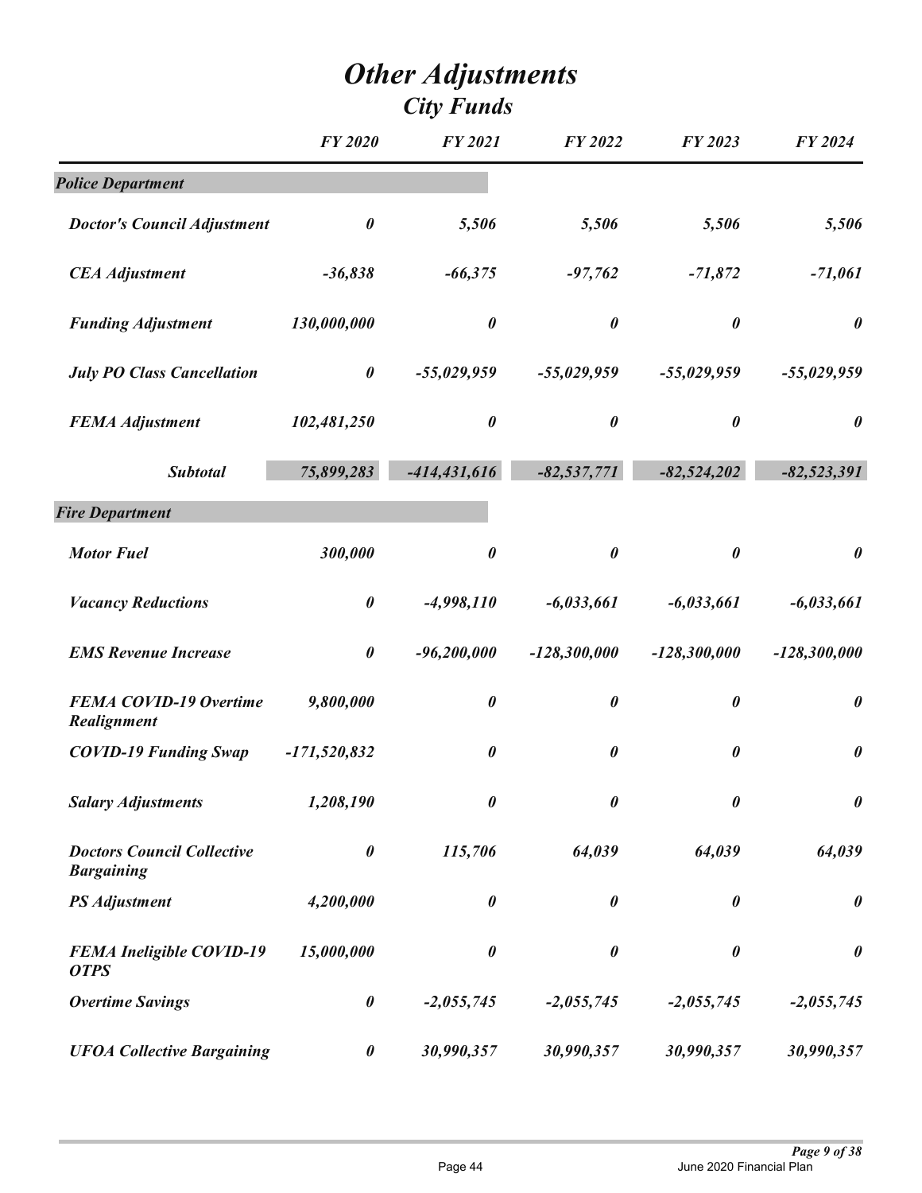# Other Adjustments

## City Funds

| | FY 2020 | FY 2021 | FY 2022 | FY 2023 | FY 2024 |
|---|---|---|---|---|---|
| ***Police Department*** | | | | | |
| ***Doctor's Council Adjustment*** | ***0*** | ***5,506*** | ***5,506*** | ***5,506*** | ***5,506*** |
| ***CEA Adjustment*** | ***-36,838*** | ***-66,375*** | ***-97,762*** | ***-71,872*** | ***-71,061*** |
| ***Funding Adjustment*** | ***130,000,000*** | ***0*** | ***0*** | ***0*** | ***0*** |
| ***July PO Class Cancellation*** | ***0*** | ***-55,029,959*** | ***-55,029,959*** | ***-55,029,959*** | ***-55,029,959*** |
| ***FEMA Adjustment*** | ***102,481,250*** | ***0*** | ***0*** | ***0*** | ***0*** |
| ***Subtotal*** | ***75,899,283*** | ***-414,431,616*** | ***-82,537,771*** | ***-82,524,202*** | ***-82,523,391*** |
| ***Fire Department*** | | | | | |
| ***Motor Fuel*** | ***300,000*** | ***0*** | ***0*** | ***0*** | ***0*** |
| ***Vacancy Reductions*** | ***0*** | ***-4,998,110*** | ***-6,033,661*** | ***-6,033,661*** | ***-6,033,661*** |
| ***EMS Revenue Increase*** | ***0*** | ***-96,200,000*** | ***-128,300,000*** | ***-128,300,000*** | ***-128,300,000*** |
| ***FEMA COVID-19 Overtime Realignment*** | ***9,800,000*** | ***0*** | ***0*** | ***0*** | ***0*** |
| ***COVID-19 Funding Swap*** | ***-171,520,832*** | ***0*** | ***0*** | ***0*** | ***0*** |
| ***Salary Adjustments*** | ***1,208,190*** | ***0*** | ***0*** | ***0*** | ***0*** |
| ***Doctors Council Collective Bargaining*** | ***0*** | ***115,706*** | ***64,039*** | ***64,039*** | ***64,039*** |
| ***PS Adjustment*** | ***4,200,000*** | ***0*** | ***0*** | ***0*** | ***0*** |
| ***FEMA Ineligible COVID-19 OTPS*** | ***15,000,000*** | ***0*** | ***0*** | ***0*** | ***0*** |
| ***Overtime Savings*** | ***0*** | ***-2,055,745*** | ***-2,055,745*** | ***-2,055,745*** | ***-2,055,745*** |
| ***UFOA Collective Bargaining*** | ***0*** | ***30,990,357*** | ***30,990,357*** | ***30,990,357*** | ***30,990,357*** |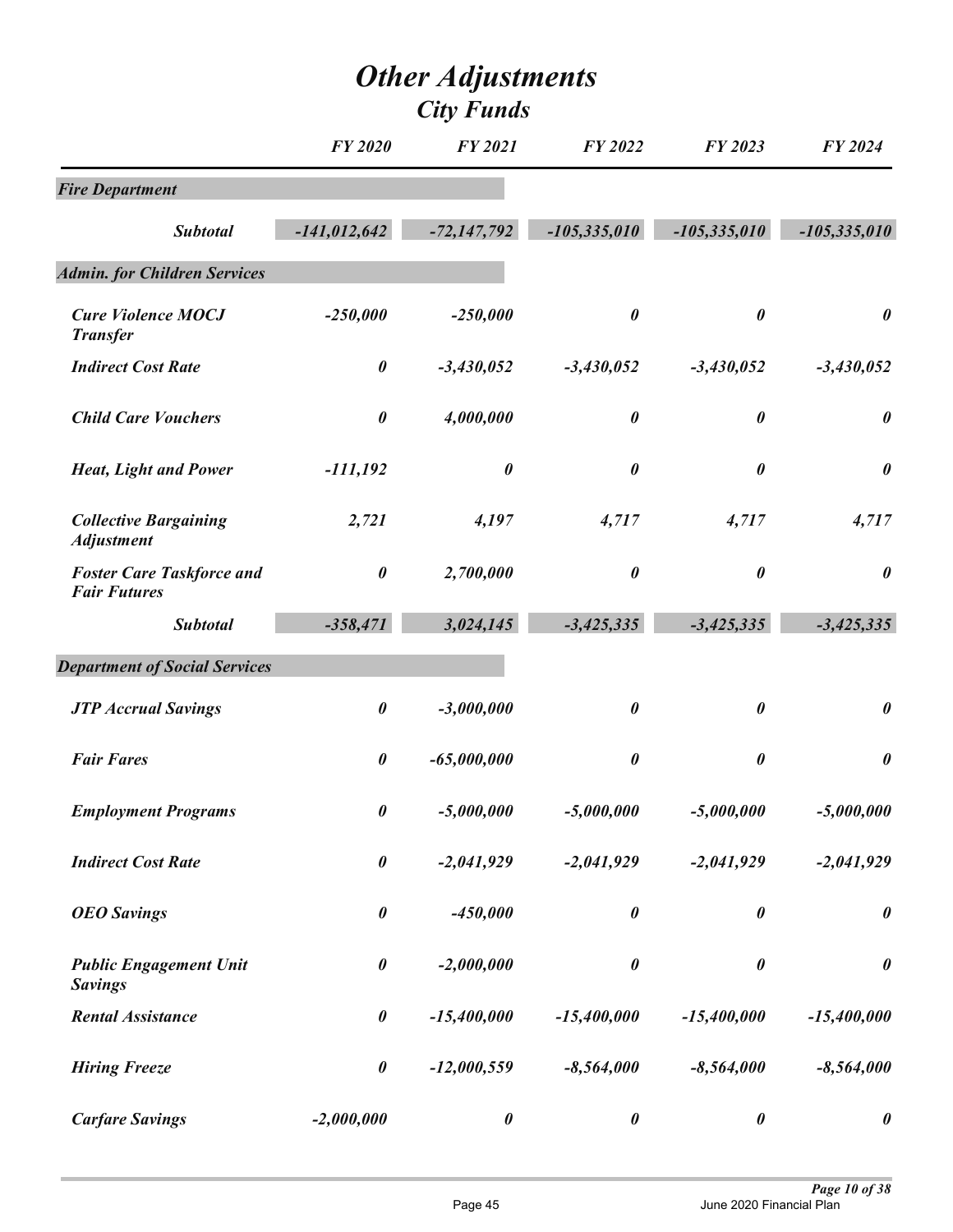# Other Adjustments

## City Funds

| | FY 2020 | FY 2021 | FY 2022 | FY 2023 | FY 2024 |
|---|---|---|---|---|---|
| ***Fire Department*** | | | | | |
| ***Subtotal*** | ***-141,012,642*** | ***-72,147,792*** | ***-105,335,010*** | ***-105,335,010*** | ***-105,335,010*** |
| ***Admin. for Children Services*** | | | | | |
| ***Cure Violence MOCJ Transfer*** | ***-250,000*** | ***-250,000*** | ***0*** | ***0*** | ***0*** |
| ***Indirect Cost Rate*** | ***0*** | ***-3,430,052*** | ***-3,430,052*** | ***-3,430,052*** | ***-3,430,052*** |
| ***Child Care Vouchers*** | ***0*** | ***4,000,000*** | ***0*** | ***0*** | ***0*** |
| ***Heat, Light and Power*** | ***-111,192*** | ***0*** | ***0*** | ***0*** | ***0*** |
| ***Collective Bargaining Adjustment*** | ***2,721*** | ***4,197*** | ***4,717*** | ***4,717*** | ***4,717*** |
| ***Foster Care Taskforce and Fair Futures*** | ***0*** | ***2,700,000*** | ***0*** | ***0*** | ***0*** |
| ***Subtotal*** | ***-358,471*** | ***3,024,145*** | ***-3,425,335*** | ***-3,425,335*** | ***-3,425,335*** |
| ***Department of Social Services*** | | | | | |
| ***JTP Accrual Savings*** | ***0*** | ***-3,000,000*** | ***0*** | ***0*** | ***0*** |
| ***Fair Fares*** | ***0*** | ***-65,000,000*** | ***0*** | ***0*** | ***0*** |
| ***Employment Programs*** | ***0*** | ***-5,000,000*** | ***-5,000,000*** | ***-5,000,000*** | ***-5,000,000*** |
| ***Indirect Cost Rate*** | ***0*** | ***-2,041,929*** | ***-2,041,929*** | ***-2,041,929*** | ***-2,041,929*** |
| ***OEO Savings*** | ***0*** | ***-450,000*** | ***0*** | ***0*** | ***0*** |
| ***Public Engagement Unit Savings*** | ***0*** | ***-2,000,000*** | ***0*** | ***0*** | ***0*** |
| ***Rental Assistance*** | ***0*** | ***-15,400,000*** | ***-15,400,000*** | ***-15,400,000*** | ***-15,400,000*** |
| ***Hiring Freeze*** | ***0*** | ***-12,000,559*** | ***-8,564,000*** | ***-8,564,000*** | ***-8,564,000*** |
| ***Carfare Savings*** | ***-2,000,000*** | ***0*** | ***0*** | ***0*** | ***0*** |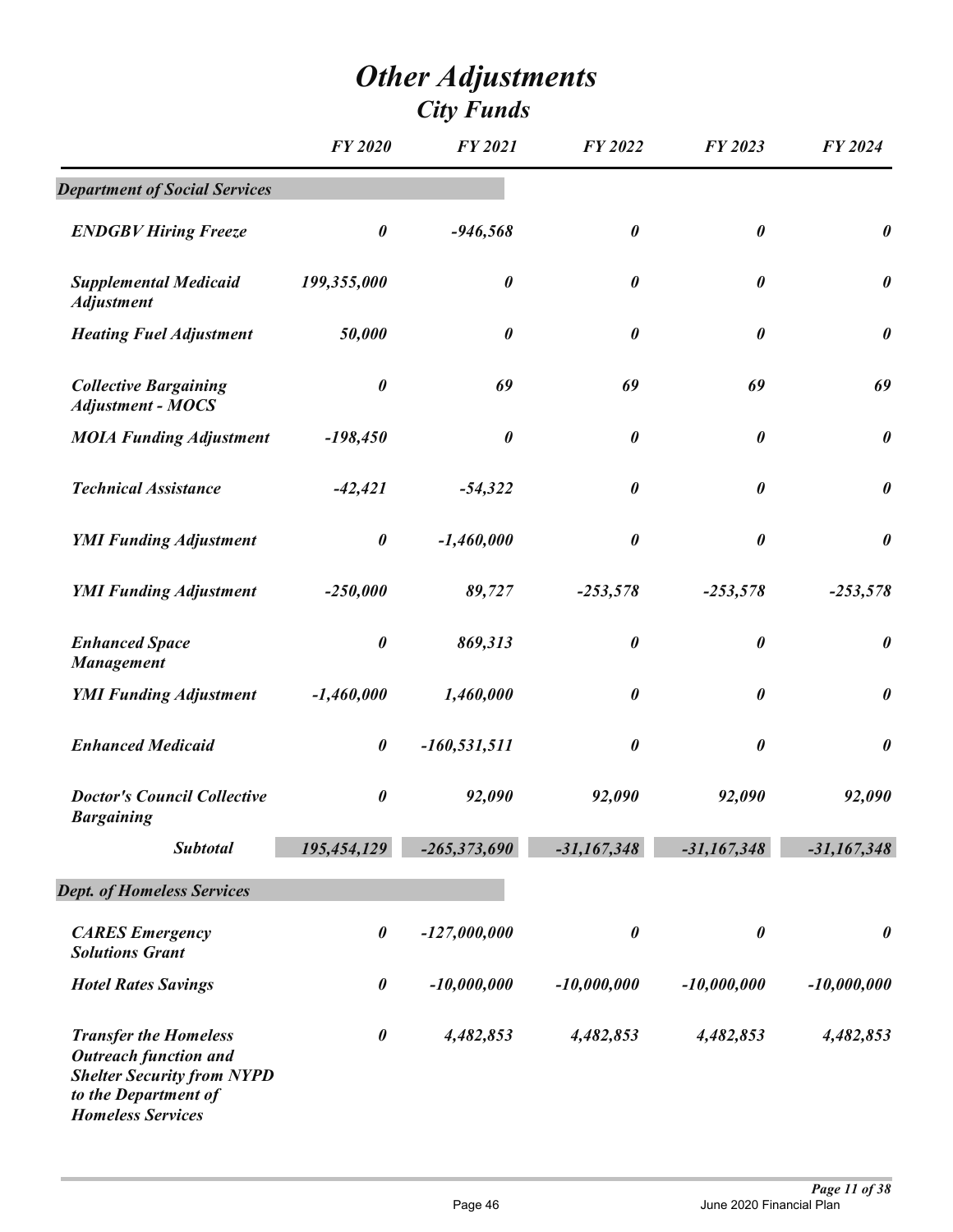# Other Adjustments
## City Funds

| | FY 2020 | FY 2021 | FY 2022 | FY 2023 | FY 2024 |
|---|---|---|---|---|---|
| **Department of Social Services** | | | | | |
| ENDGBV Hiring Freeze | 0 | -946,568 | 0 | 0 | 0 |
| Supplemental Medicaid Adjustment | 199,355,000 | 0 | 0 | 0 | 0 |
| Heating Fuel Adjustment | 50,000 | 0 | 0 | 0 | 0 |
| Collective Bargaining Adjustment - MOCS | 0 | 69 | 69 | 69 | 69 |
| MOIA Funding Adjustment | -198,450 | 0 | 0 | 0 | 0 |
| Technical Assistance | -42,421 | -54,322 | 0 | 0 | 0 |
| YMI Funding Adjustment | 0 | -1,460,000 | 0 | 0 | 0 |
| YMI Funding Adjustment | -250,000 | 89,727 | -253,578 | -253,578 | -253,578 |
| Enhanced Space Management | 0 | 869,313 | 0 | 0 | 0 |
| YMI Funding Adjustment | -1,460,000 | 1,460,000 | 0 | 0 | 0 |
| Enhanced Medicaid | 0 | -160,531,511 | 0 | 0 | 0 |
| Doctor's Council Collective Bargaining | 0 | 92,090 | 92,090 | 92,090 | 92,090 |
| **Subtotal** | 195,454,129 | -265,373,690 | -31,167,348 | -31,167,348 | -31,167,348 |
| **Dept. of Homeless Services** | | | | | |
| CARES Emergency Solutions Grant | 0 | -127,000,000 | 0 | 0 | 0 |
| Hotel Rates Savings | 0 | -10,000,000 | -10,000,000 | -10,000,000 | -10,000,000 |
| Transfer the Homeless Outreach function and Shelter Security from NYPD to the Department of Homeless Services | 0 | 4,482,853 | 4,482,853 | 4,482,853 | 4,482,853 |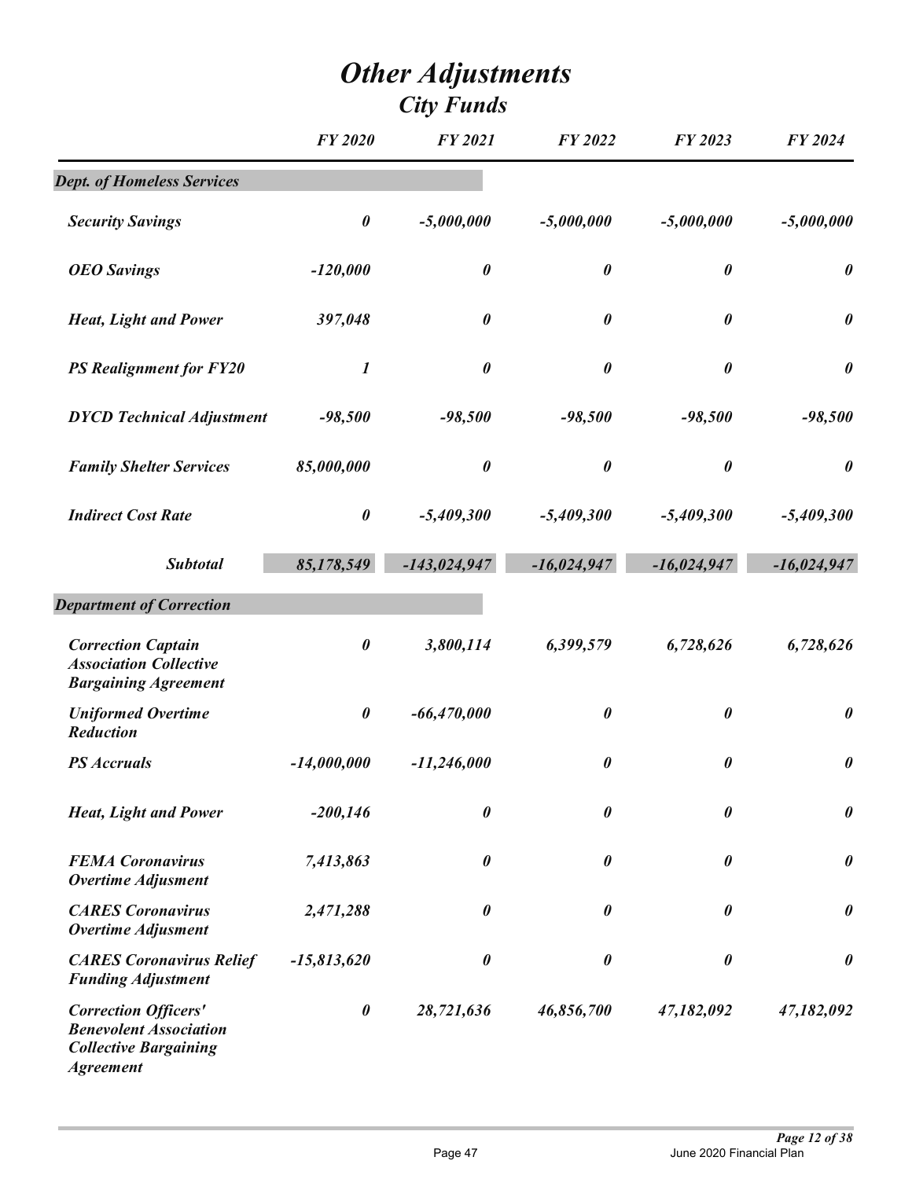# Other Adjustments
## City Funds

| | FY 2020 | FY 2021 | FY 2022 | FY 2023 | FY 2024 |
|---|---|---|---|---|---|
| **Dept. of Homeless Services** | | | | | |
| Security Savings | 0 | -5,000,000 | -5,000,000 | -5,000,000 | -5,000,000 |
| OEO Savings | -120,000 | 0 | 0 | 0 | 0 |
| Heat, Light and Power | 397,048 | 0 | 0 | 0 | 0 |
| PS Realignment for FY20 | 1 | 0 | 0 | 0 | 0 |
| DYCD Technical Adjustment | -98,500 | -98,500 | -98,500 | -98,500 | -98,500 |
| Family Shelter Services | 85,000,000 | 0 | 0 | 0 | 0 |
| Indirect Cost Rate | 0 | -5,409,300 | -5,409,300 | -5,409,300 | -5,409,300 |
| **Subtotal** | 85,178,549 | -143,024,947 | -16,024,947 | -16,024,947 | -16,024,947 |
| **Department of Correction** | | | | | |
| Correction Captain Association Collective Bargaining Agreement | 0 | 3,800,114 | 6,399,579 | 6,728,626 | 6,728,626 |
| Uniformed Overtime Reduction | 0 | -66,470,000 | 0 | 0 | 0 |
| PS Accruals | -14,000,000 | -11,246,000 | 0 | 0 | 0 |
| Heat, Light and Power | -200,146 | 0 | 0 | 0 | 0 |
| FEMA Coronavirus Overtime Adjusment | 7,413,863 | 0 | 0 | 0 | 0 |
| CARES Coronavirus Overtime Adjusment | 2,471,288 | 0 | 0 | 0 | 0 |
| CARES Coronavirus Relief Funding Adjustment | -15,813,620 | 0 | 0 | 0 | 0 |
| Correction Officers' Benevolent Association Collective Bargaining Agreement | 0 | 28,721,636 | 46,856,700 | 47,182,092 | 47,182,092 |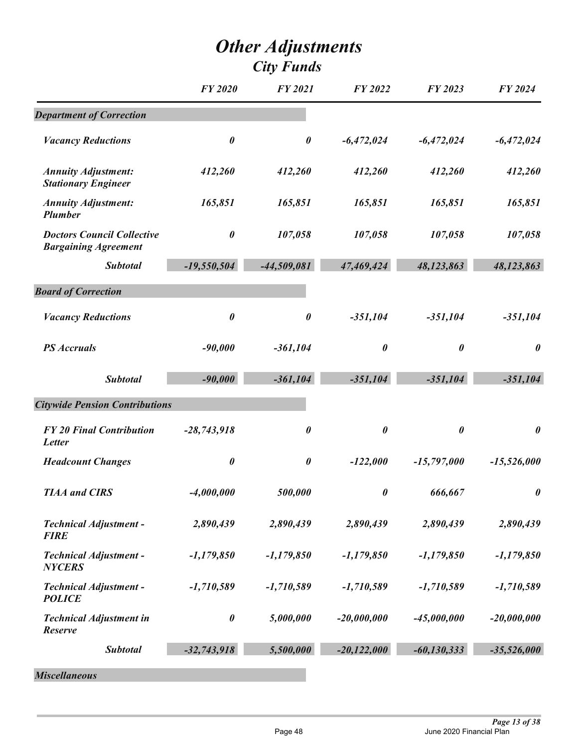# *Other Adjustments*
## *City Funds*

| | *FY 2020* | *FY 2021* | *FY 2022* | *FY 2023* | *FY 2024* |
|---|---|---|---|---|---|
| ***Department of Correction*** | | | | | |
| ***Vacancy Reductions*** | ***0*** | ***0*** | ***-6,472,024*** | ***-6,472,024*** | ***-6,472,024*** |
| ***Annuity Adjustment: Stationary Engineer*** | ***412,260*** | ***412,260*** | ***412,260*** | ***412,260*** | ***412,260*** |
| ***Annuity Adjustment: Plumber*** | ***165,851*** | ***165,851*** | ***165,851*** | ***165,851*** | ***165,851*** |
| ***Doctors Council Collective Bargaining Agreement*** | ***0*** | ***107,058*** | ***107,058*** | ***107,058*** | ***107,058*** |
| ***Subtotal*** | ***-19,550,504*** | ***-44,509,081*** | ***47,469,424*** | ***48,123,863*** | ***48,123,863*** |
| ***Board of Correction*** | | | | | |
| ***Vacancy Reductions*** | ***0*** | ***0*** | ***-351,104*** | ***-351,104*** | ***-351,104*** |
| ***PS Accruals*** | ***-90,000*** | ***-361,104*** | ***0*** | ***0*** | ***0*** |
| ***Subtotal*** | ***-90,000*** | ***-361,104*** | ***-351,104*** | ***-351,104*** | ***-351,104*** |
| ***Citywide Pension Contributions*** | | | | | |
| ***FY 20 Final Contribution Letter*** | ***-28,743,918*** | ***0*** | ***0*** | ***0*** | ***0*** |
| ***Headcount Changes*** | ***0*** | ***0*** | ***-122,000*** | ***-15,797,000*** | ***-15,526,000*** |
| ***TIAA and CIRS*** | ***-4,000,000*** | ***500,000*** | ***0*** | ***666,667*** | ***0*** |
| ***Technical Adjustment - FIRE*** | ***2,890,439*** | ***2,890,439*** | ***2,890,439*** | ***2,890,439*** | ***2,890,439*** |
| ***Technical Adjustment - NYCERS*** | ***-1,179,850*** | ***-1,179,850*** | ***-1,179,850*** | ***-1,179,850*** | ***-1,179,850*** |
| ***Technical Adjustment - POLICE*** | ***-1,710,589*** | ***-1,710,589*** | ***-1,710,589*** | ***-1,710,589*** | ***-1,710,589*** |
| ***Technical Adjustment in Reserve*** | ***0*** | ***5,000,000*** | ***-20,000,000*** | ***-45,000,000*** | ***-20,000,000*** |
| ***Subtotal*** | ***-32,743,918*** | ***5,500,000*** | ***-20,122,000*** | ***-60,130,333*** | ***-35,526,000*** |
| ***Miscellaneous*** | | | | | |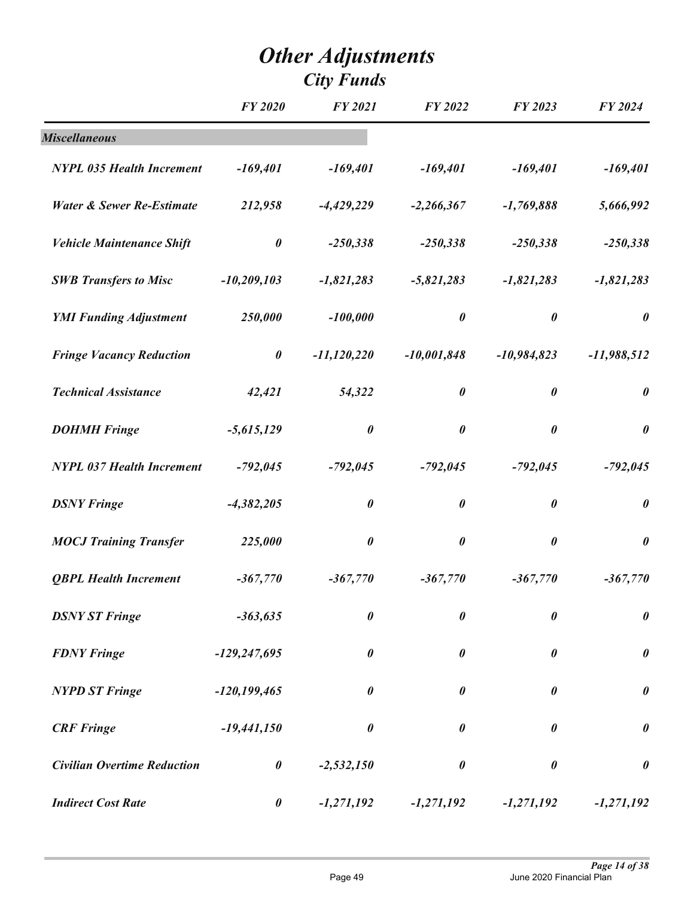# *Other Adjustments*

## *City Funds*

| | *FY 2020* | *FY 2021* | *FY 2022* | *FY 2023* | *FY 2024* |
|---|---|---|---|---|---|
| ***Miscellaneous*** | | | | | |
| ***NYPL 035 Health Increment*** | ***-169,401*** | ***-169,401*** | ***-169,401*** | ***-169,401*** | ***-169,401*** |
| ***Water & Sewer Re-Estimate*** | ***212,958*** | ***-4,429,229*** | ***-2,266,367*** | ***-1,769,888*** | ***5,666,992*** |
| ***Vehicle Maintenance Shift*** | ***0*** | ***-250,338*** | ***-250,338*** | ***-250,338*** | ***-250,338*** |
| ***SWB Transfers to Misc*** | ***-10,209,103*** | ***-1,821,283*** | ***-5,821,283*** | ***-1,821,283*** | ***-1,821,283*** |
| ***YMI Funding Adjustment*** | ***250,000*** | ***-100,000*** | ***0*** | ***0*** | ***0*** |
| ***Fringe Vacancy Reduction*** | ***0*** | ***-11,120,220*** | ***-10,001,848*** | ***-10,984,823*** | ***-11,988,512*** |
| ***Technical Assistance*** | ***42,421*** | ***54,322*** | ***0*** | ***0*** | ***0*** |
| ***DOHMH Fringe*** | ***-5,615,129*** | ***0*** | ***0*** | ***0*** | ***0*** |
| ***NYPL 037 Health Increment*** | ***-792,045*** | ***-792,045*** | ***-792,045*** | ***-792,045*** | ***-792,045*** |
| ***DSNY Fringe*** | ***-4,382,205*** | ***0*** | ***0*** | ***0*** | ***0*** |
| ***MOCJ Training Transfer*** | ***225,000*** | ***0*** | ***0*** | ***0*** | ***0*** |
| ***QBPL Health Increment*** | ***-367,770*** | ***-367,770*** | ***-367,770*** | ***-367,770*** | ***-367,770*** |
| ***DSNY ST Fringe*** | ***-363,635*** | ***0*** | ***0*** | ***0*** | ***0*** |
| ***FDNY Fringe*** | ***-129,247,695*** | ***0*** | ***0*** | ***0*** | ***0*** |
| ***NYPD ST Fringe*** | ***-120,199,465*** | ***0*** | ***0*** | ***0*** | ***0*** |
| ***CRF Fringe*** | ***-19,441,150*** | ***0*** | ***0*** | ***0*** | ***0*** |
| ***Civilian Overtime Reduction*** | ***0*** | ***-2,532,150*** | ***0*** | ***0*** | ***0*** |
| ***Indirect Cost Rate*** | ***0*** | ***-1,271,192*** | ***-1,271,192*** | ***-1,271,192*** | ***-1,271,192*** |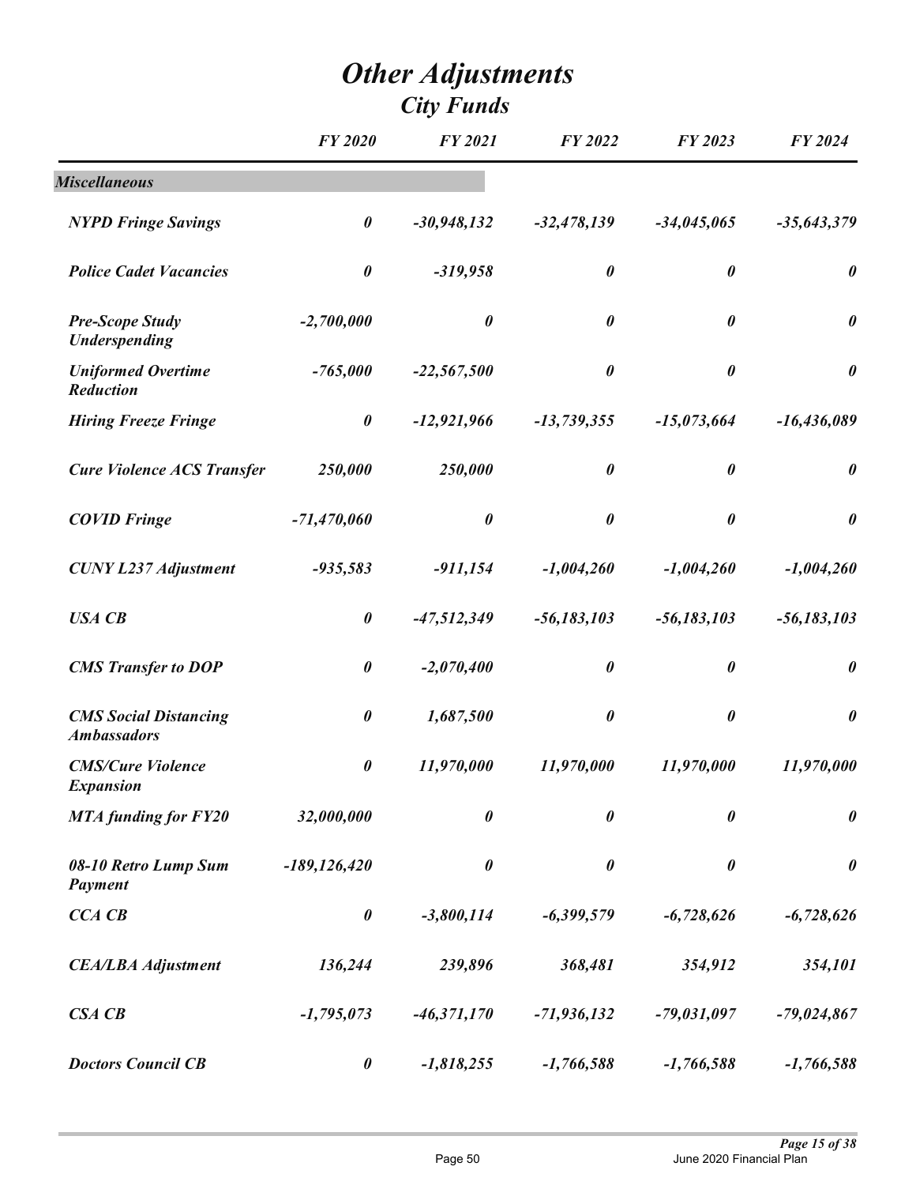# Other Adjustments

## City Funds

| | FY 2020 | FY 2021 | FY 2022 | FY 2023 | FY 2024 |
|---|---|---|---|---|---|
| ***Miscellaneous*** | | | | | |
| ***NYPD Fringe Savings*** | ***0*** | ***-30,948,132*** | ***-32,478,139*** | ***-34,045,065*** | ***-35,643,379*** |
| ***Police Cadet Vacancies*** | ***0*** | ***-319,958*** | ***0*** | ***0*** | ***0*** |
| ***Pre-Scope Study Underspending*** | ***-2,700,000*** | ***0*** | ***0*** | ***0*** | ***0*** |
| ***Uniformed Overtime Reduction*** | ***-765,000*** | ***-22,567,500*** | ***0*** | ***0*** | ***0*** |
| ***Hiring Freeze Fringe*** | ***0*** | ***-12,921,966*** | ***-13,739,355*** | ***-15,073,664*** | ***-16,436,089*** |
| ***Cure Violence ACS Transfer*** | ***250,000*** | ***250,000*** | ***0*** | ***0*** | ***0*** |
| ***COVID Fringe*** | ***-71,470,060*** | ***0*** | ***0*** | ***0*** | ***0*** |
| ***CUNY L237 Adjustment*** | ***-935,583*** | ***-911,154*** | ***-1,004,260*** | ***-1,004,260*** | ***-1,004,260*** |
| ***USA CB*** | ***0*** | ***-47,512,349*** | ***-56,183,103*** | ***-56,183,103*** | ***-56,183,103*** |
| ***CMS Transfer to DOP*** | ***0*** | ***-2,070,400*** | ***0*** | ***0*** | ***0*** |
| ***CMS Social Distancing Ambassadors*** | ***0*** | ***1,687,500*** | ***0*** | ***0*** | ***0*** |
| ***CMS/Cure Violence Expansion*** | ***0*** | ***11,970,000*** | ***11,970,000*** | ***11,970,000*** | ***11,970,000*** |
| ***MTA funding for FY20*** | ***32,000,000*** | ***0*** | ***0*** | ***0*** | ***0*** |
| ***08-10 Retro Lump Sum Payment*** | ***-189,126,420*** | ***0*** | ***0*** | ***0*** | ***0*** |
| ***CCA CB*** | ***0*** | ***-3,800,114*** | ***-6,399,579*** | ***-6,728,626*** | ***-6,728,626*** |
| ***CEA/LBA Adjustment*** | ***136,244*** | ***239,896*** | ***368,481*** | ***354,912*** | ***354,101*** |
| ***CSA CB*** | ***-1,795,073*** | ***-46,371,170*** | ***-71,936,132*** | ***-79,031,097*** | ***-79,024,867*** |
| ***Doctors Council CB*** | ***0*** | ***-1,818,255*** | ***-1,766,588*** | ***-1,766,588*** | ***-1,766,588*** |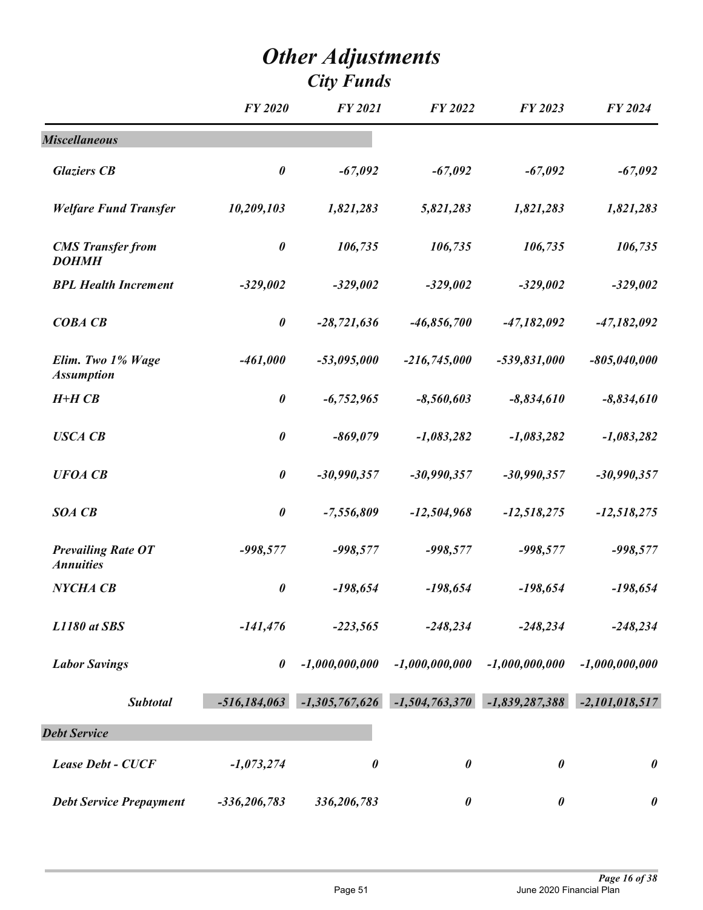# Other Adjustments
## City Funds

| | FY 2020 | FY 2021 | FY 2022 | FY 2023 | FY 2024 |
|---|---|---|---|---|---|
| ***Miscellaneous*** | | | | | |
| *Glaziers CB* | *0* | *-67,092* | *-67,092* | *-67,092* | *-67,092* |
| *Welfare Fund Transfer* | *10,209,103* | *1,821,283* | *5,821,283* | *1,821,283* | *1,821,283* |
| *CMS Transfer from DOHMH* | *0* | *106,735* | *106,735* | *106,735* | *106,735* |
| *BPL Health Increment* | *-329,002* | *-329,002* | *-329,002* | *-329,002* | *-329,002* |
| *COBA CB* | *0* | *-28,721,636* | *-46,856,700* | *-47,182,092* | *-47,182,092* |
| *Elim. Two 1% Wage Assumption* | *-461,000* | *-53,095,000* | *-216,745,000* | *-539,831,000* | *-805,040,000* |
| *H+H CB* | *0* | *-6,752,965* | *-8,560,603* | *-8,834,610* | *-8,834,610* |
| *USCA CB* | *0* | *-869,079* | *-1,083,282* | *-1,083,282* | *-1,083,282* |
| *UFOA CB* | *0* | *-30,990,357* | *-30,990,357* | *-30,990,357* | *-30,990,357* |
| *SOA CB* | *0* | *-7,556,809* | *-12,504,968* | *-12,518,275* | *-12,518,275* |
| *Prevailing Rate OT Annuities* | *-998,577* | *-998,577* | *-998,577* | *-998,577* | *-998,577* |
| *NYCHA CB* | *0* | *-198,654* | *-198,654* | *-198,654* | *-198,654* |
| *L1180 at SBS* | *-141,476* | *-223,565* | *-248,234* | *-248,234* | *-248,234* |
| *Labor Savings* | *0* | *-1,000,000,000* | *-1,000,000,000* | *-1,000,000,000* | *-1,000,000,000* |
| ***Subtotal*** | *-516,184,063* | *-1,305,767,626* | *-1,504,763,370* | *-1,839,287,388* | *-2,101,018,517* |
| ***Debt Service*** | | | | | |
| *Lease Debt - CUCF* | *-1,073,274* | *0* | *0* | *0* | *0* |
| *Debt Service Prepayment* | *-336,206,783* | *336,206,783* | *0* | *0* | *0* |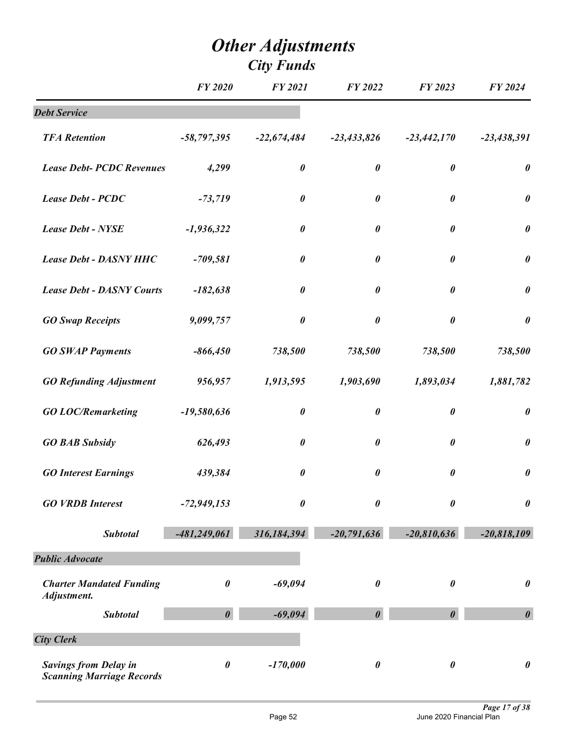# *Other Adjustments*
## *City Funds*

| | *FY 2020* | *FY 2021* | *FY 2022* | *FY 2023* | *FY 2024* |
|---|---|---|---|---|---|
| ***Debt Service*** | | | | | |
| ***TFA Retention*** | ***-58,797,395*** | ***-22,674,484*** | ***-23,433,826*** | ***-23,442,170*** | ***-23,438,391*** |
| ***Lease Debt- PCDC Revenues*** | ***4,299*** | ***0*** | ***0*** | ***0*** | ***0*** |
| ***Lease Debt - PCDC*** | ***-73,719*** | ***0*** | ***0*** | ***0*** | ***0*** |
| ***Lease Debt - NYSE*** | ***-1,936,322*** | ***0*** | ***0*** | ***0*** | ***0*** |
| ***Lease Debt - DASNY HHC*** | ***-709,581*** | ***0*** | ***0*** | ***0*** | ***0*** |
| ***Lease Debt - DASNY Courts*** | ***-182,638*** | ***0*** | ***0*** | ***0*** | ***0*** |
| ***GO Swap Receipts*** | ***9,099,757*** | ***0*** | ***0*** | ***0*** | ***0*** |
| ***GO SWAP Payments*** | ***-866,450*** | ***738,500*** | ***738,500*** | ***738,500*** | ***738,500*** |
| ***GO Refunding Adjustment*** | ***956,957*** | ***1,913,595*** | ***1,903,690*** | ***1,893,034*** | ***1,881,782*** |
| ***GO LOC/Remarketing*** | ***-19,580,636*** | ***0*** | ***0*** | ***0*** | ***0*** |
| ***GO BAB Subsidy*** | ***626,493*** | ***0*** | ***0*** | ***0*** | ***0*** |
| ***GO Interest Earnings*** | ***439,384*** | ***0*** | ***0*** | ***0*** | ***0*** |
| ***GO VRDB Interest*** | ***-72,949,153*** | ***0*** | ***0*** | ***0*** | ***0*** |
| ***Subtotal*** | ***-481,249,061*** | ***316,184,394*** | ***-20,791,636*** | ***-20,810,636*** | ***-20,818,109*** |
| ***Public Advocate*** | | | | | |
| ***Charter Mandated Funding Adjustment.*** | ***0*** | ***-69,094*** | ***0*** | ***0*** | ***0*** |
| ***Subtotal*** | ***0*** | ***-69,094*** | ***0*** | ***0*** | ***0*** |
| ***City Clerk*** | | | | | |
| ***Savings from Delay in Scanning Marriage Records*** | ***0*** | ***-170,000*** | ***0*** | ***0*** | ***0*** |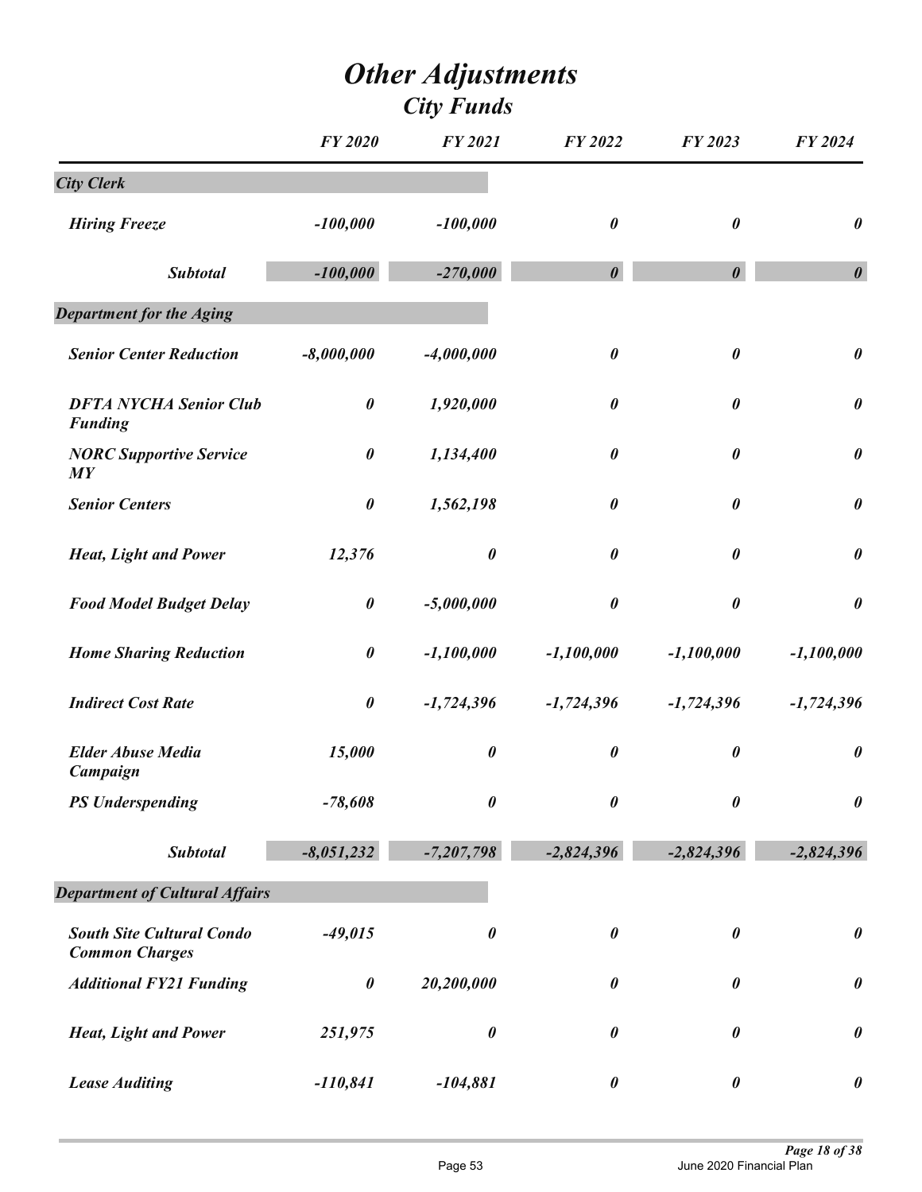# *Other Adjustments*
## *City Funds*

| | *FY 2020* | *FY 2021* | *FY 2022* | *FY 2023* | *FY 2024* |
|---|---|---|---|---|---|
| ***City Clerk*** | | | | | |
| ***Hiring Freeze*** | ***-100,000*** | ***-100,000*** | ***0*** | ***0*** | ***0*** |
| ***Subtotal*** | ***-100,000*** | ***-270,000*** | ***0*** | ***0*** | ***0*** |
| ***Department for the Aging*** | | | | | |
| ***Senior Center Reduction*** | ***-8,000,000*** | ***-4,000,000*** | ***0*** | ***0*** | ***0*** |
| ***DFTA NYCHA Senior Club Funding*** | ***0*** | ***1,920,000*** | ***0*** | ***0*** | ***0*** |
| ***NORC Supportive Service MY*** | ***0*** | ***1,134,400*** | ***0*** | ***0*** | ***0*** |
| ***Senior Centers*** | ***0*** | ***1,562,198*** | ***0*** | ***0*** | ***0*** |
| ***Heat, Light and Power*** | ***12,376*** | ***0*** | ***0*** | ***0*** | ***0*** |
| ***Food Model Budget Delay*** | ***0*** | ***-5,000,000*** | ***0*** | ***0*** | ***0*** |
| ***Home Sharing Reduction*** | ***0*** | ***-1,100,000*** | ***-1,100,000*** | ***-1,100,000*** | ***-1,100,000*** |
| ***Indirect Cost Rate*** | ***0*** | ***-1,724,396*** | ***-1,724,396*** | ***-1,724,396*** | ***-1,724,396*** |
| ***Elder Abuse Media Campaign*** | ***15,000*** | ***0*** | ***0*** | ***0*** | ***0*** |
| ***PS Underspending*** | ***-78,608*** | ***0*** | ***0*** | ***0*** | ***0*** |
| ***Subtotal*** | ***-8,051,232*** | ***-7,207,798*** | ***-2,824,396*** | ***-2,824,396*** | ***-2,824,396*** |
| ***Department of Cultural Affairs*** | | | | | |
| ***South Site Cultural Condo Common Charges*** | ***-49,015*** | ***0*** | ***0*** | ***0*** | ***0*** |
| ***Additional FY21 Funding*** | ***0*** | ***20,200,000*** | ***0*** | ***0*** | ***0*** |
| ***Heat, Light and Power*** | ***251,975*** | ***0*** | ***0*** | ***0*** | ***0*** |
| ***Lease Auditing*** | ***-110,841*** | ***-104,881*** | ***0*** | ***0*** | ***0*** |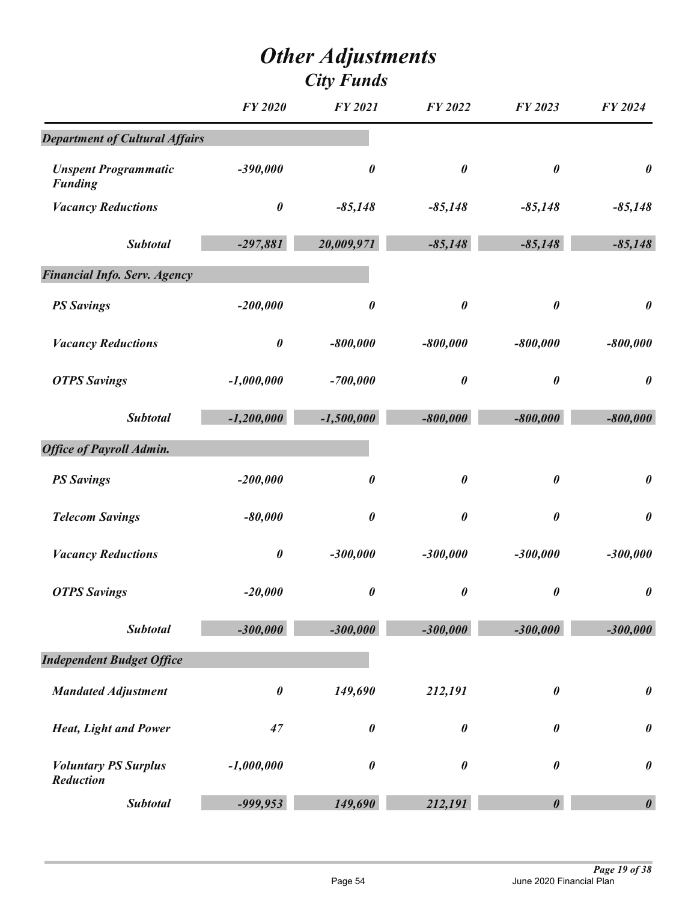# *Other Adjustments*

## *City Funds*

| | FY 2020 | FY 2021 | FY 2022 | FY 2023 | FY 2024 |
|---|---|---|---|---|---|
| ***Department of Cultural Affairs*** | | | | | |
| ***Unspent Programmatic Funding*** | *-390,000* | *0* | *0* | *0* | *0* |
| ***Vacancy Reductions*** | *0* | *-85,148* | *-85,148* | *-85,148* | *-85,148* |
| ***Subtotal*** | ***-297,881*** | ***20,009,971*** | ***-85,148*** | ***-85,148*** | ***-85,148*** |
| ***Financial Info. Serv. Agency*** | | | | | |
| ***PS Savings*** | *-200,000* | *0* | *0* | *0* | *0* |
| ***Vacancy Reductions*** | *0* | *-800,000* | *-800,000* | *-800,000* | *-800,000* |
| ***OTPS Savings*** | *-1,000,000* | *-700,000* | *0* | *0* | *0* |
| ***Subtotal*** | ***-1,200,000*** | ***-1,500,000*** | ***-800,000*** | ***-800,000*** | ***-800,000*** |
| ***Office of Payroll Admin.*** | | | | | |
| ***PS Savings*** | *-200,000* | *0* | *0* | *0* | *0* |
| ***Telecom Savings*** | *-80,000* | *0* | *0* | *0* | *0* |
| ***Vacancy Reductions*** | *0* | *-300,000* | *-300,000* | *-300,000* | *-300,000* |
| ***OTPS Savings*** | *-20,000* | *0* | *0* | *0* | *0* |
| ***Subtotal*** | ***-300,000*** | ***-300,000*** | ***-300,000*** | ***-300,000*** | ***-300,000*** |
| ***Independent Budget Office*** | | | | | |
| ***Mandated Adjustment*** | *0* | *149,690* | *212,191* | *0* | *0* |
| ***Heat, Light and Power*** | *47* | *0* | *0* | *0* | *0* |
| ***Voluntary PS Surplus Reduction*** | *-1,000,000* | *0* | *0* | *0* | *0* |
| ***Subtotal*** | ***-999,953*** | ***149,690*** | ***212,191*** | ***0*** | ***0*** |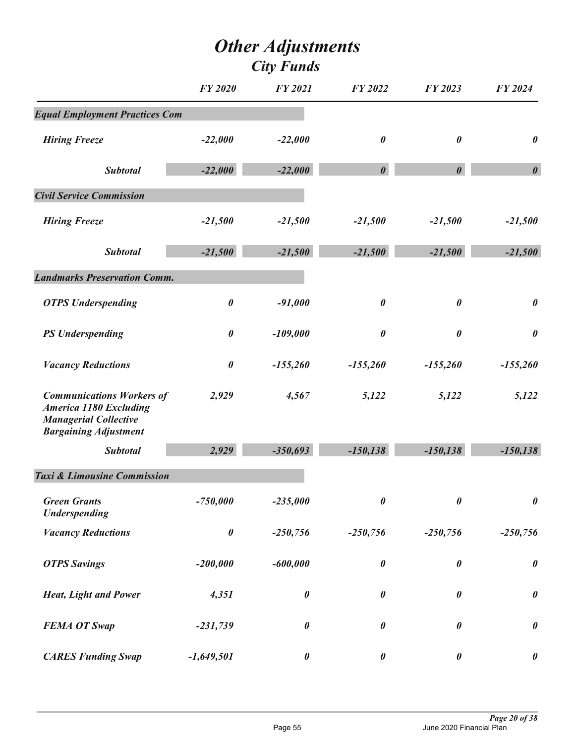# Other Adjustments

## City Funds

| | FY 2020 | FY 2021 | FY 2022 | FY 2023 | FY 2024 |
|---|---|---|---|---|---|
| ***Equal Employment Practices Com*** | | | | | |
| *Hiring Freeze* | -22,000 | -22,000 | 0 | 0 | 0 |
| ***Subtotal*** | **-22,000** | **-22,000** | **0** | **0** | **0** |
| ***Civil Service Commission*** | | | | | |
| *Hiring Freeze* | -21,500 | -21,500 | -21,500 | -21,500 | -21,500 |
| ***Subtotal*** | **-21,500** | **-21,500** | **-21,500** | **-21,500** | **-21,500** |
| ***Landmarks Preservation Comm.*** | | | | | |
| *OTPS Underspending* | 0 | -91,000 | 0 | 0 | 0 |
| *PS Underspending* | 0 | -109,000 | 0 | 0 | 0 |
| *Vacancy Reductions* | 0 | -155,260 | -155,260 | -155,260 | -155,260 |
| *Communications Workers of America 1180 Excluding Managerial Collective Bargaining Adjustment* | 2,929 | 4,567 | 5,122 | 5,122 | 5,122 |
| ***Subtotal*** | **2,929** | **-350,693** | **-150,138** | **-150,138** | **-150,138** |
| ***Taxi & Limousine Commission*** | | | | | |
| *Green Grants Underspending* | -750,000 | -235,000 | 0 | 0 | 0 |
| *Vacancy Reductions* | 0 | -250,756 | -250,756 | -250,756 | -250,756 |
| *OTPS Savings* | -200,000 | -600,000 | 0 | 0 | 0 |
| *Heat, Light and Power* | 4,351 | 0 | 0 | 0 | 0 |
| *FEMA OT Swap* | -231,739 | 0 | 0 | 0 | 0 |
| *CARES Funding Swap* | -1,649,501 | 0 | 0 | 0 | 0 |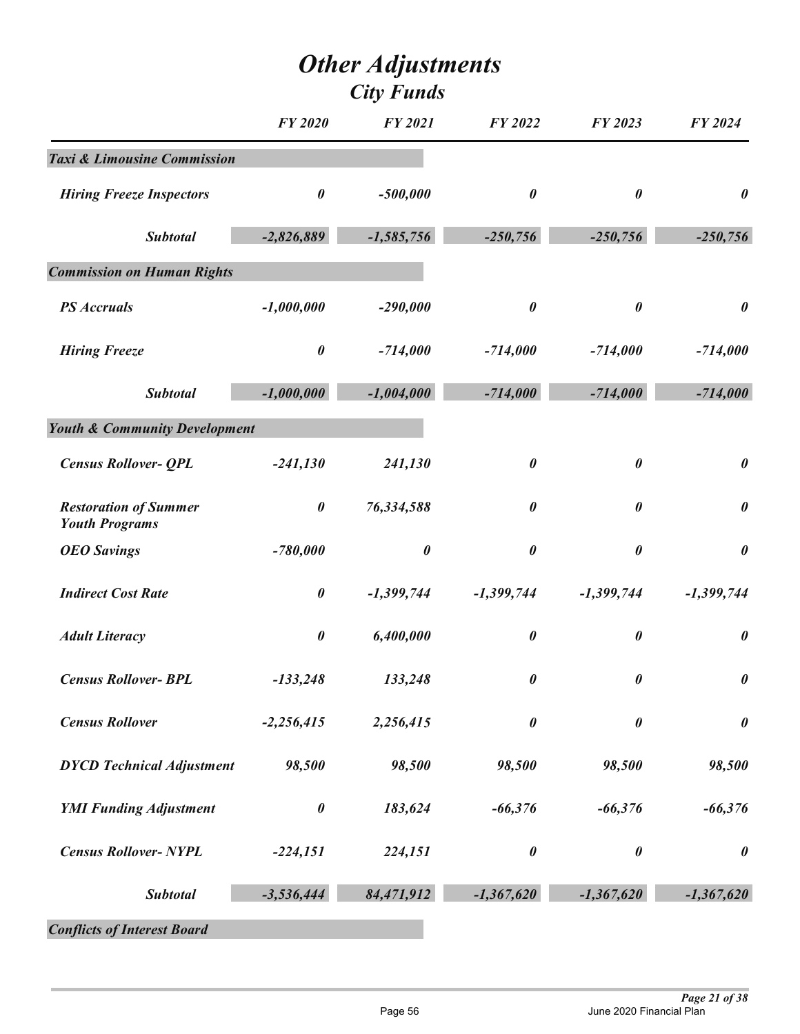# Other Adjustments
## City Funds

| | FY 2020 | FY 2021 | FY 2022 | FY 2023 | FY 2024 |
|---|---|---|---|---|---|
| ***Taxi & Limousine Commission*** | | | | | |
| *Hiring Freeze Inspectors* | *0* | *-500,000* | *0* | *0* | *0* |
| ***Subtotal*** | ***-2,826,889*** | ***-1,585,756*** | ***-250,756*** | ***-250,756*** | ***-250,756*** |
| ***Commission on Human Rights*** | | | | | |
| *PS Accruals* | *-1,000,000* | *-290,000* | *0* | *0* | *0* |
| *Hiring Freeze* | *0* | *-714,000* | *-714,000* | *-714,000* | *-714,000* |
| ***Subtotal*** | ***-1,000,000*** | ***-1,004,000*** | ***-714,000*** | ***-714,000*** | ***-714,000*** |
| ***Youth & Community Development*** | | | | | |
| *Census Rollover- QPL* | *-241,130* | *241,130* | *0* | *0* | *0* |
| *Restoration of Summer Youth Programs* | *0* | *76,334,588* | *0* | *0* | *0* |
| *OEO Savings* | *-780,000* | *0* | *0* | *0* | *0* |
| *Indirect Cost Rate* | *0* | *-1,399,744* | *-1,399,744* | *-1,399,744* | *-1,399,744* |
| *Adult Literacy* | *0* | *6,400,000* | *0* | *0* | *0* |
| *Census Rollover- BPL* | *-133,248* | *133,248* | *0* | *0* | *0* |
| *Census Rollover* | *-2,256,415* | *2,256,415* | *0* | *0* | *0* |
| *DYCD Technical Adjustment* | *98,500* | *98,500* | *98,500* | *98,500* | *98,500* |
| *YMI Funding Adjustment* | *0* | *183,624* | *-66,376* | *-66,376* | *-66,376* |
| *Census Rollover- NYPL* | *-224,151* | *224,151* | *0* | *0* | *0* |
| ***Subtotal*** | ***-3,536,444*** | ***84,471,912*** | ***-1,367,620*** | ***-1,367,620*** | ***-1,367,620*** |
| ***Conflicts of Interest Board*** | | | | | |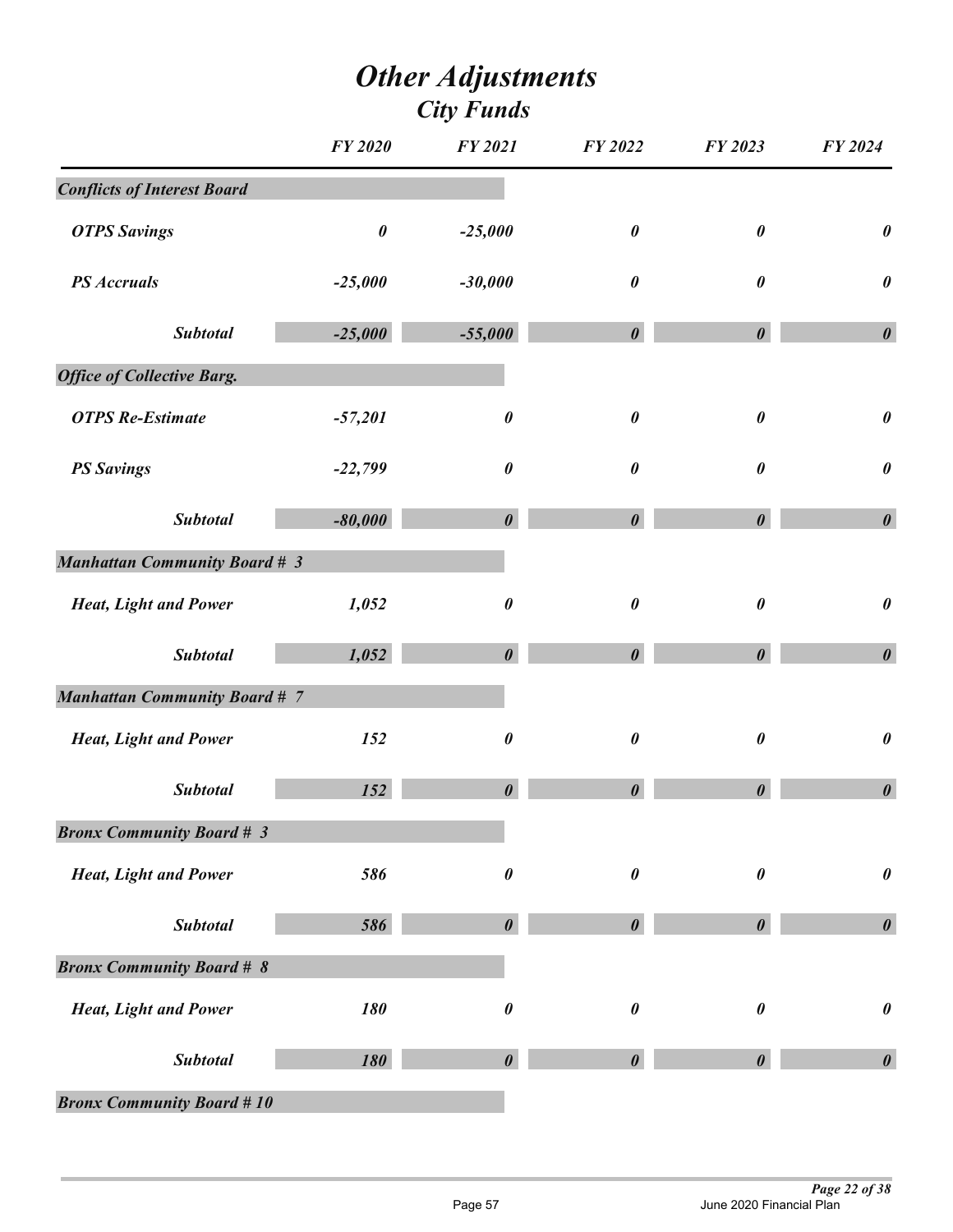# Other Adjustments
## City Funds

| | FY 2020 | FY 2021 | FY 2022 | FY 2023 | FY 2024 |
|---|---|---|---|---|---|
| ***Conflicts of Interest Board*** | | | | | |
| ***OTPS Savings*** | ***0*** | ***-25,000*** | ***0*** | ***0*** | ***0*** |
| ***PS Accruals*** | ***-25,000*** | ***-30,000*** | ***0*** | ***0*** | ***0*** |
| ***Subtotal*** | ***-25,000*** | ***-55,000*** | ***0*** | ***0*** | ***0*** |
| ***Office of Collective Barg.*** | | | | | |
| ***OTPS Re-Estimate*** | ***-57,201*** | ***0*** | ***0*** | ***0*** | ***0*** |
| ***PS Savings*** | ***-22,799*** | ***0*** | ***0*** | ***0*** | ***0*** |
| ***Subtotal*** | ***-80,000*** | ***0*** | ***0*** | ***0*** | ***0*** |
| ***Manhattan Community Board # 3*** | | | | | |
| ***Heat, Light and Power*** | ***1,052*** | ***0*** | ***0*** | ***0*** | ***0*** |
| ***Subtotal*** | ***1,052*** | ***0*** | ***0*** | ***0*** | ***0*** |
| ***Manhattan Community Board # 7*** | | | | | |
| ***Heat, Light and Power*** | ***152*** | ***0*** | ***0*** | ***0*** | ***0*** |
| ***Subtotal*** | ***152*** | ***0*** | ***0*** | ***0*** | ***0*** |
| ***Bronx Community Board # 3*** | | | | | |
| ***Heat, Light and Power*** | ***586*** | ***0*** | ***0*** | ***0*** | ***0*** |
| ***Subtotal*** | ***586*** | ***0*** | ***0*** | ***0*** | ***0*** |
| ***Bronx Community Board # 8*** | | | | | |
| ***Heat, Light and Power*** | ***180*** | ***0*** | ***0*** | ***0*** | ***0*** |
| ***Subtotal*** | ***180*** | ***0*** | ***0*** | ***0*** | ***0*** |
| ***Bronx Community Board # 10*** | | | | | |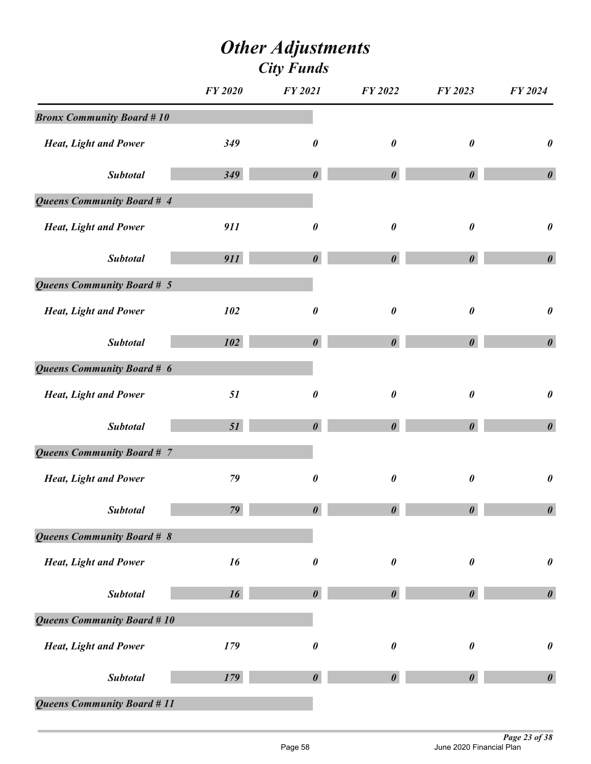# *Other Adjustments*
## *City Funds*

| | FY 2020 | FY 2021 | FY 2022 | FY 2023 | FY 2024 |
|---|---|---|---|---|---|
| ***Bronx Community Board # 10*** | | | | | |
| *Heat, Light and Power* | 349 | 0 | 0 | 0 | 0 |
| *Subtotal* | 349 | 0 | 0 | 0 | 0 |
| ***Queens Community Board # 4*** | | | | | |
| *Heat, Light and Power* | 911 | 0 | 0 | 0 | 0 |
| *Subtotal* | 911 | 0 | 0 | 0 | 0 |
| ***Queens Community Board # 5*** | | | | | |
| *Heat, Light and Power* | 102 | 0 | 0 | 0 | 0 |
| *Subtotal* | 102 | 0 | 0 | 0 | 0 |
| ***Queens Community Board # 6*** | | | | | |
| *Heat, Light and Power* | 51 | 0 | 0 | 0 | 0 |
| *Subtotal* | 51 | 0 | 0 | 0 | 0 |
| ***Queens Community Board # 7*** | | | | | |
| *Heat, Light and Power* | 79 | 0 | 0 | 0 | 0 |
| *Subtotal* | 79 | 0 | 0 | 0 | 0 |
| ***Queens Community Board # 8*** | | | | | |
| *Heat, Light and Power* | 16 | 0 | 0 | 0 | 0 |
| *Subtotal* | 16 | 0 | 0 | 0 | 0 |
| ***Queens Community Board # 10*** | | | | | |
| *Heat, Light and Power* | 179 | 0 | 0 | 0 | 0 |
| *Subtotal* | 179 | 0 | 0 | 0 | 0 |
| ***Queens Community Board # 11*** | | | | | |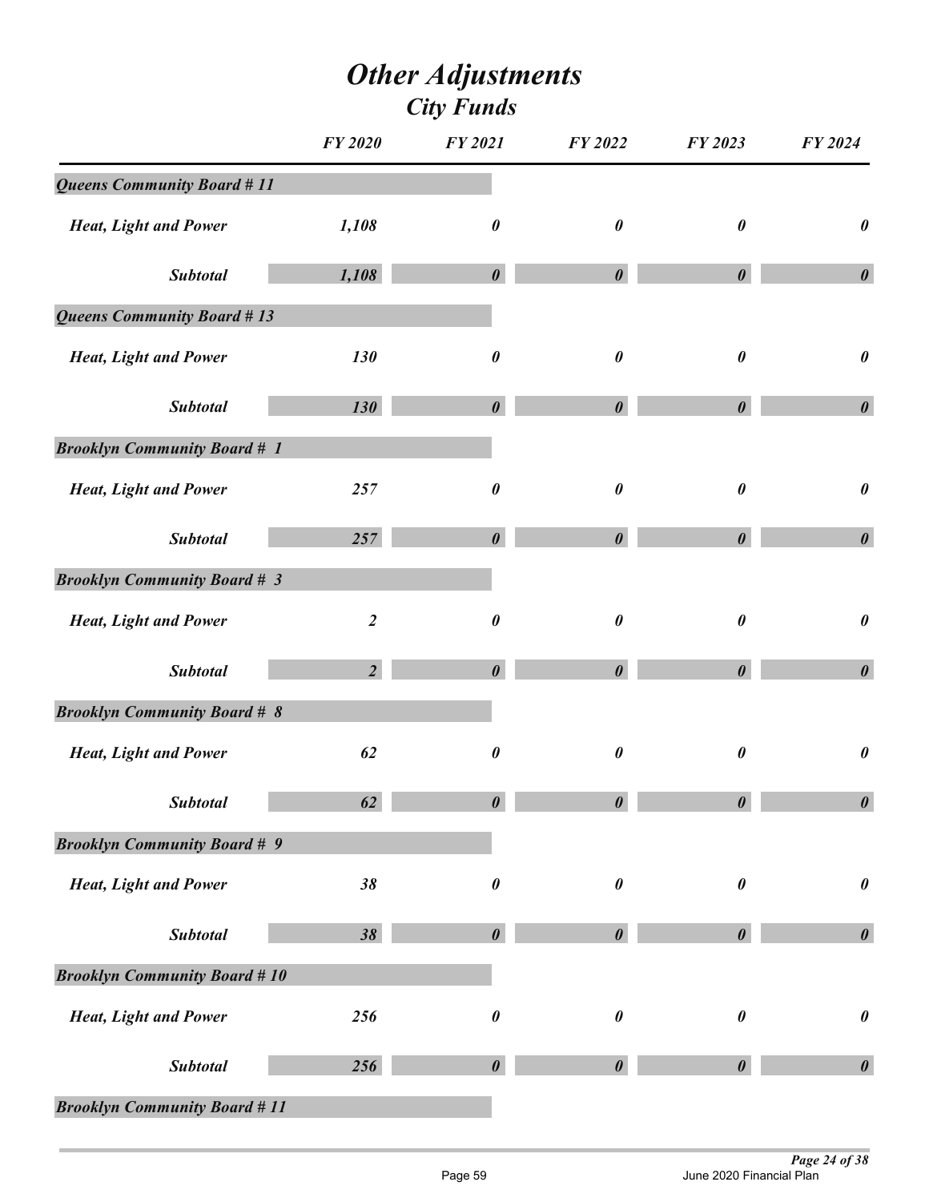# *Other Adjustments*

## *City Funds*

| | FY 2020 | FY 2021 | FY 2022 | FY 2023 | FY 2024 |
|---|---|---|---|---|---|
| ***Queens Community Board # 11*** | | | | | |
| ***Heat, Light and Power*** | ***1,108*** | ***0*** | ***0*** | ***0*** | ***0*** |
| ***Subtotal*** | ***1,108*** | ***0*** | ***0*** | ***0*** | ***0*** |
| ***Queens Community Board # 13*** | | | | | |
| ***Heat, Light and Power*** | ***130*** | ***0*** | ***0*** | ***0*** | ***0*** |
| ***Subtotal*** | ***130*** | ***0*** | ***0*** | ***0*** | ***0*** |
| ***Brooklyn Community Board # 1*** | | | | | |
| ***Heat, Light and Power*** | ***257*** | ***0*** | ***0*** | ***0*** | ***0*** |
| ***Subtotal*** | ***257*** | ***0*** | ***0*** | ***0*** | ***0*** |
| ***Brooklyn Community Board # 3*** | | | | | |
| ***Heat, Light and Power*** | ***2*** | ***0*** | ***0*** | ***0*** | ***0*** |
| ***Subtotal*** | ***2*** | ***0*** | ***0*** | ***0*** | ***0*** |
| ***Brooklyn Community Board # 8*** | | | | | |
| ***Heat, Light and Power*** | ***62*** | ***0*** | ***0*** | ***0*** | ***0*** |
| ***Subtotal*** | ***62*** | ***0*** | ***0*** | ***0*** | ***0*** |
| ***Brooklyn Community Board # 9*** | | | | | |
| ***Heat, Light and Power*** | ***38*** | ***0*** | ***0*** | ***0*** | ***0*** |
| ***Subtotal*** | ***38*** | ***0*** | ***0*** | ***0*** | ***0*** |
| ***Brooklyn Community Board # 10*** | | | | | |
| ***Heat, Light and Power*** | ***256*** | ***0*** | ***0*** | ***0*** | ***0*** |
| ***Subtotal*** | ***256*** | ***0*** | ***0*** | ***0*** | ***0*** |
| ***Brooklyn Community Board # 11*** | | | | | |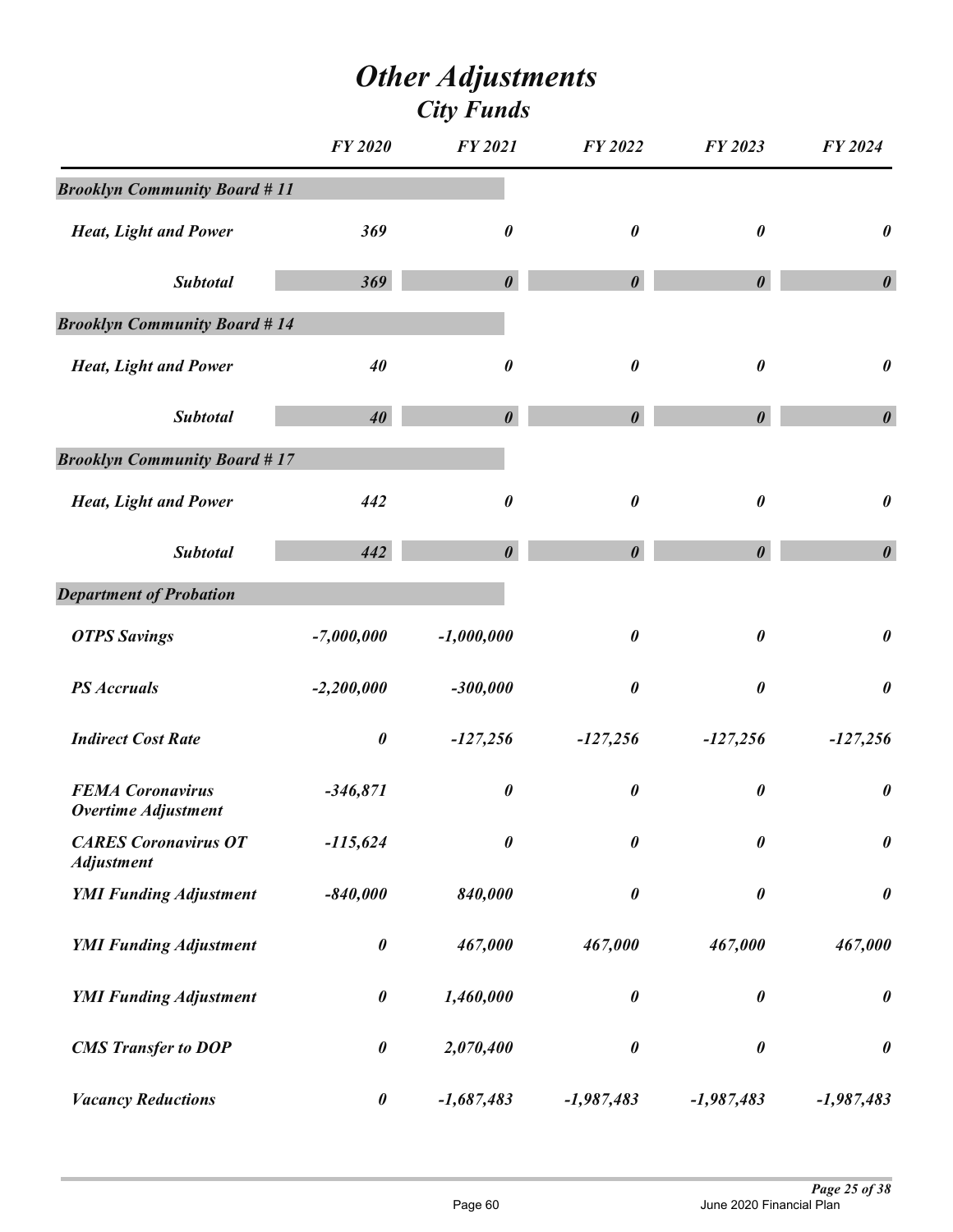# *Other Adjustments*

## *City Funds*

| | *FY 2020* | *FY 2021* | *FY 2022* | *FY 2023* | *FY 2024* |
|---|---|---|---|---|---|
| ***Brooklyn Community Board # 11*** | | | | | |
| ***Heat, Light and Power*** | ***369*** | ***0*** | ***0*** | ***0*** | ***0*** |
| ***Subtotal*** | ***369*** | ***0*** | ***0*** | ***0*** | ***0*** |
| ***Brooklyn Community Board # 14*** | | | | | |
| ***Heat, Light and Power*** | ***40*** | ***0*** | ***0*** | ***0*** | ***0*** |
| ***Subtotal*** | ***40*** | ***0*** | ***0*** | ***0*** | ***0*** |
| ***Brooklyn Community Board # 17*** | | | | | |
| ***Heat, Light and Power*** | ***442*** | ***0*** | ***0*** | ***0*** | ***0*** |
| ***Subtotal*** | ***442*** | ***0*** | ***0*** | ***0*** | ***0*** |
| ***Department of Probation*** | | | | | |
| ***OTPS Savings*** | ***-7,000,000*** | ***-1,000,000*** | ***0*** | ***0*** | ***0*** |
| ***PS Accruals*** | ***-2,200,000*** | ***-300,000*** | ***0*** | ***0*** | ***0*** |
| ***Indirect Cost Rate*** | ***0*** | ***-127,256*** | ***-127,256*** | ***-127,256*** | ***-127,256*** |
| ***FEMA Coronavirus Overtime Adjustment*** | ***-346,871*** | ***0*** | ***0*** | ***0*** | ***0*** |
| ***CARES Coronavirus OT Adjustment*** | ***-115,624*** | ***0*** | ***0*** | ***0*** | ***0*** |
| ***YMI Funding Adjustment*** | ***-840,000*** | ***840,000*** | ***0*** | ***0*** | ***0*** |
| ***YMI Funding Adjustment*** | ***0*** | ***467,000*** | ***467,000*** | ***467,000*** | ***467,000*** |
| ***YMI Funding Adjustment*** | ***0*** | ***1,460,000*** | ***0*** | ***0*** | ***0*** |
| ***CMS Transfer to DOP*** | ***0*** | ***2,070,400*** | ***0*** | ***0*** | ***0*** |
| ***Vacancy Reductions*** | ***0*** | ***-1,687,483*** | ***-1,987,483*** | ***-1,987,483*** | ***-1,987,483*** |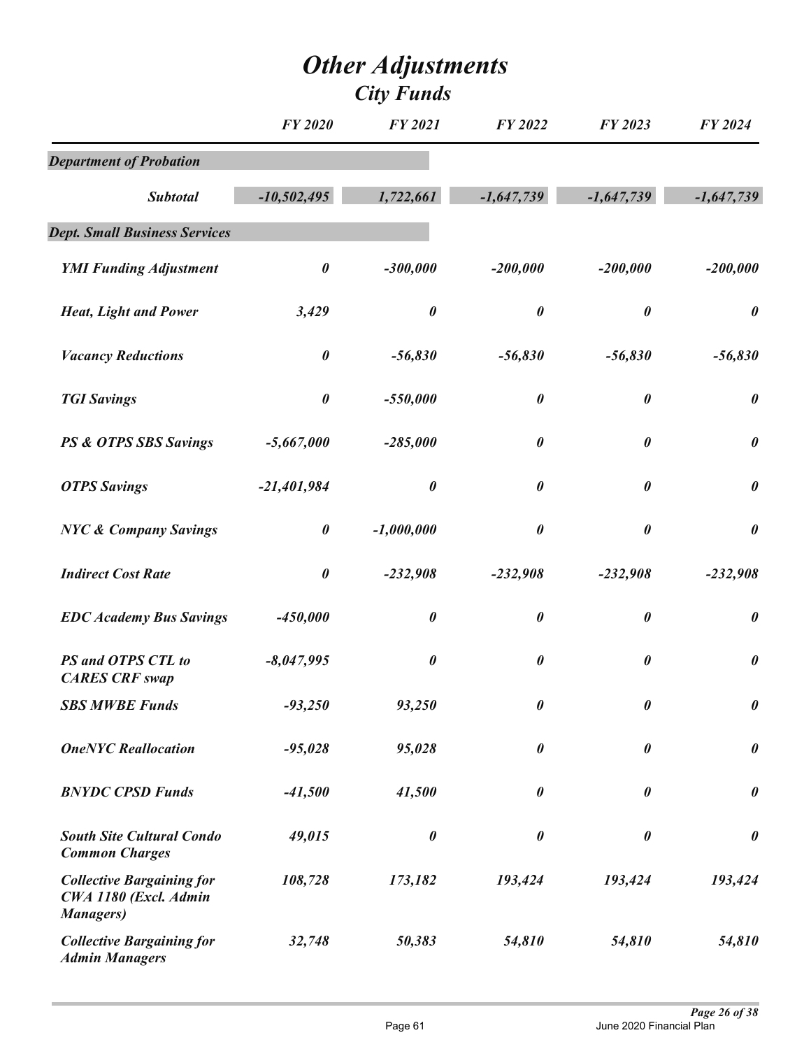# Other Adjustments

## City Funds

| | FY 2020 | FY 2021 | FY 2022 | FY 2023 | FY 2024 |
|---|---|---|---|---|---|
| ***Department of Probation*** | | | | | |
| ***Subtotal*** | ***-10,502,495*** | ***1,722,661*** | ***-1,647,739*** | ***-1,647,739*** | ***-1,647,739*** |
| ***Dept. Small Business Services*** | | | | | |
| ***YMI Funding Adjustment*** | ***0*** | ***-300,000*** | ***-200,000*** | ***-200,000*** | ***-200,000*** |
| ***Heat, Light and Power*** | ***3,429*** | ***0*** | ***0*** | ***0*** | ***0*** |
| ***Vacancy Reductions*** | ***0*** | ***-56,830*** | ***-56,830*** | ***-56,830*** | ***-56,830*** |
| ***TGI Savings*** | ***0*** | ***-550,000*** | ***0*** | ***0*** | ***0*** |
| ***PS & OTPS SBS Savings*** | ***-5,667,000*** | ***-285,000*** | ***0*** | ***0*** | ***0*** |
| ***OTPS Savings*** | ***-21,401,984*** | ***0*** | ***0*** | ***0*** | ***0*** |
| ***NYC & Company Savings*** | ***0*** | ***-1,000,000*** | ***0*** | ***0*** | ***0*** |
| ***Indirect Cost Rate*** | ***0*** | ***-232,908*** | ***-232,908*** | ***-232,908*** | ***-232,908*** |
| ***EDC Academy Bus Savings*** | ***-450,000*** | ***0*** | ***0*** | ***0*** | ***0*** |
| ***PS and OTPS CTL to CARES CRF swap*** | ***-8,047,995*** | ***0*** | ***0*** | ***0*** | ***0*** |
| ***SBS MWBE Funds*** | ***-93,250*** | ***93,250*** | ***0*** | ***0*** | ***0*** |
| ***OneNYC Reallocation*** | ***-95,028*** | ***95,028*** | ***0*** | ***0*** | ***0*** |
| ***BNYDC CPSD Funds*** | ***-41,500*** | ***41,500*** | ***0*** | ***0*** | ***0*** |
| ***South Site Cultural Condo Common Charges*** | ***49,015*** | ***0*** | ***0*** | ***0*** | ***0*** |
| ***Collective Bargaining for CWA 1180 (Excl. Admin Managers)*** | ***108,728*** | ***173,182*** | ***193,424*** | ***193,424*** | ***193,424*** |
| ***Collective Bargaining for Admin Managers*** | ***32,748*** | ***50,383*** | ***54,810*** | ***54,810*** | ***54,810*** |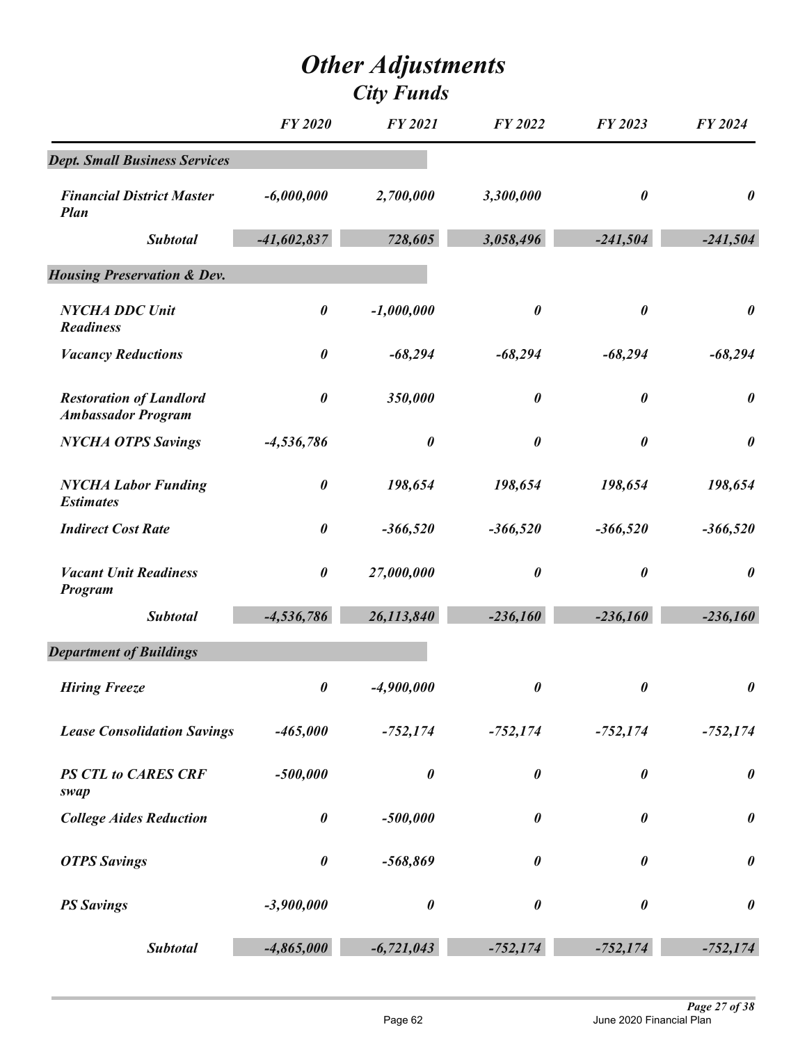# Other Adjustments
## City Funds

| | FY 2020 | FY 2021 | FY 2022 | FY 2023 | FY 2024 |
|---|---|---|---|---|---|
| ***Dept. Small Business Services*** | | | | | |
| *Financial District Master Plan* | -6,000,000 | 2,700,000 | 3,300,000 | 0 | 0 |
| ***Subtotal*** | -41,602,837 | 728,605 | 3,058,496 | -241,504 | -241,504 |
| ***Housing Preservation & Dev.*** | | | | | |
| *NYCHA DDC Unit Readiness* | 0 | -1,000,000 | 0 | 0 | 0 |
| *Vacancy Reductions* | 0 | -68,294 | -68,294 | -68,294 | -68,294 |
| *Restoration of Landlord Ambassador Program* | 0 | 350,000 | 0 | 0 | 0 |
| *NYCHA OTPS Savings* | -4,536,786 | 0 | 0 | 0 | 0 |
| *NYCHA Labor Funding Estimates* | 0 | 198,654 | 198,654 | 198,654 | 198,654 |
| *Indirect Cost Rate* | 0 | -366,520 | -366,520 | -366,520 | -366,520 |
| *Vacant Unit Readiness Program* | 0 | 27,000,000 | 0 | 0 | 0 |
| ***Subtotal*** | -4,536,786 | 26,113,840 | -236,160 | -236,160 | -236,160 |
| ***Department of Buildings*** | | | | | |
| *Hiring Freeze* | 0 | -4,900,000 | 0 | 0 | 0 |
| *Lease Consolidation Savings* | -465,000 | -752,174 | -752,174 | -752,174 | -752,174 |
| *PS CTL to CARES CRF swap* | -500,000 | 0 | 0 | 0 | 0 |
| *College Aides Reduction* | 0 | -500,000 | 0 | 0 | 0 |
| *OTPS Savings* | 0 | -568,869 | 0 | 0 | 0 |
| *PS Savings* | -3,900,000 | 0 | 0 | 0 | 0 |
| ***Subtotal*** | -4,865,000 | -6,721,043 | -752,174 | -752,174 | -752,174 |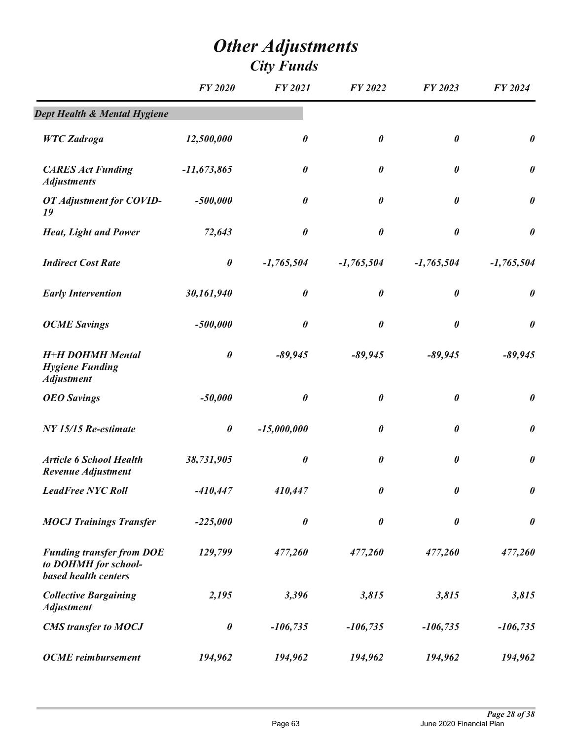# Other Adjustments

## City Funds

| | FY 2020 | FY 2021 | FY 2022 | FY 2023 | FY 2024 |
|---|---|---|---|---|---|
| ***Dept Health & Mental Hygiene*** | | | | | |
| ***WTC Zadroga*** | ***12,500,000*** | ***0*** | ***0*** | ***0*** | ***0*** |
| ***CARES Act Funding Adjustments*** | ***-11,673,865*** | ***0*** | ***0*** | ***0*** | ***0*** |
| ***OT Adjustment for COVID-19*** | ***-500,000*** | ***0*** | ***0*** | ***0*** | ***0*** |
| ***Heat, Light and Power*** | ***72,643*** | ***0*** | ***0*** | ***0*** | ***0*** |
| ***Indirect Cost Rate*** | ***0*** | ***-1,765,504*** | ***-1,765,504*** | ***-1,765,504*** | ***-1,765,504*** |
| ***Early Intervention*** | ***30,161,940*** | ***0*** | ***0*** | ***0*** | ***0*** |
| ***OCME Savings*** | ***-500,000*** | ***0*** | ***0*** | ***0*** | ***0*** |
| ***H+H DOHMH Mental Hygiene Funding Adjustment*** | ***0*** | ***-89,945*** | ***-89,945*** | ***-89,945*** | ***-89,945*** |
| ***OEO Savings*** | ***-50,000*** | ***0*** | ***0*** | ***0*** | ***0*** |
| ***NY 15/15 Re-estimate*** | ***0*** | ***-15,000,000*** | ***0*** | ***0*** | ***0*** |
| ***Article 6 School Health Revenue Adjustment*** | ***38,731,905*** | ***0*** | ***0*** | ***0*** | ***0*** |
| ***LeadFree NYC Roll*** | ***-410,447*** | ***410,447*** | ***0*** | ***0*** | ***0*** |
| ***MOCJ Trainings Transfer*** | ***-225,000*** | ***0*** | ***0*** | ***0*** | ***0*** |
| ***Funding transfer from DOE to DOHMH for school-based health centers*** | ***129,799*** | ***477,260*** | ***477,260*** | ***477,260*** | ***477,260*** |
| ***Collective Bargaining Adjustment*** | ***2,195*** | ***3,396*** | ***3,815*** | ***3,815*** | ***3,815*** |
| ***CMS transfer to MOCJ*** | ***0*** | ***-106,735*** | ***-106,735*** | ***-106,735*** | ***-106,735*** |
| ***OCME reimbursement*** | ***194,962*** | ***194,962*** | ***194,962*** | ***194,962*** | ***194,962*** |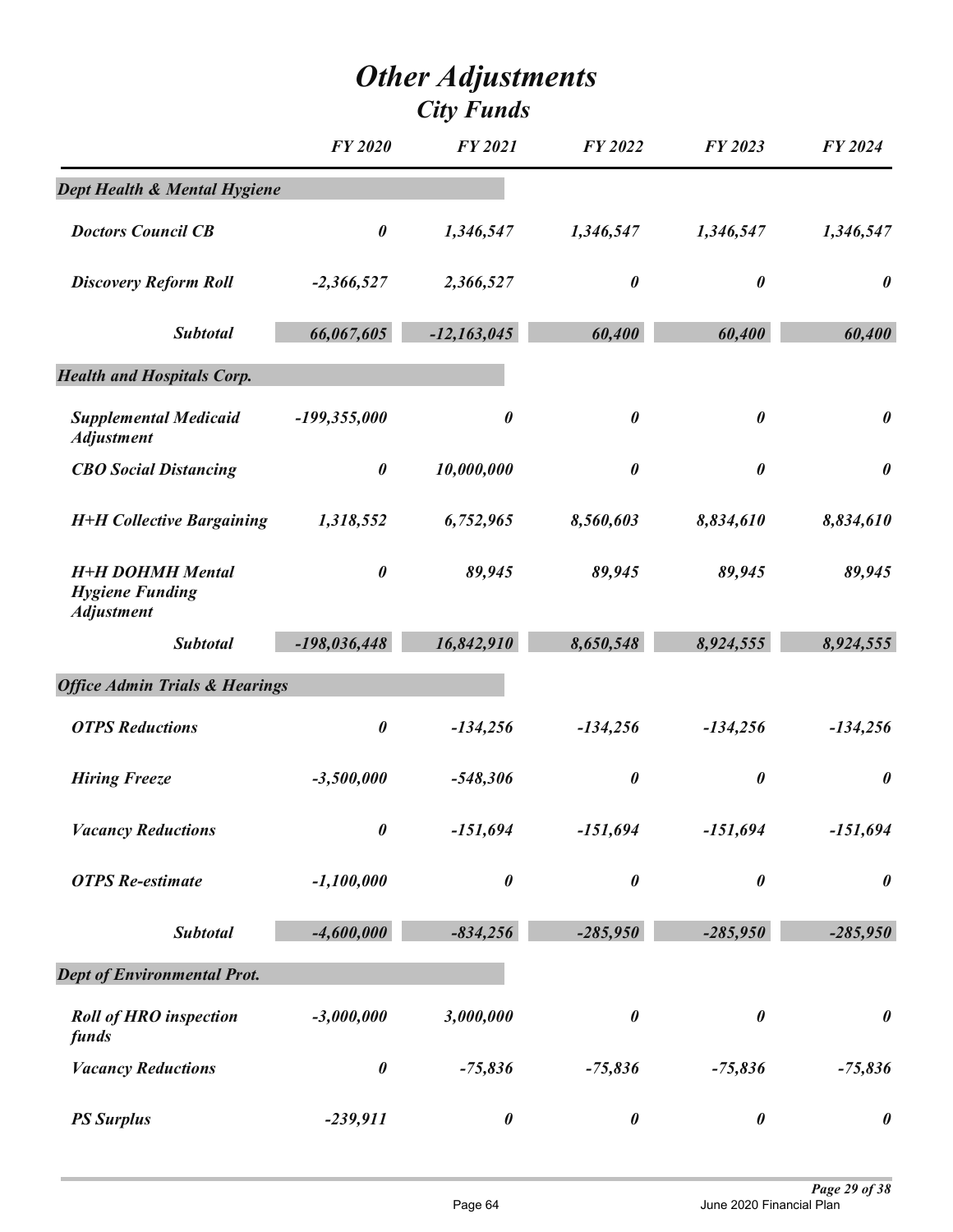# Other Adjustments
## City Funds

| | FY 2020 | FY 2021 | FY 2022 | FY 2023 | FY 2024 |
|---|---|---|---|---|---|
| **Dept Health & Mental Hygiene** | | | | | |
| Doctors Council CB | 0 | 1,346,547 | 1,346,547 | 1,346,547 | 1,346,547 |
| Discovery Reform Roll | -2,366,527 | 2,366,527 | 0 | 0 | 0 |
| Subtotal | 66,067,605 | -12,163,045 | 60,400 | 60,400 | 60,400 |
| **Health and Hospitals Corp.** | | | | | |
| Supplemental Medicaid Adjustment | -199,355,000 | 0 | 0 | 0 | 0 |
| CBO Social Distancing | 0 | 10,000,000 | 0 | 0 | 0 |
| H+H Collective Bargaining | 1,318,552 | 6,752,965 | 8,560,603 | 8,834,610 | 8,834,610 |
| H+H DOHMH Mental Hygiene Funding Adjustment | 0 | 89,945 | 89,945 | 89,945 | 89,945 |
| Subtotal | -198,036,448 | 16,842,910 | 8,650,548 | 8,924,555 | 8,924,555 |
| **Office Admin Trials & Hearings** | | | | | |
| OTPS Reductions | 0 | -134,256 | -134,256 | -134,256 | -134,256 |
| Hiring Freeze | -3,500,000 | -548,306 | 0 | 0 | 0 |
| Vacancy Reductions | 0 | -151,694 | -151,694 | -151,694 | -151,694 |
| OTPS Re-estimate | -1,100,000 | 0 | 0 | 0 | 0 |
| Subtotal | -4,600,000 | -834,256 | -285,950 | -285,950 | -285,950 |
| **Dept of Environmental Prot.** | | | | | |
| Roll of HRO inspection funds | -3,000,000 | 3,000,000 | 0 | 0 | 0 |
| Vacancy Reductions | 0 | -75,836 | -75,836 | -75,836 | -75,836 |
| PS Surplus | -239,911 | 0 | 0 | 0 | 0 |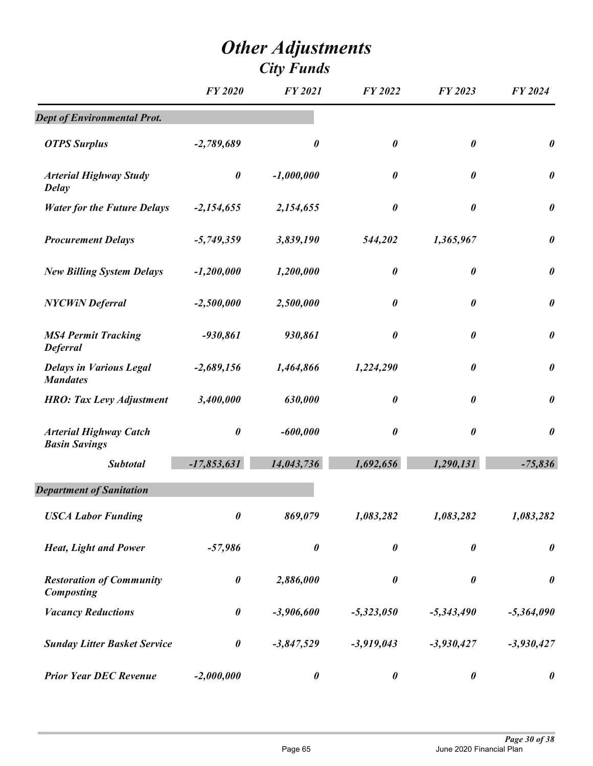# *Other Adjustments*

## *City Funds*

| | FY 2020 | FY 2021 | FY 2022 | FY 2023 | FY 2024 |
|---|---|---|---|---|---|
| ***Dept of Environmental Prot.*** | | | | | |
| ***OTPS Surplus*** | ***-2,789,689*** | ***0*** | ***0*** | ***0*** | ***0*** |
| ***Arterial Highway Study Delay*** | ***0*** | ***-1,000,000*** | ***0*** | ***0*** | ***0*** |
| ***Water for the Future Delays*** | ***-2,154,655*** | ***2,154,655*** | ***0*** | ***0*** | ***0*** |
| ***Procurement Delays*** | ***-5,749,359*** | ***3,839,190*** | ***544,202*** | ***1,365,967*** | ***0*** |
| ***New Billing System Delays*** | ***-1,200,000*** | ***1,200,000*** | ***0*** | ***0*** | ***0*** |
| ***NYCWiN Deferral*** | ***-2,500,000*** | ***2,500,000*** | ***0*** | ***0*** | ***0*** |
| ***MS4 Permit Tracking Deferral*** | ***-930,861*** | ***930,861*** | ***0*** | ***0*** | ***0*** |
| ***Delays in Various Legal Mandates*** | ***-2,689,156*** | ***1,464,866*** | ***1,224,290*** | ***0*** | ***0*** |
| ***HRO: Tax Levy Adjustment*** | ***3,400,000*** | ***630,000*** | ***0*** | ***0*** | ***0*** |
| ***Arterial Highway Catch Basin Savings*** | ***0*** | ***-600,000*** | ***0*** | ***0*** | ***0*** |
| ***Subtotal*** | ***-17,853,631*** | ***14,043,736*** | ***1,692,656*** | ***1,290,131*** | ***-75,836*** |
| ***Department of Sanitation*** | | | | | |
| ***USCA Labor Funding*** | ***0*** | ***869,079*** | ***1,083,282*** | ***1,083,282*** | ***1,083,282*** |
| ***Heat, Light and Power*** | ***-57,986*** | ***0*** | ***0*** | ***0*** | ***0*** |
| ***Restoration of Community Composting*** | ***0*** | ***2,886,000*** | ***0*** | ***0*** | ***0*** |
| ***Vacancy Reductions*** | ***0*** | ***-3,906,600*** | ***-5,323,050*** | ***-5,343,490*** | ***-5,364,090*** |
| ***Sunday Litter Basket Service*** | ***0*** | ***-3,847,529*** | ***-3,919,043*** | ***-3,930,427*** | ***-3,930,427*** |
| ***Prior Year DEC Revenue*** | ***-2,000,000*** | ***0*** | ***0*** | ***0*** | ***0*** |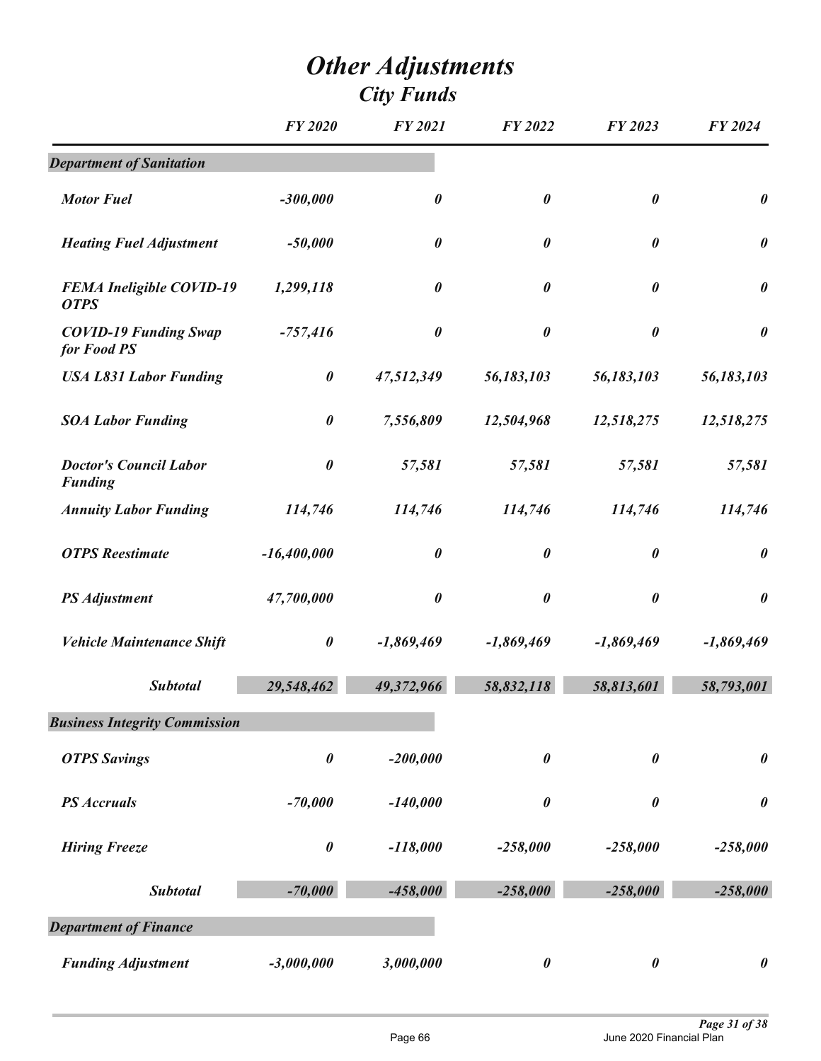# Other Adjustments

## City Funds

| | FY 2020 | FY 2021 | FY 2022 | FY 2023 | FY 2024 |
|---|---|---|---|---|---|
| **Department of Sanitation** | | | | | |
| Motor Fuel | -300,000 | 0 | 0 | 0 | 0 |
| Heating Fuel Adjustment | -50,000 | 0 | 0 | 0 | 0 |
| FEMA Ineligible COVID-19 OTPS | 1,299,118 | 0 | 0 | 0 | 0 |
| COVID-19 Funding Swap for Food PS | -757,416 | 0 | 0 | 0 | 0 |
| USA L831 Labor Funding | 0 | 47,512,349 | 56,183,103 | 56,183,103 | 56,183,103 |
| SOA Labor Funding | 0 | 7,556,809 | 12,504,968 | 12,518,275 | 12,518,275 |
| Doctor's Council Labor Funding | 0 | 57,581 | 57,581 | 57,581 | 57,581 |
| Annuity Labor Funding | 114,746 | 114,746 | 114,746 | 114,746 | 114,746 |
| OTPS Reestimate | -16,400,000 | 0 | 0 | 0 | 0 |
| PS Adjustment | 47,700,000 | 0 | 0 | 0 | 0 |
| Vehicle Maintenance Shift | 0 | -1,869,469 | -1,869,469 | -1,869,469 | -1,869,469 |
| **Subtotal** | 29,548,462 | 49,372,966 | 58,832,118 | 58,813,601 | 58,793,001 |
| **Business Integrity Commission** | | | | | |
| OTPS Savings | 0 | -200,000 | 0 | 0 | 0 |
| PS Accruals | -70,000 | -140,000 | 0 | 0 | 0 |
| Hiring Freeze | 0 | -118,000 | -258,000 | -258,000 | -258,000 |
| **Subtotal** | -70,000 | -458,000 | -258,000 | -258,000 | -258,000 |
| **Department of Finance** | | | | | |
| Funding Adjustment | -3,000,000 | 3,000,000 | 0 | 0 | 0 |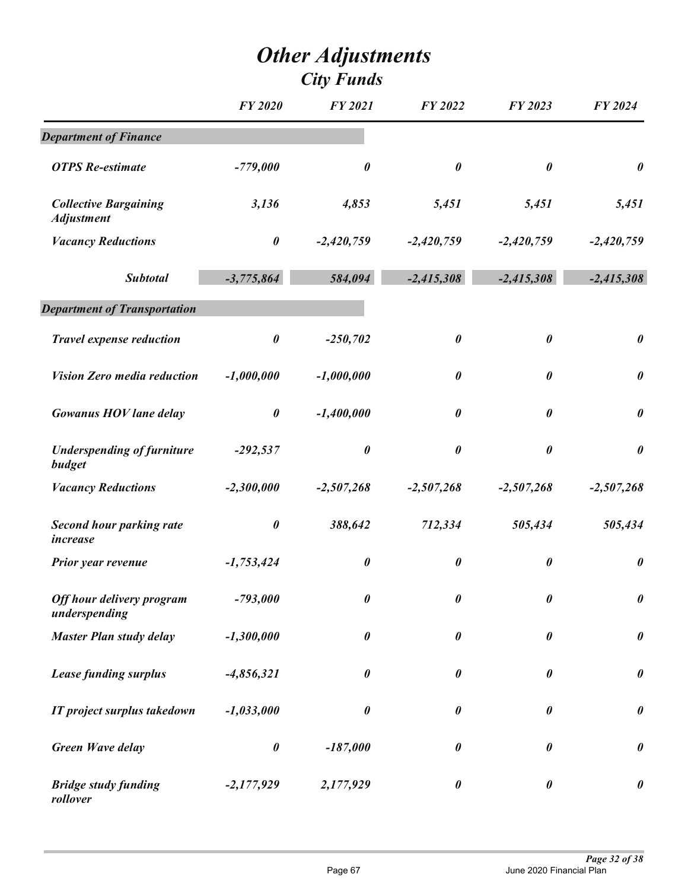# *Other Adjustments*

## *City Funds*

| | FY 2020 | FY 2021 | FY 2022 | FY 2023 | FY 2024 |
|---|---|---|---|---|---|
| ***Department of Finance*** | | | | | |
| *OTPS Re-estimate* | -779,000 | 0 | 0 | 0 | 0 |
| *Collective Bargaining Adjustment* | 3,136 | 4,853 | 5,451 | 5,451 | 5,451 |
| *Vacancy Reductions* | 0 | -2,420,759 | -2,420,759 | -2,420,759 | -2,420,759 |
| ***Subtotal*** | **-3,775,864** | **584,094** | **-2,415,308** | **-2,415,308** | **-2,415,308** |
| ***Department of Transportation*** | | | | | |
| *Travel expense reduction* | 0 | -250,702 | 0 | 0 | 0 |
| *Vision Zero media reduction* | -1,000,000 | -1,000,000 | 0 | 0 | 0 |
| *Gowanus HOV lane delay* | 0 | -1,400,000 | 0 | 0 | 0 |
| *Underspending of furniture budget* | -292,537 | 0 | 0 | 0 | 0 |
| *Vacancy Reductions* | -2,300,000 | -2,507,268 | -2,507,268 | -2,507,268 | -2,507,268 |
| *Second hour parking rate increase* | 0 | 388,642 | 712,334 | 505,434 | 505,434 |
| *Prior year revenue* | -1,753,424 | 0 | 0 | 0 | 0 |
| *Off hour delivery program underspending* | -793,000 | 0 | 0 | 0 | 0 |
| *Master Plan study delay* | -1,300,000 | 0 | 0 | 0 | 0 |
| *Lease funding surplus* | -4,856,321 | 0 | 0 | 0 | 0 |
| *IT project surplus takedown* | -1,033,000 | 0 | 0 | 0 | 0 |
| *Green Wave delay* | 0 | -187,000 | 0 | 0 | 0 |
| *Bridge study funding rollover* | -2,177,929 | 2,177,929 | 0 | 0 | 0 |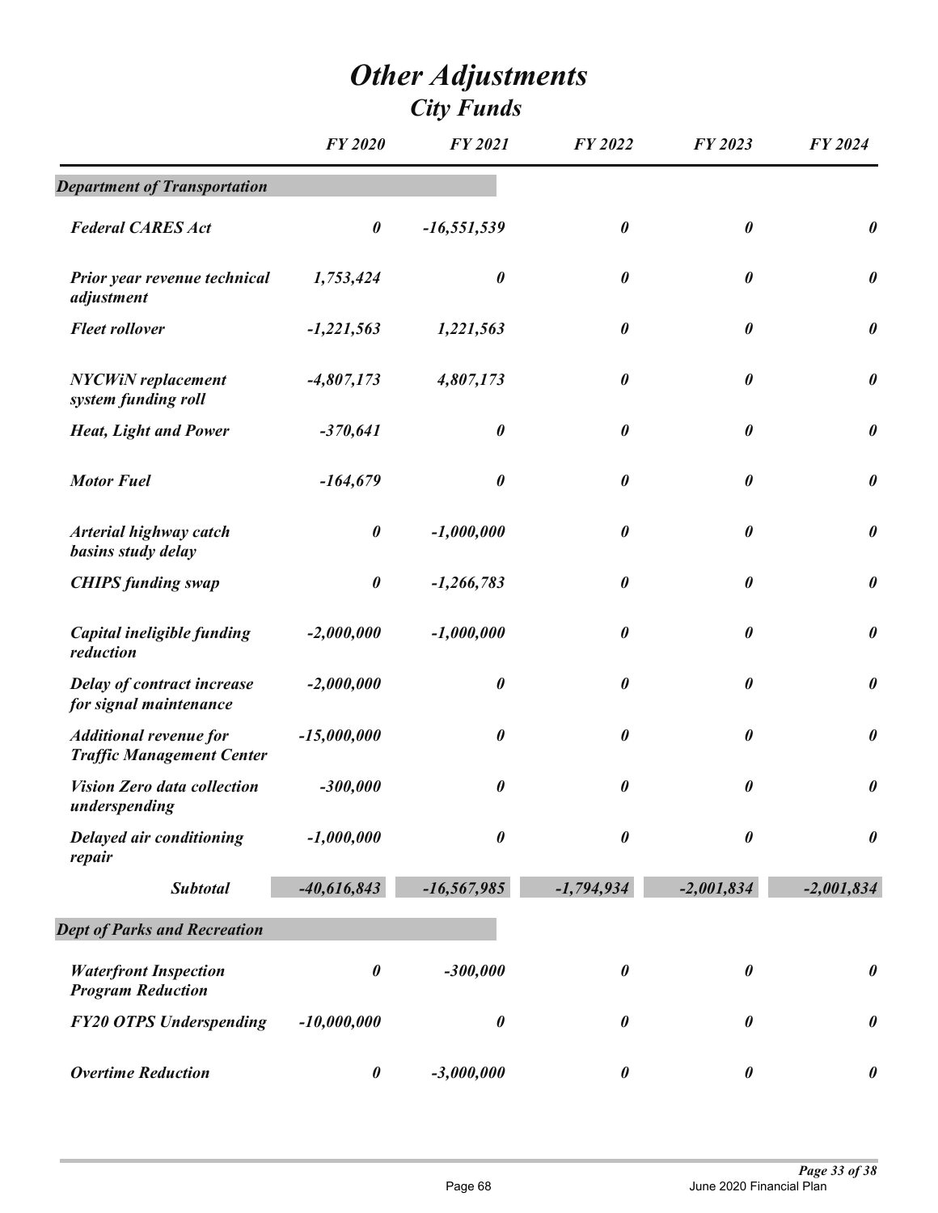# Other Adjustments

## City Funds

| | FY 2020 | FY 2021 | FY 2022 | FY 2023 | FY 2024 |
|---|---|---|---|---|---|
| **Department of Transportation** | | | | | |
| Federal CARES Act | 0 | -16,551,539 | 0 | 0 | 0 |
| Prior year revenue technical adjustment | 1,753,424 | 0 | 0 | 0 | 0 |
| Fleet rollover | -1,221,563 | 1,221,563 | 0 | 0 | 0 |
| NYCWiN replacement system funding roll | -4,807,173 | 4,807,173 | 0 | 0 | 0 |
| Heat, Light and Power | -370,641 | 0 | 0 | 0 | 0 |
| Motor Fuel | -164,679 | 0 | 0 | 0 | 0 |
| Arterial highway catch basins study delay | 0 | -1,000,000 | 0 | 0 | 0 |
| CHIPS funding swap | 0 | -1,266,783 | 0 | 0 | 0 |
| Capital ineligible funding reduction | -2,000,000 | -1,000,000 | 0 | 0 | 0 |
| Delay of contract increase for signal maintenance | -2,000,000 | 0 | 0 | 0 | 0 |
| Additional revenue for Traffic Management Center | -15,000,000 | 0 | 0 | 0 | 0 |
| Vision Zero data collection underspending | -300,000 | 0 | 0 | 0 | 0 |
| Delayed air conditioning repair | -1,000,000 | 0 | 0 | 0 | 0 |
| **Subtotal** | -40,616,843 | -16,567,985 | -1,794,934 | -2,001,834 | -2,001,834 |
| **Dept of Parks and Recreation** | | | | | |
| Waterfront Inspection Program Reduction | 0 | -300,000 | 0 | 0 | 0 |
| FY20 OTPS Underspending | -10,000,000 | 0 | 0 | 0 | 0 |
| Overtime Reduction | 0 | -3,000,000 | 0 | 0 | 0 |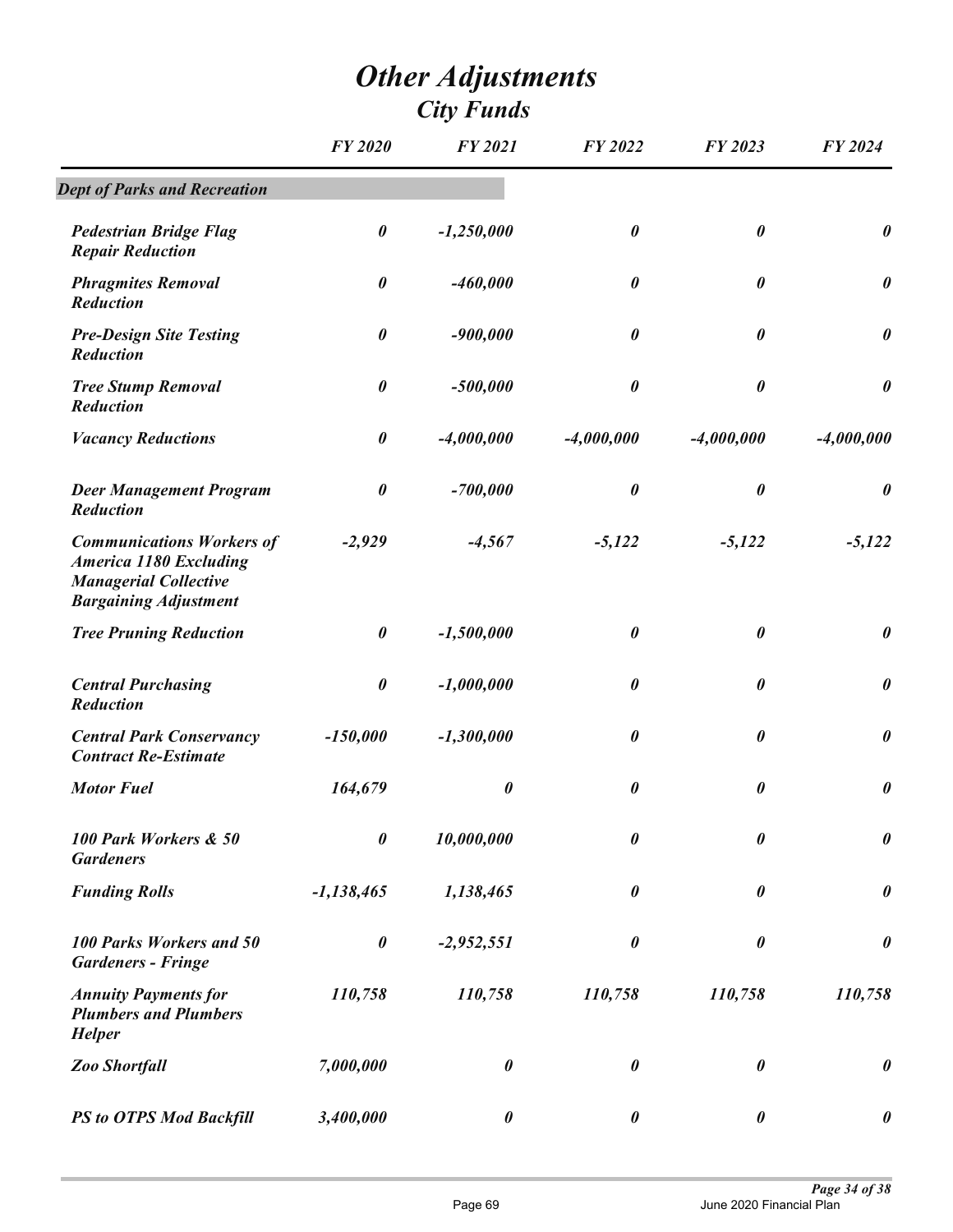# *Other Adjustments*
## *City Funds*

| | FY 2020 | FY 2021 | FY 2022 | FY 2023 | FY 2024 |
|---|---|---|---|---|---|
| ***Dept of Parks and Recreation*** | | | | | |
| ***Pedestrian Bridge Flag Repair Reduction*** | *0* | *-1,250,000* | *0* | *0* | *0* |
| ***Phragmites Removal Reduction*** | *0* | *-460,000* | *0* | *0* | *0* |
| ***Pre-Design Site Testing Reduction*** | *0* | *-900,000* | *0* | *0* | *0* |
| ***Tree Stump Removal Reduction*** | *0* | *-500,000* | *0* | *0* | *0* |
| ***Vacancy Reductions*** | *0* | *-4,000,000* | *-4,000,000* | *-4,000,000* | *-4,000,000* |
| ***Deer Management Program Reduction*** | *0* | *-700,000* | *0* | *0* | *0* |
| ***Communications Workers of America 1180 Excluding Managerial Collective Bargaining Adjustment*** | *-2,929* | *-4,567* | *-5,122* | *-5,122* | *-5,122* |
| ***Tree Pruning Reduction*** | *0* | *-1,500,000* | *0* | *0* | *0* |
| ***Central Purchasing Reduction*** | *0* | *-1,000,000* | *0* | *0* | *0* |
| ***Central Park Conservancy Contract Re-Estimate*** | *-150,000* | *-1,300,000* | *0* | *0* | *0* |
| ***Motor Fuel*** | *164,679* | *0* | *0* | *0* | *0* |
| ***100 Park Workers & 50 Gardeners*** | *0* | *10,000,000* | *0* | *0* | *0* |
| ***Funding Rolls*** | *-1,138,465* | *1,138,465* | *0* | *0* | *0* |
| ***100 Parks Workers and 50 Gardeners - Fringe*** | *0* | *-2,952,551* | *0* | *0* | *0* |
| ***Annuity Payments for Plumbers and Plumbers Helper*** | *110,758* | *110,758* | *110,758* | *110,758* | *110,758* |
| ***Zoo Shortfall*** | *7,000,000* | *0* | *0* | *0* | *0* |
| ***PS to OTPS Mod Backfill*** | *3,400,000* | *0* | *0* | *0* | *0* |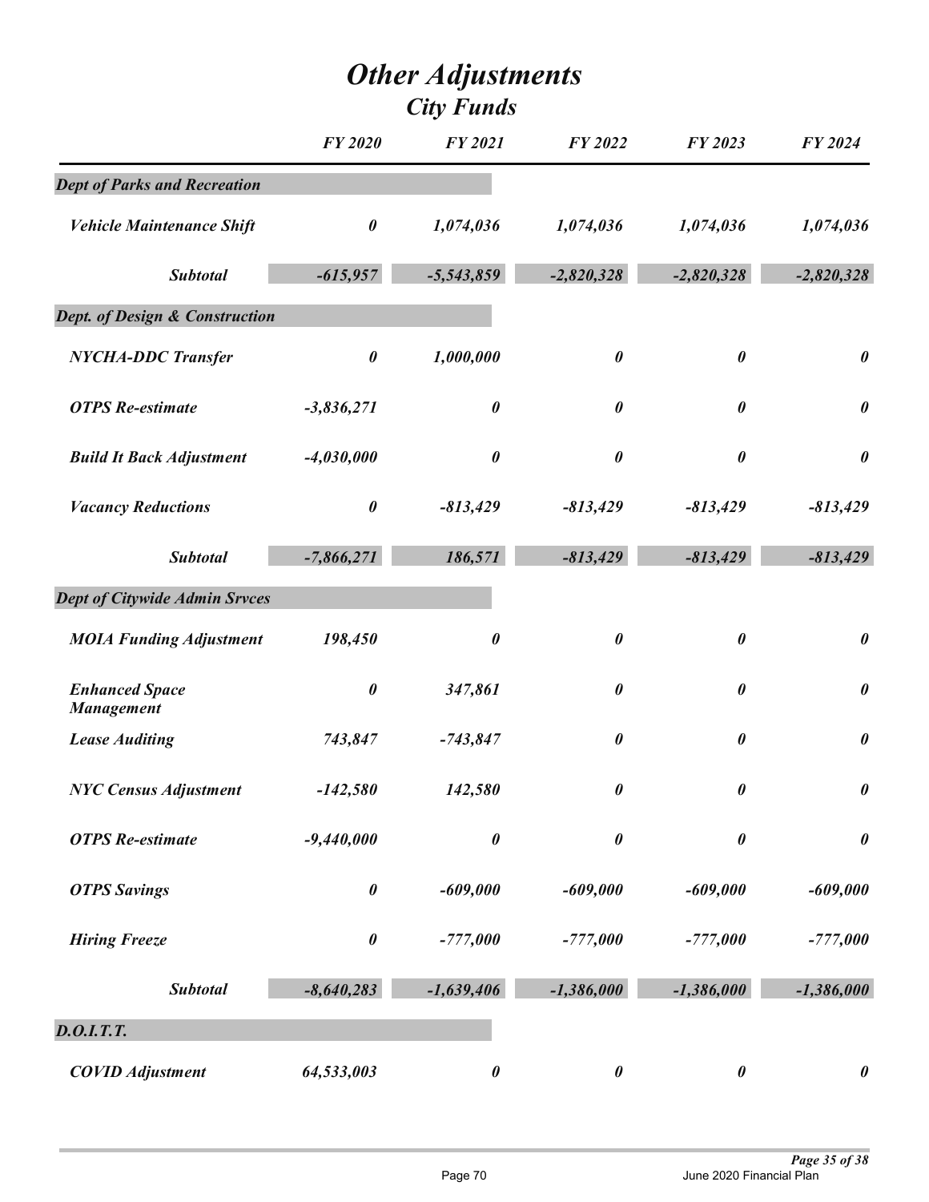# *Other Adjustments*
## *City Funds*

| | FY 2020 | FY 2021 | FY 2022 | FY 2023 | FY 2024 |
|---|---|---|---|---|---|
| ***Dept of Parks and Recreation*** | | | | | |
| *Vehicle Maintenance Shift* | *0* | *1,074,036* | *1,074,036* | *1,074,036* | *1,074,036* |
| ***Subtotal*** | ***-615,957*** | ***-5,543,859*** | ***-2,820,328*** | ***-2,820,328*** | ***-2,820,328*** |
| ***Dept. of Design & Construction*** | | | | | |
| *NYCHA-DDC Transfer* | *0* | *1,000,000* | *0* | *0* | *0* |
| *OTPS Re-estimate* | *-3,836,271* | *0* | *0* | *0* | *0* |
| *Build It Back Adjustment* | *-4,030,000* | *0* | *0* | *0* | *0* |
| *Vacancy Reductions* | *0* | *-813,429* | *-813,429* | *-813,429* | *-813,429* |
| ***Subtotal*** | ***-7,866,271*** | ***186,571*** | ***-813,429*** | ***-813,429*** | ***-813,429*** |
| ***Dept of Citywide Admin Srvces*** | | | | | |
| *MOIA Funding Adjustment* | *198,450* | *0* | *0* | *0* | *0* |
| *Enhanced Space Management* | *0* | *347,861* | *0* | *0* | *0* |
| *Lease Auditing* | *743,847* | *-743,847* | *0* | *0* | *0* |
| *NYC Census Adjustment* | *-142,580* | *142,580* | *0* | *0* | *0* |
| *OTPS Re-estimate* | *-9,440,000* | *0* | *0* | *0* | *0* |
| *OTPS Savings* | *0* | *-609,000* | *-609,000* | *-609,000* | *-609,000* |
| *Hiring Freeze* | *0* | *-777,000* | *-777,000* | *-777,000* | *-777,000* |
| ***Subtotal*** | ***-8,640,283*** | ***-1,639,406*** | ***-1,386,000*** | ***-1,386,000*** | ***-1,386,000*** |
| ***D.O.I.T.T.*** | | | | | |
| *COVID Adjustment* | *64,533,003* | *0* | *0* | *0* | *0* |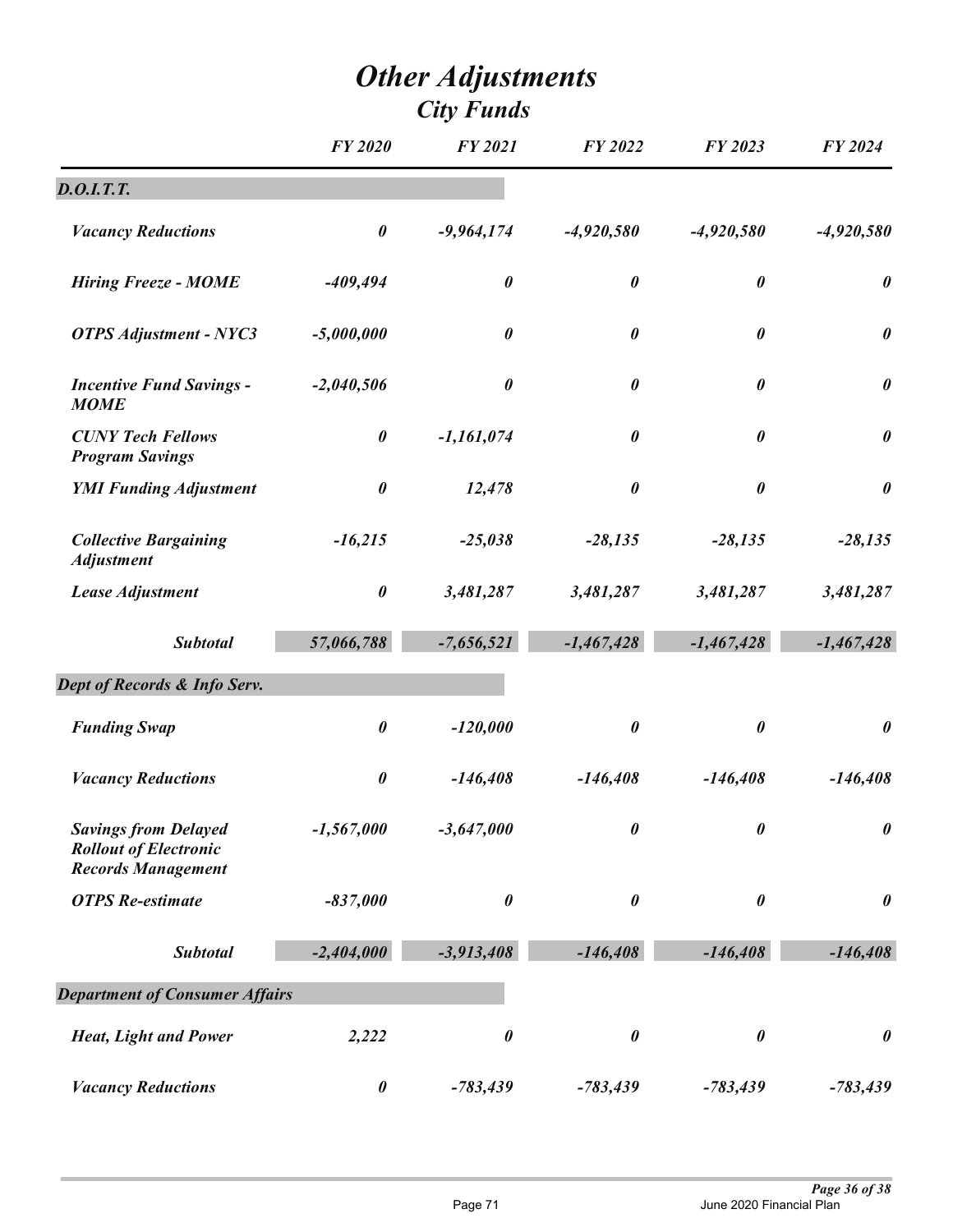# *Other Adjustments*

## *City Funds*

| | *FY 2020* | *FY 2021* | *FY 2022* | *FY 2023* | *FY 2024* |
|---|---|---|---|---|---|
| ***D.O.I.T.T.*** | | | | | |
| ***Vacancy Reductions*** | ***0*** | ***-9,964,174*** | ***-4,920,580*** | ***-4,920,580*** | ***-4,920,580*** |
| ***Hiring Freeze - MOME*** | ***-409,494*** | ***0*** | ***0*** | ***0*** | ***0*** |
| ***OTPS Adjustment - NYC3*** | ***-5,000,000*** | ***0*** | ***0*** | ***0*** | ***0*** |
| ***Incentive Fund Savings - MOME*** | ***-2,040,506*** | ***0*** | ***0*** | ***0*** | ***0*** |
| ***CUNY Tech Fellows Program Savings*** | ***0*** | ***-1,161,074*** | ***0*** | ***0*** | ***0*** |
| ***YMI Funding Adjustment*** | ***0*** | ***12,478*** | ***0*** | ***0*** | ***0*** |
| ***Collective Bargaining Adjustment*** | ***-16,215*** | ***-25,038*** | ***-28,135*** | ***-28,135*** | ***-28,135*** |
| ***Lease Adjustment*** | ***0*** | ***3,481,287*** | ***3,481,287*** | ***3,481,287*** | ***3,481,287*** |
| ***Subtotal*** | ***57,066,788*** | ***-7,656,521*** | ***-1,467,428*** | ***-1,467,428*** | ***-1,467,428*** |
| ***Dept of Records & Info Serv.*** | | | | | |
| ***Funding Swap*** | ***0*** | ***-120,000*** | ***0*** | ***0*** | ***0*** |
| ***Vacancy Reductions*** | ***0*** | ***-146,408*** | ***-146,408*** | ***-146,408*** | ***-146,408*** |
| ***Savings from Delayed Rollout of Electronic Records Management*** | ***-1,567,000*** | ***-3,647,000*** | ***0*** | ***0*** | ***0*** |
| ***OTPS Re-estimate*** | ***-837,000*** | ***0*** | ***0*** | ***0*** | ***0*** |
| ***Subtotal*** | ***-2,404,000*** | ***-3,913,408*** | ***-146,408*** | ***-146,408*** | ***-146,408*** |
| ***Department of Consumer Affairs*** | | | | | |
| ***Heat, Light and Power*** | ***2,222*** | ***0*** | ***0*** | ***0*** | ***0*** |
| ***Vacancy Reductions*** | ***0*** | ***-783,439*** | ***-783,439*** | ***-783,439*** | ***-783,439*** |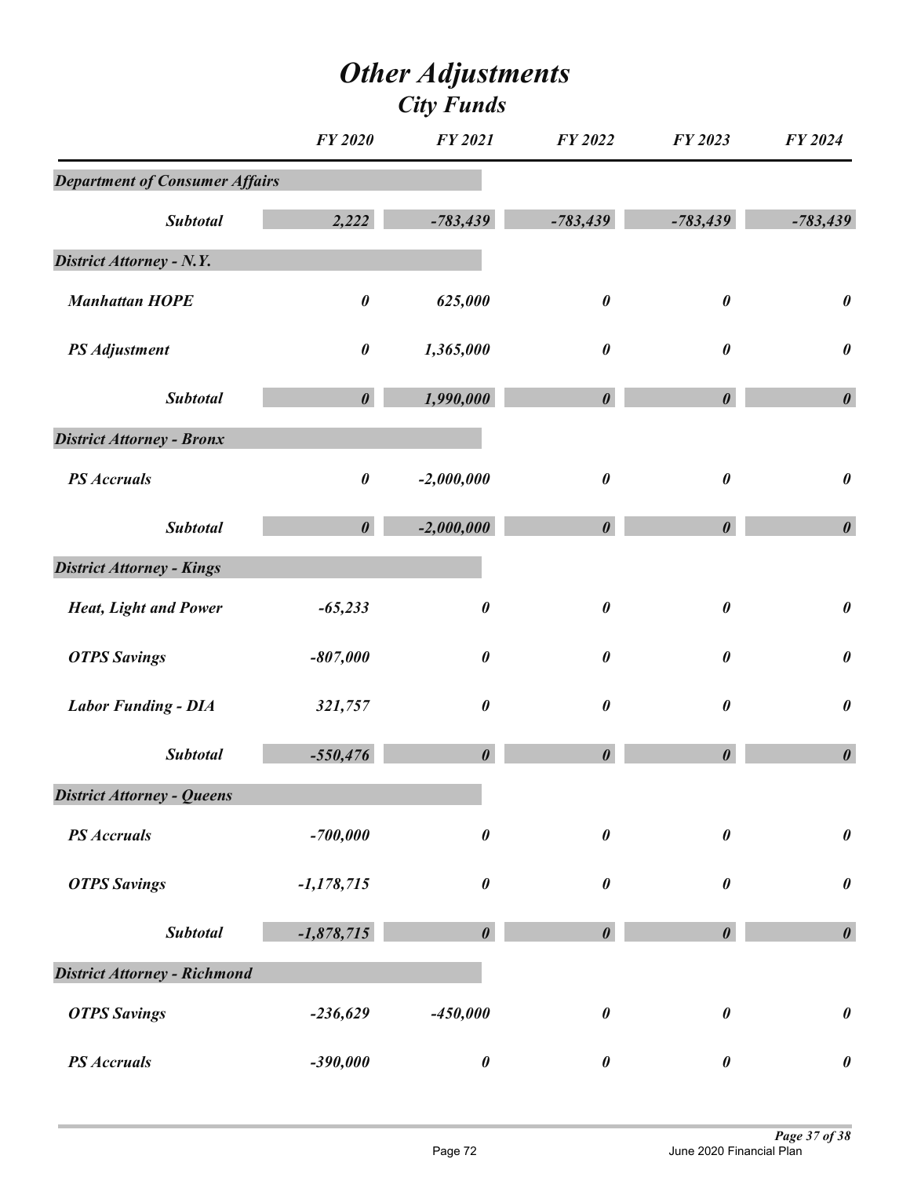# *Other Adjustments*
## *City Funds*

| | FY 2020 | FY 2021 | FY 2022 | FY 2023 | FY 2024 |
|---|---|---|---|---|---|
| ***Department of Consumer Affairs*** | | | | | |
| ***Subtotal*** | ***2,222*** | ***-783,439*** | ***-783,439*** | ***-783,439*** | ***-783,439*** |
| ***District Attorney - N.Y.*** | | | | | |
| ***Manhattan HOPE*** | ***0*** | ***625,000*** | ***0*** | ***0*** | ***0*** |
| ***PS Adjustment*** | ***0*** | ***1,365,000*** | ***0*** | ***0*** | ***0*** |
| ***Subtotal*** | ***0*** | ***1,990,000*** | ***0*** | ***0*** | ***0*** |
| ***District Attorney - Bronx*** | | | | | |
| ***PS Accruals*** | ***0*** | ***-2,000,000*** | ***0*** | ***0*** | ***0*** |
| ***Subtotal*** | ***0*** | ***-2,000,000*** | ***0*** | ***0*** | ***0*** |
| ***District Attorney - Kings*** | | | | | |
| ***Heat, Light and Power*** | ***-65,233*** | ***0*** | ***0*** | ***0*** | ***0*** |
| ***OTPS Savings*** | ***-807,000*** | ***0*** | ***0*** | ***0*** | ***0*** |
| ***Labor Funding - DIA*** | ***321,757*** | ***0*** | ***0*** | ***0*** | ***0*** |
| ***Subtotal*** | ***-550,476*** | ***0*** | ***0*** | ***0*** | ***0*** |
| ***District Attorney - Queens*** | | | | | |
| ***PS Accruals*** | ***-700,000*** | ***0*** | ***0*** | ***0*** | ***0*** |
| ***OTPS Savings*** | ***-1,178,715*** | ***0*** | ***0*** | ***0*** | ***0*** |
| ***Subtotal*** | ***-1,878,715*** | ***0*** | ***0*** | ***0*** | ***0*** |
| ***District Attorney - Richmond*** | | | | | |
| ***OTPS Savings*** | ***-236,629*** | ***-450,000*** | ***0*** | ***0*** | ***0*** |
| ***PS Accruals*** | ***-390,000*** | ***0*** | ***0*** | ***0*** | ***0*** |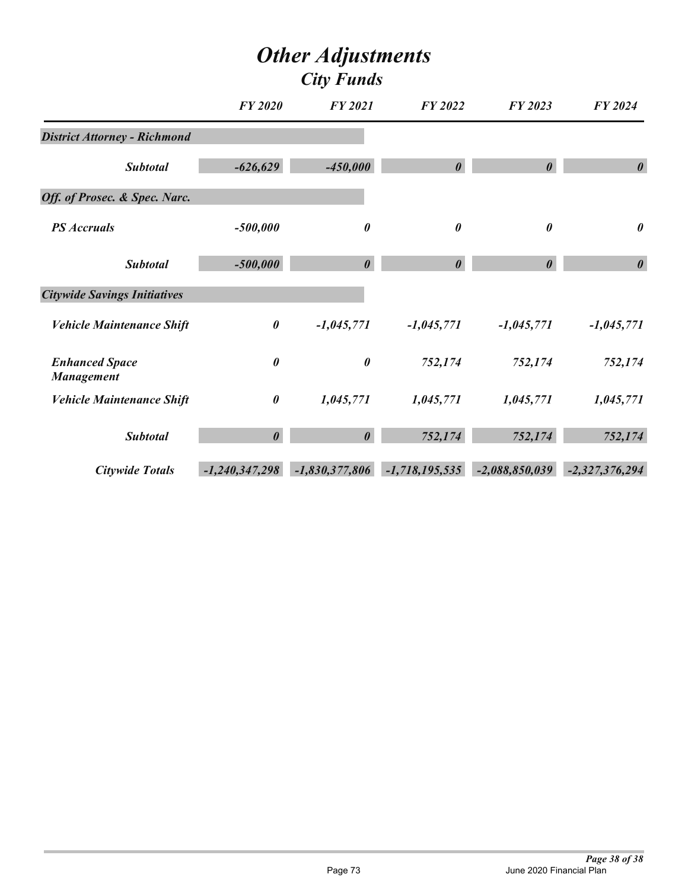# Other Adjustments
## City Funds

| | FY 2020 | FY 2021 | FY 2022 | FY 2023 | FY 2024 |
|---|---|---|---|---|---|
| ***District Attorney - Richmond*** | | | | | |
| ***Subtotal*** | ***-626,629*** | ***-450,000*** | ***0*** | ***0*** | ***0*** |
| ***Off. of Prosec. & Spec. Narc.*** | | | | | |
| ***PS Accruals*** | ***-500,000*** | ***0*** | ***0*** | ***0*** | ***0*** |
| ***Subtotal*** | ***-500,000*** | ***0*** | ***0*** | ***0*** | ***0*** |
| ***Citywide Savings Initiatives*** | | | | | |
| ***Vehicle Maintenance Shift*** | ***0*** | ***-1,045,771*** | ***-1,045,771*** | ***-1,045,771*** | ***-1,045,771*** |
| ***Enhanced Space Management*** | ***0*** | ***0*** | ***752,174*** | ***752,174*** | ***752,174*** |
| ***Vehicle Maintenance Shift*** | ***0*** | ***1,045,771*** | ***1,045,771*** | ***1,045,771*** | ***1,045,771*** |
| ***Subtotal*** | ***0*** | ***0*** | ***752,174*** | ***752,174*** | ***752,174*** |
| ***Citywide Totals*** | ***-1,240,347,298*** | ***-1,830,377,806*** | ***-1,718,195,535*** | ***-2,088,850,039*** | ***-2,327,376,294*** |